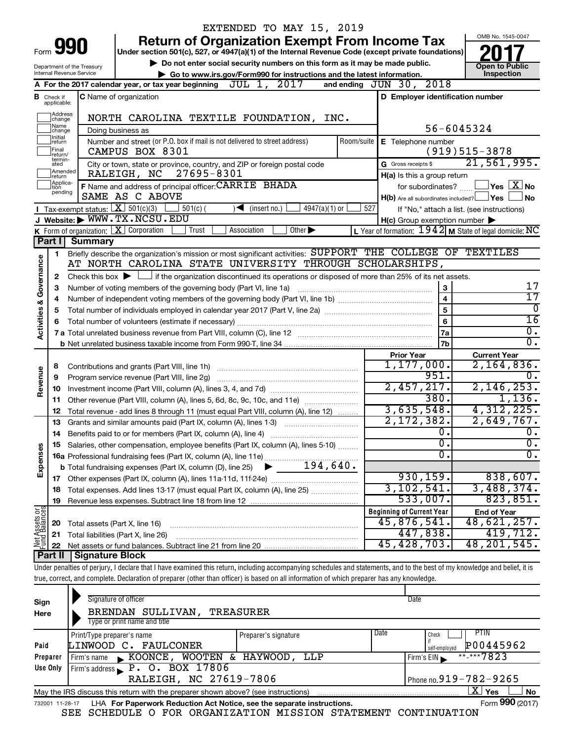EXTENDED TO MAY 15, 2019

# Form 990 — Return of Organization Exempt From Income Tax (2017)

Under section 501(c), 527, or 4947(a)(1) of the Internal Revenue Code (except private foundations)

▶ Do not enter social security numbers on this form as it may be made public.

▶ Go to www.irs.gov/Form990 for instructions and the latest information.

Department of the Treasury, Internal Revenue Service

OMB No. 1545-0047 — Open to Public Inspection

**A** For the 2017 calendar year, or tax year beginning JUL 1, 2017 and ending JUN 30, 2018

**B** Check if applicable: Address change, Name change, Initial return, Final return/terminated, Amended return, Application pending

**C** Name of organization: NORTH CAROLINA TEXTILE FOUNDATION, INC.

Doing business as

Number and street (or P.O. box if mail is not delivered to street address): CAMPUS BOX 8301 — Room/suite

City or town, state or province, country, and ZIP or foreign postal code: RALEIGH, NC 27695-8301

**D** Employer identification number: 56-6045324

**E** Telephone number: (919)515-3878

**G** Gross receipts $ 21,561,995.

**F** Name and address of principal officer: CARRIE BHADA, SAME AS C ABOVE

**H(a)** Is this a group return for subordinates? ☐ Yes ☒ No

**H(b)** Are all subordinates included? ☐ Yes ☐ No — If "No," attach a list. (see instructions)

**H(c)** Group exemption number ▶

**I** Tax-exempt status: ☒ 501(c)(3) ☐ 501(c) ( ) ◀ (insert no.) ☐ 4947(a)(1) or ☐ 527

**J** Website: ▶ WWW.TX.NCSU.EDU

**K** Form of organization: ☒ Corporation ☐ Trust ☐ Association ☐ Other ▶

**L** Year of formation: 1942 **M** State of legal domicile: NC

## Part I Summary

### Activities & Governance

1. Briefly describe the organization's mission or most significant activities: SUPPORT THE COLLEGE OF TEXTILES AT NORTH CAROLINA STATE UNIVERSITY THROUGH SCHOLARSHIPS,
2. Check this box ▶ ☐ if the organization discontinued its operations or disposed of more than 25% of its net assets.

| Line | Description | | Value |
|---|---|---|---|
| 3 | Number of voting members of the governing body (Part VI, line 1a) | 3 | 17 |
| 4 | Number of independent voting members of the governing body (Part VI, line 1b) | 4 | 17 |
| 5 | Total number of individuals employed in calendar year 2017 (Part V, line 2a) | 5 | 0 |
| 6 | Total number of volunteers (estimate if necessary) | 6 | 16 |
| 7a | Total unrelated business revenue from Part VIII, column (C), line 12 | 7a | 0. |
| 7b | Net unrelated business taxable income from Form 990-T, line 34 | 7b | 0. |

### Revenue / Expenses

| Line | Description | Prior Year | Current Year |
|---|---|---|---|
| 8 | Contributions and grants (Part VIII, line 1h) | 1,177,000. | 2,164,836. |
| 9 | Program service revenue (Part VIII, line 2g) | 951. | 0. |
| 10 | Investment income (Part VIII, column (A), lines 3, 4, and 7d) | 2,457,217. | 2,146,253. |
| 11 | Other revenue (Part VIII, column (A), lines 5, 6d, 8c, 9c, 10c, and 11e) | 380. | 1,136. |
| 12 | Total revenue - add lines 8 through 11 (must equal Part VIII, column (A), line 12) | 3,635,548. | 4,312,225. |
| 13 | Grants and similar amounts paid (Part IX, column (A), lines 1-3) | 2,172,382. | 2,649,767. |
| 14 | Benefits paid to or for members (Part IX, column (A), line 4) | 0. | 0. |
| 15 | Salaries, other compensation, employee benefits (Part IX, column (A), lines 5-10) | 0. | 0. |
| 16a | Professional fundraising fees (Part IX, column (A), line 11e) | 0. | 0. |
| b | Total fundraising expenses (Part IX, column (D), line 25) ▶ 194,640. | | |
| 17 | Other expenses (Part IX, column (A), lines 11a-11d, 11f-24e) | 930,159. | 838,607. |
| 18 | Total expenses. Add lines 13-17 (must equal Part IX, column (A), line 25) | 3,102,541. | 3,488,374. |
| 19 | Revenue less expenses. Subtract line 18 from line 12 | 533,007. | 823,851. |

### Net Assets or Fund Balances

| Line | Description | Beginning of Current Year | End of Year |
|---|---|---|---|
| 20 | Total assets (Part X, line 16) | 45,876,541. | 48,621,257. |
| 21 | Total liabilities (Part X, line 26) | 447,838. | 419,712. |
| 22 | Net assets or fund balances. Subtract line 21 from line 20 | 45,428,703. | 48,201,545. |

## Part II Signature Block

Under penalties of perjury, I declare that I have examined this return, including accompanying schedules and statements, and to the best of my knowledge and belief, it is true, correct, and complete. Declaration of preparer (other than officer) is based on all information of which preparer has any knowledge.

**Sign Here** — Signature of officer / Date

BRENDAN SULLIVAN, TREASURER — Type or print name and title

**Paid Preparer Use Only**

| Print/Type preparer's name | Preparer's signature | Date | Check if self-employed | PTIN |
|---|---|---|---|---|
| LINWOOD C. FAULCONER | | | ☐ | P00445962 |

Firm's name ▶ KOONCE, WOOTEN & HAYWOOD, LLP — Firm's EIN ▶ **-***7823

Firm's address ▶ P. O. BOX 17806, RALEIGH, NC 27619-7806 — Phone no. 919-782-9265

May the IRS discuss this return with the preparer shown above? (see instructions) ☒ Yes ☐ No

732001 11-28-17 LHA For Paperwork Reduction Act Notice, see the separate instructions. Form **990** (2017)

SEE SCHEDULE O FOR ORGANIZATION MISSION STATEMENT CONTINUATION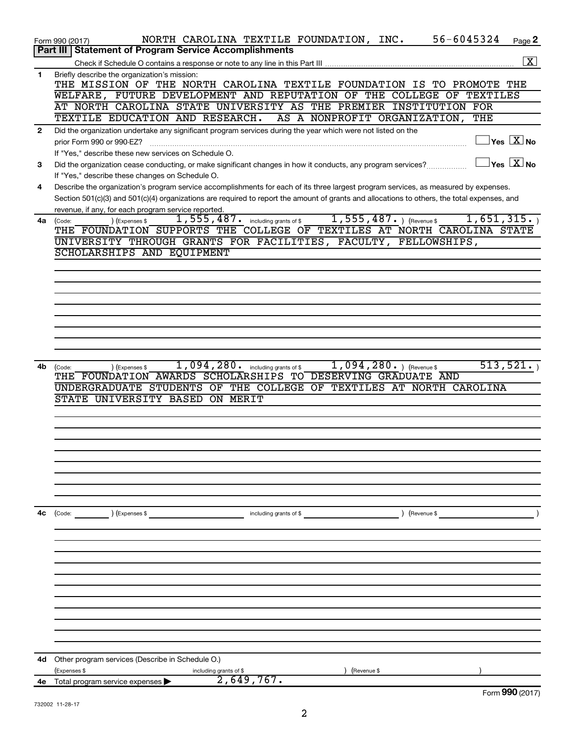Form 990 (2017) NORTH CAROLINA TEXTILE FOUNDATION, INC. 56-6045324 Page **2**

## Part III | Statement of Program Service Accomplishments

Check if Schedule O contains a response or note to any line in this Part III .......... [X]

**1** Briefly describe the organization's mission:

THE MISSION OF THE NORTH CAROLINA TEXTILE FOUNDATION IS TO PROMOTE THE WELFARE, FUTURE DEVELOPMENT AND REPUTATION OF THE COLLEGE OF TEXTILES AT NORTH CAROLINA STATE UNIVERSITY AS THE PREMIER INSTITUTION FOR TEXTILE EDUCATION AND RESEARCH. AS A NONPROFIT ORGANIZATION, THE

**2** Did the organization undertake any significant program services during the year which were not listed on the prior Form 990 or 990-EZ? .......... [ ] Yes [X] No

If "Yes," describe these new services on Schedule O.

**3** Did the organization cease conducting, or make significant changes in how it conducts, any program services? .......... [ ] Yes [X] No

If "Yes," describe these changes on Schedule O.

**4** Describe the organization's program service accomplishments for each of its three largest program services, as measured by expenses. Section 501(c)(3) and 501(c)(4) organizations are required to report the amount of grants and allocations to others, the total expenses, and revenue, if any, for each program service reported.

**4a** (Code: ) (Expenses $ 1,555,487. including grants of $ 1,555,487. ) (Revenue $ 1,651,315. )

THE FOUNDATION SUPPORTS THE COLLEGE OF TEXTILES AT NORTH CAROLINA STATE UNIVERSITY THROUGH GRANTS FOR FACILITIES, FACULTY, FELLOWSHIPS, SCHOLARSHIPS AND EQUIPMENT

**4b** (Code: ) (Expenses $ 1,094,280. including grants of $ 1,094,280. ) (Revenue $ 513,521. )

THE FOUNDATION AWARDS SCHOLARSHIPS TO DESERVING GRADUATE AND UNDERGRADUATE STUDENTS OF THE COLLEGE OF TEXTILES AT NORTH CAROLINA STATE UNIVERSITY BASED ON MERIT

**4c** (Code: ) (Expenses $ including grants of $ ) (Revenue $ )

**4d** Other program services (Describe in Schedule O.)

(Expenses $ including grants of $ ) (Revenue $ )

**4e** Total program service expenses ▶ 2,649,767.

Form **990** (2017)

732002 11-28-17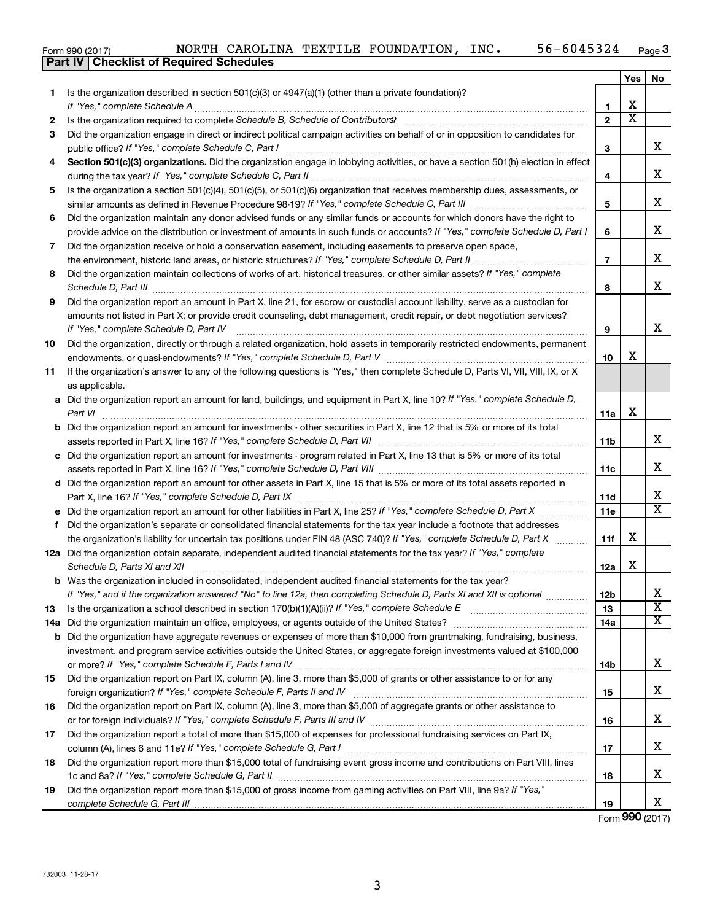Form 990 (2017) NORTH CAROLINA TEXTILE FOUNDATION, INC. 56-6045324 Page 3

**Part IV | Checklist of Required Schedules**

| | | | Yes | No |
|---|---|---|---|---|
| 1 | Is the organization described in section 501(c)(3) or 4947(a)(1) (other than a private foundation)? *If "Yes," complete Schedule A* | 1 | X | |
| 2 | Is the organization required to complete *Schedule B, Schedule of Contributors*? | 2 | X | |
| 3 | Did the organization engage in direct or indirect political campaign activities on behalf of or in opposition to candidates for public office? *If "Yes," complete Schedule C, Part I* | 3 | | X |
| 4 | **Section 501(c)(3) organizations.** Did the organization engage in lobbying activities, or have a section 501(h) election in effect during the tax year? *If "Yes," complete Schedule C, Part II* | 4 | | X |
| 5 | Is the organization a section 501(c)(4), 501(c)(5), or 501(c)(6) organization that receives membership dues, assessments, or similar amounts as defined in Revenue Procedure 98-19? *If "Yes," complete Schedule C, Part III* | 5 | | X |
| 6 | Did the organization maintain any donor advised funds or any similar funds or accounts for which donors have the right to provide advice on the distribution or investment of amounts in such funds or accounts? *If "Yes," complete Schedule D, Part I* | 6 | | X |
| 7 | Did the organization receive or hold a conservation easement, including easements to preserve open space, the environment, historic land areas, or historic structures? *If "Yes," complete Schedule D, Part II* | 7 | | X |
| 8 | Did the organization maintain collections of works of art, historical treasures, or other similar assets? *If "Yes," complete Schedule D, Part III* | 8 | | X |
| 9 | Did the organization report an amount in Part X, line 21, for escrow or custodial account liability, serve as a custodian for amounts not listed in Part X; or provide credit counseling, debt management, credit repair, or debt negotiation services? *If "Yes," complete Schedule D, Part IV* | 9 | | X |
| 10 | Did the organization, directly or through a related organization, hold assets in temporarily restricted endowments, permanent endowments, or quasi-endowments? *If "Yes," complete Schedule D, Part V* | 10 | X | |
| 11 | If the organization's answer to any of the following questions is "Yes," then complete Schedule D, Parts VI, VII, VIII, IX, or X as applicable. | | | |
| a | Did the organization report an amount for land, buildings, and equipment in Part X, line 10? *If "Yes," complete Schedule D, Part VI* | 11a | X | |
| b | Did the organization report an amount for investments - other securities in Part X, line 12 that is 5% or more of its total assets reported in Part X, line 16? *If "Yes," complete Schedule D, Part VII* | 11b | | X |
| c | Did the organization report an amount for investments - program related in Part X, line 13 that is 5% or more of its total assets reported in Part X, line 16? *If "Yes," complete Schedule D, Part VIII* | 11c | | X |
| d | Did the organization report an amount for other assets in Part X, line 15 that is 5% or more of its total assets reported in Part X, line 16? *If "Yes," complete Schedule D, Part IX* | 11d | | X |
| e | Did the organization report an amount for other liabilities in Part X, line 25? *If "Yes," complete Schedule D, Part X* | 11e | | X |
| f | Did the organization's separate or consolidated financial statements for the tax year include a footnote that addresses the organization's liability for uncertain tax positions under FIN 48 (ASC 740)? *If "Yes," complete Schedule D, Part X* | 11f | X | |
| 12a | Did the organization obtain separate, independent audited financial statements for the tax year? *If "Yes," complete Schedule D, Parts XI and XII* | 12a | X | |
| b | Was the organization included in consolidated, independent audited financial statements for the tax year? *If "Yes," and if the organization answered "No" to line 12a, then completing Schedule D, Parts XI and XII is optional* | 12b | | X |
| 13 | Is the organization a school described in section 170(b)(1)(A)(ii)? *If "Yes," complete Schedule E* | 13 | | X |
| 14a | Did the organization maintain an office, employees, or agents outside of the United States? | 14a | | X |
| b | Did the organization have aggregate revenues or expenses of more than $10,000 from grantmaking, fundraising, business, investment, and program service activities outside the United States, or aggregate foreign investments valued at $100,000 or more? *If "Yes," complete Schedule F, Parts I and IV* | 14b | | X |
| 15 | Did the organization report on Part IX, column (A), line 3, more than $5,000 of grants or other assistance to or for any foreign organization? *If "Yes," complete Schedule F, Parts II and IV* | 15 | | X |
| 16 | Did the organization report on Part IX, column (A), line 3, more than $5,000 of aggregate grants or other assistance to or for foreign individuals? *If "Yes," complete Schedule F, Parts III and IV* | 16 | | X |
| 17 | Did the organization report a total of more than $15,000 of expenses for professional fundraising services on Part IX, column (A), lines 6 and 11e? *If "Yes," complete Schedule G, Part I* | 17 | | X |
| 18 | Did the organization report more than $15,000 total of fundraising event gross income and contributions on Part VIII, lines 1c and 8a? *If "Yes," complete Schedule G, Part II* | 18 | | X |
| 19 | Did the organization report more than $15,000 of gross income from gaming activities on Part VIII, line 9a? *If "Yes," complete Schedule G, Part III* | 19 | | X |

Form **990** (2017)

732003 11-28-17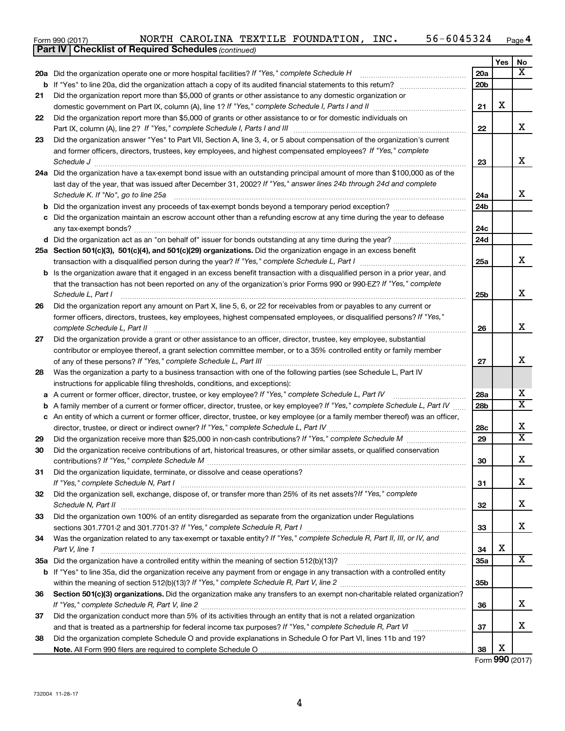Form 990 (2017) NORTH CAROLINA TEXTILE FOUNDATION, INC. 56-6045324 Page 4

**Part IV | Checklist of Required Schedules** *(continued)*

| | | | Yes | No |
|---|---|---|---|---|
| **20a** | Did the organization operate one or more hospital facilities? *If "Yes," complete Schedule H* | 20a | | X |
| **b** | If "Yes" to line 20a, did the organization attach a copy of its audited financial statements to this return? | 20b | | |
| **21** | Did the organization report more than $5,000 of grants or other assistance to any domestic organization or domestic government on Part IX, column (A), line 1? *If "Yes," complete Schedule I, Parts I and II* | 21 | X | |
| **22** | Did the organization report more than $5,000 of grants or other assistance to or for domestic individuals on Part IX, column (A), line 2? *If "Yes," complete Schedule I, Parts I and III* | 22 | | X |
| **23** | Did the organization answer "Yes" to Part VII, Section A, line 3, 4, or 5 about compensation of the organization's current and former officers, directors, trustees, key employees, and highest compensated employees? *If "Yes," complete Schedule J* | 23 | | X |
| **24a** | Did the organization have a tax-exempt bond issue with an outstanding principal amount of more than $100,000 as of the last day of the year, that was issued after December 31, 2002? *If "Yes," answer lines 24b through 24d and complete Schedule K. If "No", go to line 25a* | 24a | | X |
| **b** | Did the organization invest any proceeds of tax-exempt bonds beyond a temporary period exception? | 24b | | |
| **c** | Did the organization maintain an escrow account other than a refunding escrow at any time during the year to defease any tax-exempt bonds? | 24c | | |
| **d** | Did the organization act as an "on behalf of" issuer for bonds outstanding at any time during the year? | 24d | | |
| **25a** | **Section 501(c)(3), 501(c)(4), and 501(c)(29) organizations.** Did the organization engage in an excess benefit transaction with a disqualified person during the year? *If "Yes," complete Schedule L, Part I* | 25a | | X |
| **b** | Is the organization aware that it engaged in an excess benefit transaction with a disqualified person in a prior year, and that the transaction has not been reported on any of the organization's prior Forms 990 or 990-EZ? *If "Yes," complete Schedule L, Part I* | 25b | | X |
| **26** | Did the organization report any amount on Part X, line 5, 6, or 22 for receivables from or payables to any current or former officers, directors, trustees, key employees, highest compensated employees, or disqualified persons? *If "Yes," complete Schedule L, Part II* | 26 | | X |
| **27** | Did the organization provide a grant or other assistance to an officer, director, trustee, key employee, substantial contributor or employee thereof, a grant selection committee member, or to a 35% controlled entity or family member of any of these persons? *If "Yes," complete Schedule L, Part III* | 27 | | X |
| **28** | Was the organization a party to a business transaction with one of the following parties (see Schedule L, Part IV instructions for applicable filing thresholds, conditions, and exceptions): | | | |
| **a** | A current or former officer, director, trustee, or key employee? *If "Yes," complete Schedule L, Part IV* | 28a | | X |
| **b** | A family member of a current or former officer, director, trustee, or key employee? *If "Yes," complete Schedule L, Part IV* | 28b | | X |
| **c** | An entity of which a current or former officer, director, trustee, or key employee (or a family member thereof) was an officer, director, trustee, or direct or indirect owner? *If "Yes," complete Schedule L, Part IV* | 28c | | X |
| **29** | Did the organization receive more than $25,000 in non-cash contributions? *If "Yes," complete Schedule M* | 29 | | X |
| **30** | Did the organization receive contributions of art, historical treasures, or other similar assets, or qualified conservation contributions? *If "Yes," complete Schedule M* | 30 | | X |
| **31** | Did the organization liquidate, terminate, or dissolve and cease operations? *If "Yes," complete Schedule N, Part I* | 31 | | X |
| **32** | Did the organization sell, exchange, dispose of, or transfer more than 25% of its net assets? *If "Yes," complete Schedule N, Part II* | 32 | | X |
| **33** | Did the organization own 100% of an entity disregarded as separate from the organization under Regulations sections 301.7701-2 and 301.7701-3? *If "Yes," complete Schedule R, Part I* | 33 | | X |
| **34** | Was the organization related to any tax-exempt or taxable entity? *If "Yes," complete Schedule R, Part II, III, or IV, and Part V, line 1* | 34 | X | |
| **35a** | Did the organization have a controlled entity within the meaning of section 512(b)(13)? | 35a | | X |
| **b** | If "Yes" to line 35a, did the organization receive any payment from or engage in any transaction with a controlled entity within the meaning of section 512(b)(13)? *If "Yes," complete Schedule R, Part V, line 2* | 35b | | |
| **36** | **Section 501(c)(3) organizations.** Did the organization make any transfers to an exempt non-charitable related organization? *If "Yes," complete Schedule R, Part V, line 2* | 36 | | X |
| **37** | Did the organization conduct more than 5% of its activities through an entity that is not a related organization and that is treated as a partnership for federal income tax purposes? *If "Yes," complete Schedule R, Part VI* | 37 | | X |
| **38** | Did the organization complete Schedule O and provide explanations in Schedule O for Part VI, lines 11b and 19? **Note.** All Form 990 filers are required to complete Schedule O | 38 | X | |

Form **990** (2017)

732004 11-28-17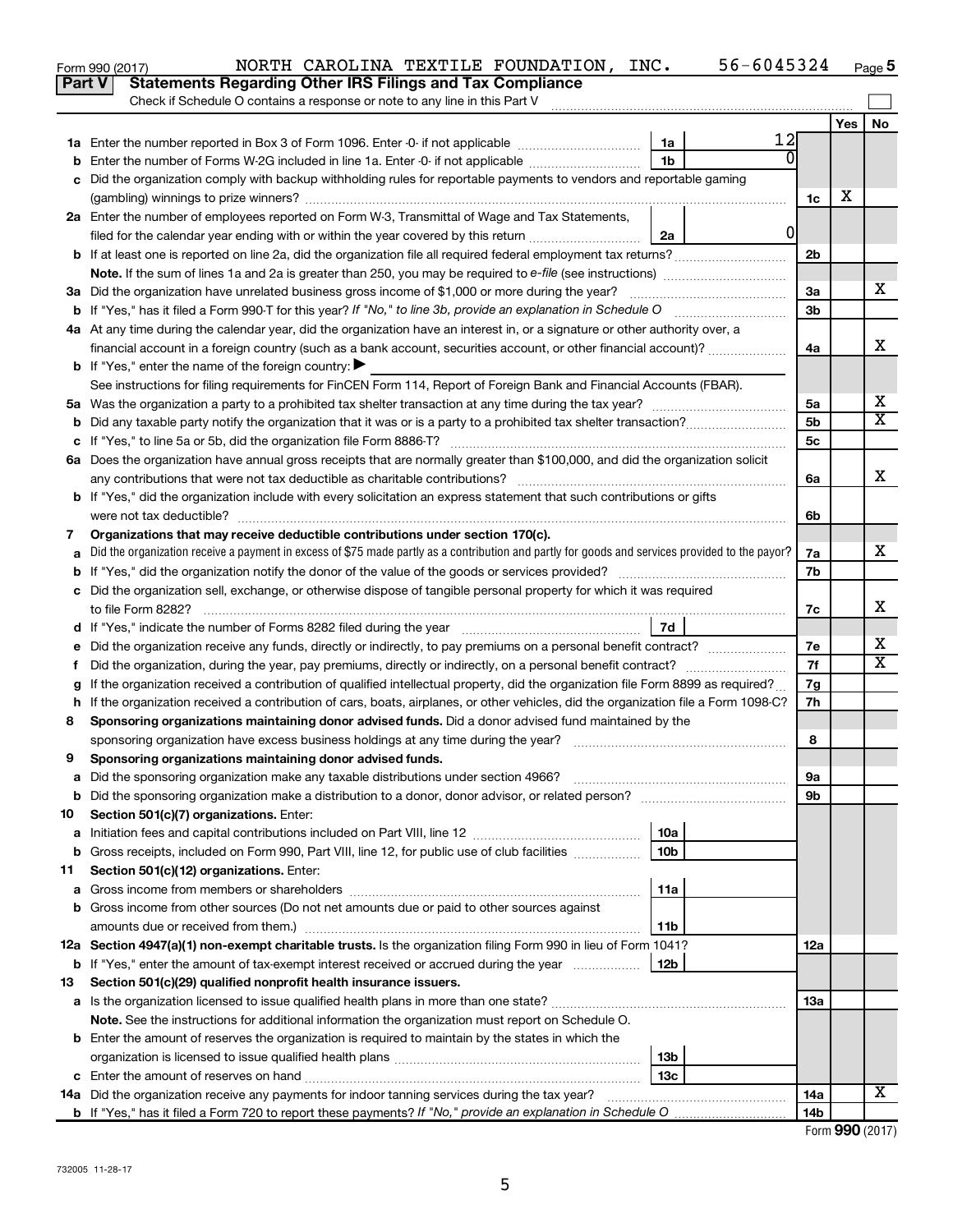Form 990 (2017) NORTH CAROLINA TEXTILE FOUNDATION, INC. 56-6045324 Page 5

**Part V Statements Regarding Other IRS Filings and Tax Compliance**

Check if Schedule O contains a response or note to any line in this Part V

| | | | | | Yes | No |
|---|---|---|---|---|---|---|
| **1a** | Enter the number reported in Box 3 of Form 1096. Enter -0- if not applicable | 1a | 12 | | | |
| **b** | Enter the number of Forms W-2G included in line 1a. Enter -0- if not applicable | 1b | 0 | | | |
| **c** | Did the organization comply with backup withholding rules for reportable payments to vendors and reportable gaming (gambling) winnings to prize winners? | | | 1c | X | |
| **2a** | Enter the number of employees reported on Form W-3, Transmittal of Wage and Tax Statements, filed for the calendar year ending with or within the year covered by this return | 2a | 0 | | | |
| **b** | If at least one is reported on line 2a, did the organization file all required federal employment tax returns? | | | 2b | | |
| | **Note.** If the sum of lines 1a and 2a is greater than 250, you may be required to *e-file* (see instructions) | | | | | |
| **3a** | Did the organization have unrelated business gross income of $1,000 or more during the year? | | | 3a | | X |
| **b** | If "Yes," has it filed a Form 990-T for this year? *If "No," to line 3b, provide an explanation in Schedule O* | | | 3b | | |
| **4a** | At any time during the calendar year, did the organization have an interest in, or a signature or other authority over, a financial account in a foreign country (such as a bank account, securities account, or other financial account)? | | | 4a | | X |
| **b** | If "Yes," enter the name of the foreign country: ▶ | | | | | |
| | See instructions for filing requirements for FinCEN Form 114, Report of Foreign Bank and Financial Accounts (FBAR). | | | | | |
| **5a** | Was the organization a party to a prohibited tax shelter transaction at any time during the tax year? | | | 5a | | X |
| **b** | Did any taxable party notify the organization that it was or is a party to a prohibited tax shelter transaction? | | | 5b | | X |
| **c** | If "Yes," to line 5a or 5b, did the organization file Form 8886-T? | | | 5c | | |
| **6a** | Does the organization have annual gross receipts that are normally greater than $100,000, and did the organization solicit any contributions that were not tax deductible as charitable contributions? | | | 6a | | X |
| **b** | If "Yes," did the organization include with every solicitation an express statement that such contributions or gifts were not tax deductible? | | | 6b | | |
| **7** | **Organizations that may receive deductible contributions under section 170(c).** | | | | | |
| **a** | Did the organization receive a payment in excess of $75 made partly as a contribution and partly for goods and services provided to the payor? | | | 7a | | X |
| **b** | If "Yes," did the organization notify the donor of the value of the goods or services provided? | | | 7b | | |
| **c** | Did the organization sell, exchange, or otherwise dispose of tangible personal property for which it was required to file Form 8282? | | | 7c | | X |
| **d** | If "Yes," indicate the number of Forms 8282 filed during the year | 7d | | | | |
| **e** | Did the organization receive any funds, directly or indirectly, to pay premiums on a personal benefit contract? | | | 7e | | X |
| **f** | Did the organization, during the year, pay premiums, directly or indirectly, on a personal benefit contract? | | | 7f | | X |
| **g** | If the organization received a contribution of qualified intellectual property, did the organization file Form 8899 as required? | | | 7g | | |
| **h** | If the organization received a contribution of cars, boats, airplanes, or other vehicles, did the organization file a Form 1098-C? | | | 7h | | |
| **8** | **Sponsoring organizations maintaining donor advised funds.** Did a donor advised fund maintained by the sponsoring organization have excess business holdings at any time during the year? | | | 8 | | |
| **9** | **Sponsoring organizations maintaining donor advised funds.** | | | | | |
| **a** | Did the sponsoring organization make any taxable distributions under section 4966? | | | 9a | | |
| **b** | Did the sponsoring organization make a distribution to a donor, donor advisor, or related person? | | | 9b | | |
| **10** | **Section 501(c)(7) organizations.** Enter: | | | | | |
| **a** | Initiation fees and capital contributions included on Part VIII, line 12 | 10a | | | | |
| **b** | Gross receipts, included on Form 990, Part VIII, line 12, for public use of club facilities | 10b | | | | |
| **11** | **Section 501(c)(12) organizations.** Enter: | | | | | |
| **a** | Gross income from members or shareholders | 11a | | | | |
| **b** | Gross income from other sources (Do not net amounts due or paid to other sources against amounts due or received from them.) | 11b | | | | |
| **12a** | **Section 4947(a)(1) non-exempt charitable trusts.** Is the organization filing Form 990 in lieu of Form 1041? | | | 12a | | |
| **b** | If "Yes," enter the amount of tax-exempt interest received or accrued during the year | 12b | | | | |
| **13** | **Section 501(c)(29) qualified nonprofit health insurance issuers.** | | | | | |
| **a** | Is the organization licensed to issue qualified health plans in more than one state? | | | 13a | | |
| | **Note.** See the instructions for additional information the organization must report on Schedule O. | | | | | |
| **b** | Enter the amount of reserves the organization is required to maintain by the states in which the organization is licensed to issue qualified health plans | 13b | | | | |
| **c** | Enter the amount of reserves on hand | 13c | | | | |
| **14a** | Did the organization receive any payments for indoor tanning services during the tax year? | | | 14a | | X |
| **b** | If "Yes," has it filed a Form 720 to report these payments? *If "No," provide an explanation in Schedule O* | | | 14b | | |

Form **990** (2017)

732005 11-28-17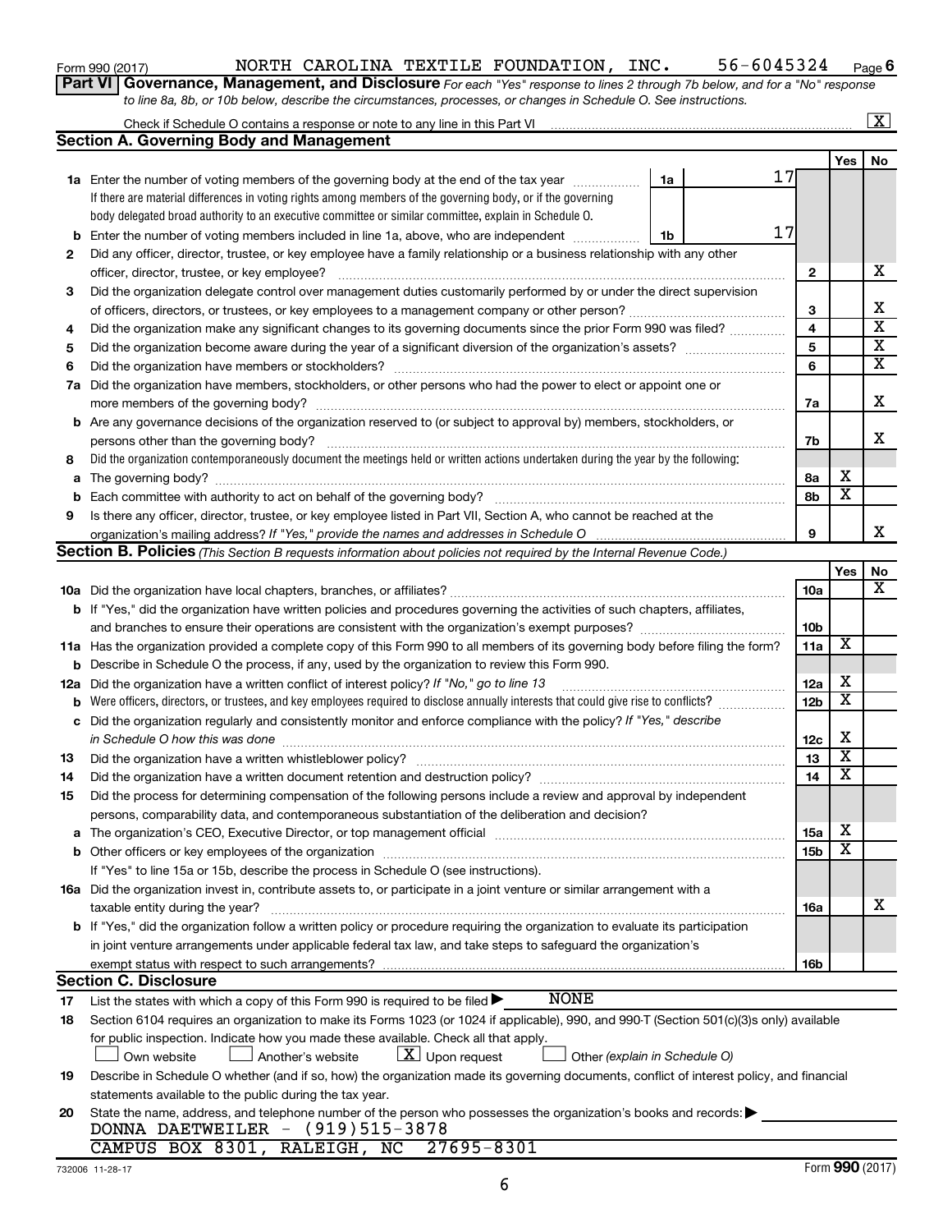Form 990 (2017) NORTH CAROLINA TEXTILE FOUNDATION, INC. 56-6045324 Page 6

**Part VI Governance, Management, and Disclosure** *For each "Yes" response to lines 2 through 7b below, and for a "No" response to line 8a, 8b, or 10b below, describe the circumstances, processes, or changes in Schedule O. See instructions.*

Check if Schedule O contains a response or note to any line in this Part VI ..... [X]

## Section A. Governing Body and Management

| | | | Yes | No |
|---|---|---|---|---|
| **1a** | Enter the number of voting members of the governing body at the end of the tax year ..... **1a** 17<br>If there are material differences in voting rights among members of the governing body, or if the governing body delegated broad authority to an executive committee or similar committee, explain in Schedule O. | | | |
| **b** | Enter the number of voting members included in line 1a, above, who are independent ..... **1b** 17 | | | |
| **2** | Did any officer, director, trustee, or key employee have a family relationship or a business relationship with any other officer, director, trustee, or key employee? | 2 | | X |
| **3** | Did the organization delegate control over management duties customarily performed by or under the direct supervision of officers, directors, or trustees, or key employees to a management company or other person? | 3 | | X |
| **4** | Did the organization make any significant changes to its governing documents since the prior Form 990 was filed? | 4 | | X |
| **5** | Did the organization become aware during the year of a significant diversion of the organization's assets? | 5 | | X |
| **6** | Did the organization have members or stockholders? | 6 | | X |
| **7a** | Did the organization have members, stockholders, or other persons who had the power to elect or appoint one or more members of the governing body? | 7a | | X |
| **b** | Are any governance decisions of the organization reserved to (or subject to approval by) members, stockholders, or persons other than the governing body? | 7b | | X |
| **8** | Did the organization contemporaneously document the meetings held or written actions undertaken during the year by the following: | | | |
| **a** | The governing body? | 8a | X | |
| **b** | Each committee with authority to act on behalf of the governing body? | 8b | X | |
| **9** | Is there any officer, director, trustee, or key employee listed in Part VII, Section A, who cannot be reached at the organization's mailing address? *If "Yes," provide the names and addresses in Schedule O* | 9 | | X |

## Section B. Policies *(This Section B requests information about policies not required by the Internal Revenue Code.)*

| | | | Yes | No |
|---|---|---|---|---|
| **10a** | Did the organization have local chapters, branches, or affiliates? | 10a | | X |
| **b** | If "Yes," did the organization have written policies and procedures governing the activities of such chapters, affiliates, and branches to ensure their operations are consistent with the organization's exempt purposes? | 10b | | |
| **11a** | Has the organization provided a complete copy of this Form 990 to all members of its governing body before filing the form? | 11a | X | |
| **b** | Describe in Schedule O the process, if any, used by the organization to review this Form 990. | | | |
| **12a** | Did the organization have a written conflict of interest policy? *If "No," go to line 13* | 12a | X | |
| **b** | Were officers, directors, or trustees, and key employees required to disclose annually interests that could give rise to conflicts? | 12b | X | |
| **c** | Did the organization regularly and consistently monitor and enforce compliance with the policy? *If "Yes," describe in Schedule O how this was done* | 12c | X | |
| **13** | Did the organization have a written whistleblower policy? | 13 | X | |
| **14** | Did the organization have a written document retention and destruction policy? | 14 | X | |
| **15** | Did the process for determining compensation of the following persons include a review and approval by independent persons, comparability data, and contemporaneous substantiation of the deliberation and decision? | | | |
| **a** | The organization's CEO, Executive Director, or top management official | 15a | X | |
| **b** | Other officers or key employees of the organization | 15b | X | |
| | If "Yes" to line 15a or 15b, describe the process in Schedule O (see instructions). | | | |
| **16a** | Did the organization invest in, contribute assets to, or participate in a joint venture or similar arrangement with a taxable entity during the year? | 16a | | X |
| **b** | If "Yes," did the organization follow a written policy or procedure requiring the organization to evaluate its participation in joint venture arrangements under applicable federal tax law, and take steps to safeguard the organization's exempt status with respect to such arrangements? | 16b | | |

## Section C. Disclosure

**17** List the states with which a copy of this Form 990 is required to be filed ▶ NONE

**18** Section 6104 requires an organization to make its Forms 1023 (or 1024 if applicable), 990, and 990-T (Section 501(c)(3)s only) available for public inspection. Indicate how you made these available. Check all that apply.

[ ] Own website [ ] Another's website [X] Upon request [ ] Other *(explain in Schedule O)*

**19** Describe in Schedule O whether (and if so, how) the organization made its governing documents, conflict of interest policy, and financial statements available to the public during the tax year.

**20** State the name, address, and telephone number of the person who possesses the organization's books and records: ▶

DONNA DAETWEILER - (919)515-3878
CAMPUS BOX 8301, RALEIGH, NC 27695-8301

732006 11-28-17 Form **990** (2017)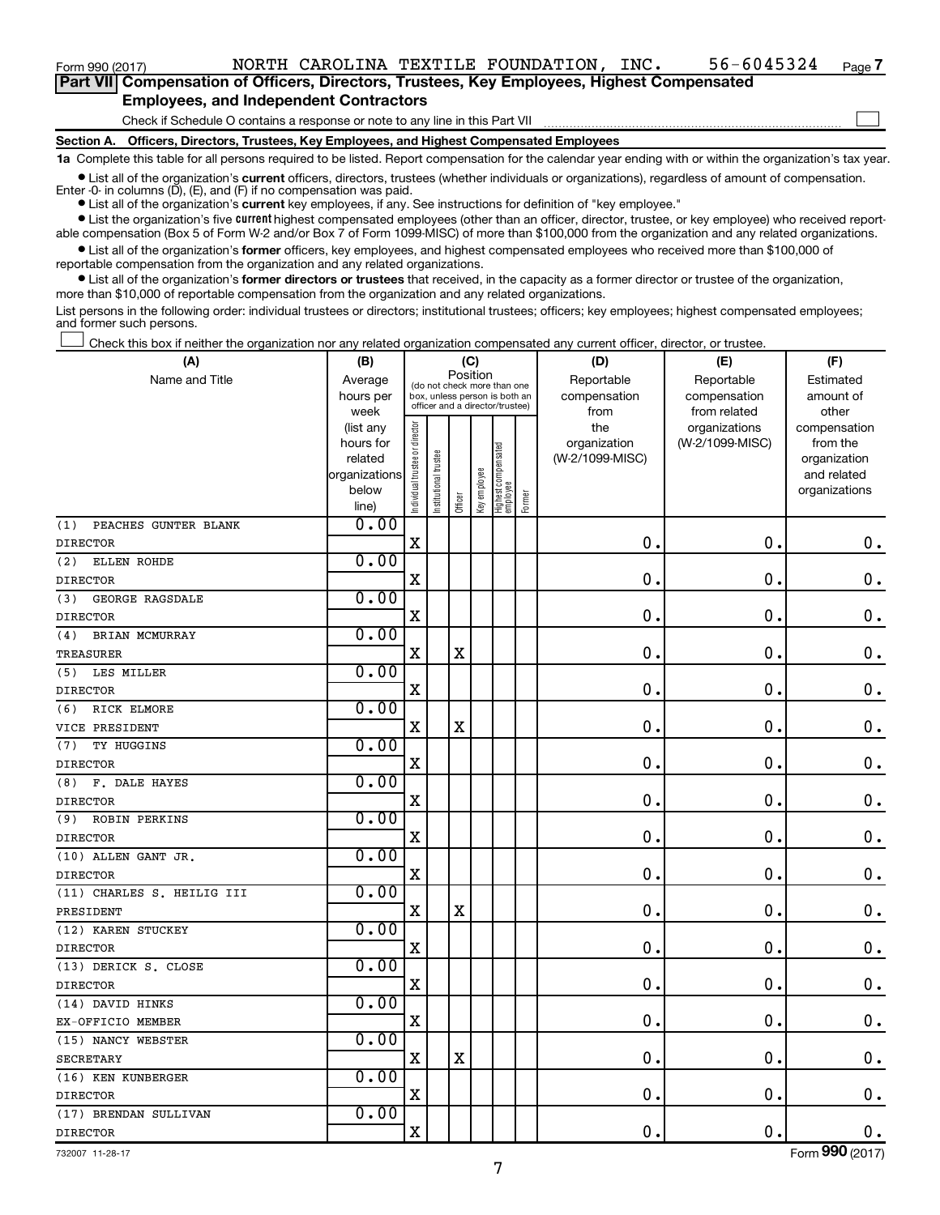Form 990 (2017) NORTH CAROLINA TEXTILE FOUNDATION, INC. 56-6045324

## Part VII Compensation of Officers, Directors, Trustees, Key Employees, Highest Compensated Employees, and Independent Contractors

Check if Schedule O contains a response or note to any line in this Part VII ☐

### Section A. Officers, Directors, Trustees, Key Employees, and Highest Compensated Employees

**1a** Complete this table for all persons required to be listed. Report compensation for the calendar year ending with or within the organization's tax year.

- List all of the organization's **current** officers, directors, trustees (whether individuals or organizations), regardless of amount of compensation. Enter -0- in columns (D), (E), and (F) if no compensation was paid.
- List all of the organization's **current** key employees, if any. See instructions for definition of "key employee."
- List the organization's five **current** highest compensated employees (other than an officer, director, trustee, or key employee) who received reportable compensation (Box 5 of Form W-2 and/or Box 7 of Form 1099-MISC) of more than $100,000 from the organization and any related organizations.
- List all of the organization's **former** officers, key employees, and highest compensated employees who received more than $100,000 of reportable compensation from the organization and any related organizations.
- List all of the organization's **former directors or trustees** that received, in the capacity as a former director or trustee of the organization, more than $10,000 of reportable compensation from the organization and any related organizations.

List persons in the following order: individual trustees or directors; institutional trustees; officers; key employees; highest compensated employees; and former such persons.

☐ Check this box if neither the organization nor any related organization compensated any current officer, director, or trustee.

| (A) Name and Title | (B) Average hours per week (list any hours for related organizations below line) | (C) Position: Individual trustee or director | Institutional trustee | Officer | Key employee | Highest compensated employee | Former | (D) Reportable compensation from the organization (W-2/1099-MISC) | (E) Reportable compensation from related organizations (W-2/1099-MISC) | (F) Estimated amount of other compensation from the organization and related organizations |
|---|---|---|---|---|---|---|---|---|---|---|
| (1) PEACHES GUNTER BLANK<br>DIRECTOR | 0.00 | X | | | | | | 0. | 0. | 0. |
| (2) ELLEN ROHDE<br>DIRECTOR | 0.00 | X | | | | | | 0. | 0. | 0. |
| (3) GEORGE RAGSDALE<br>DIRECTOR | 0.00 | X | | | | | | 0. | 0. | 0. |
| (4) BRIAN MCMURRAY<br>TREASURER | 0.00 | X | | X | | | | 0. | 0. | 0. |
| (5) LES MILLER<br>DIRECTOR | 0.00 | X | | | | | | 0. | 0. | 0. |
| (6) RICK ELMORE<br>VICE PRESIDENT | 0.00 | X | | X | | | | 0. | 0. | 0. |
| (7) TY HUGGINS<br>DIRECTOR | 0.00 | X | | | | | | 0. | 0. | 0. |
| (8) F. DALE HAYES<br>DIRECTOR | 0.00 | X | | | | | | 0. | 0. | 0. |
| (9) ROBIN PERKINS<br>DIRECTOR | 0.00 | X | | | | | | 0. | 0. | 0. |
| (10) ALLEN GANT JR.<br>DIRECTOR | 0.00 | X | | | | | | 0. | 0. | 0. |
| (11) CHARLES S. HEILIG III<br>PRESIDENT | 0.00 | X | | X | | | | 0. | 0. | 0. |
| (12) KAREN STUCKEY<br>DIRECTOR | 0.00 | X | | | | | | 0. | 0. | 0. |
| (13) DERICK S. CLOSE<br>DIRECTOR | 0.00 | X | | | | | | 0. | 0. | 0. |
| (14) DAVID HINKS<br>EX-OFFICIO MEMBER | 0.00 | X | | | | | | 0. | 0. | 0. |
| (15) NANCY WEBSTER<br>SECRETARY | 0.00 | X | | X | | | | 0. | 0. | 0. |
| (16) KEN KUNBERGER<br>DIRECTOR | 0.00 | X | | | | | | 0. | 0. | 0. |
| (17) BRENDAN SULLIVAN<br>DIRECTOR | 0.00 | X | | | | | | 0. | 0. | 0. |

732007 11-28-17 Form 990 (2017)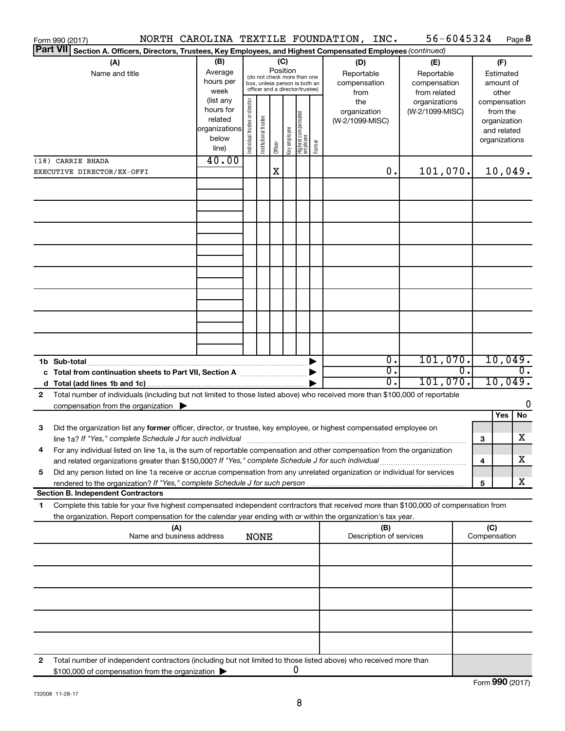Form 990 (2017) NORTH CAROLINA TEXTILE FOUNDATION, INC. 56-6045324 Page 8

**Part VII Section A. Officers, Directors, Trustees, Key Employees, and Highest Compensated Employees** *(continued)*

| (A) Name and title | (B) Average hours per week (list any hours for related organizations below line) | (C) Position: Individual trustee or director | Institutional trustee | Officer | Key employee | Highest compensated employee | Former | (D) Reportable compensation from the organization (W-2/1099-MISC) | (E) Reportable compensation from related organizations (W-2/1099-MISC) | (F) Estimated amount of other compensation from the organization and related organizations |
|---|---|---|---|---|---|---|---|---|---|---|
| (18) CARRIE BHADA<br>EXECUTIVE DIRECTOR/EX-OFFI | 40.00 | | | X | | | | 0. | 101,070. | 10,049. |
| | | | | | | | | | | |

| | (D) | (E) | (F) |
|---|---|---|---|
| **1b Sub-total** | 0. | 101,070. | 10,049. |
| **c Total from continuation sheets to Part VII, Section A** | 0. | 0. | 0. |
| **d Total (add lines 1b and 1c)** | 0. | 101,070. | 10,049. |

**2** Total number of individuals (including but not limited to those listed above) who received more than $100,000 of reportable compensation from the organization ▶ 0

| | | Yes | No |
|---|---|---|---|
| **3** Did the organization list any **former** officer, director, or trustee, key employee, or highest compensated employee on line 1a? *If "Yes," complete Schedule J for such individual* | 3 | | X |
| **4** For any individual listed on line 1a, is the sum of reportable compensation and other compensation from the organization and related organizations greater than $150,000? *If "Yes," complete Schedule J for such individual* | 4 | | X |
| **5** Did any person listed on line 1a receive or accrue compensation from any unrelated organization or individual for services rendered to the organization? *If "Yes," complete Schedule J for such person* | 5 | | X |

**Section B. Independent Contractors**

**1** Complete this table for your five highest compensated independent contractors that received more than $100,000 of compensation from the organization. Report compensation for the calendar year ending with or within the organization's tax year.

| (A) Name and business address | (B) Description of services | (C) Compensation |
|---|---|---|
| NONE | | |
| | | |

**2** Total number of independent contractors (including but not limited to those listed above) who received more than $100,000 of compensation from the organization ▶ 0

Form **990** (2017)

732008 11-28-17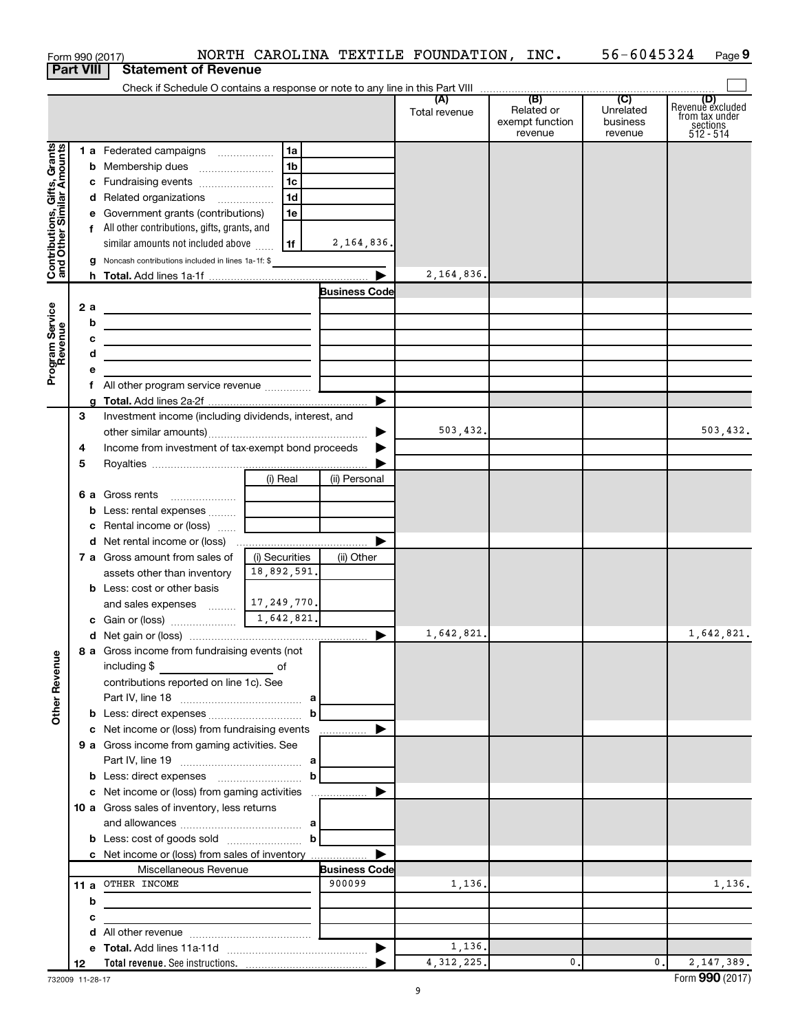Form 990 (2017) NORTH CAROLINA TEXTILE FOUNDATION, INC. 56-6045324 Page 9

**Part VIII Statement of Revenue**

Check if Schedule O contains a response or note to any line in this Part VIII

| | | | (A) Total revenue | (B) Related or exempt function revenue | (C) Unrelated business revenue | (D) Revenue excluded from tax under sections 512 - 514 |
|---|---|---|---|---|---|---|
| **Contributions, Gifts, Grants and Other Similar Amounts** | | | | | | |
| 1 a Federated campaigns | 1a | | | | | |
| b Membership dues | 1b | | | | | |
| c Fundraising events | 1c | | | | | |
| d Related organizations | 1d | | | | | |
| e Government grants (contributions) | 1e | | | | | |
| f All other contributions, gifts, grants, and similar amounts not included above | 1f | 2,164,836. | | | | |
| g Noncash contributions included in lines 1a-1f: $ | | | | | | |
| h Total. Add lines 1a-1f | | | 2,164,836. | | | |
| **Program Service Revenue** | | Business Code | | | | |
| 2 a | | | | | | |
| b | | | | | | |
| c | | | | | | |
| d | | | | | | |
| e | | | | | | |
| f All other program service revenue | | | | | | |
| g Total. Add lines 2a-2f | | | | | | |
| 3 Investment income (including dividends, interest, and other similar amounts) | | | 503,432. | | | 503,432. |
| 4 Income from investment of tax-exempt bond proceeds | | | | | | |
| 5 Royalties | | | | | | |
| | (i) Real | (ii) Personal | | | | |
| 6 a Gross rents | | | | | | |
| b Less: rental expenses | | | | | | |
| c Rental income or (loss) | | | | | | |
| d Net rental income or (loss) | | | | | | |
| | (i) Securities | (ii) Other | | | | |
| 7 a Gross amount from sales of assets other than inventory | 18,892,591. | | | | | |
| b Less: cost or other basis and sales expenses | 17,249,770. | | | | | |
| c Gain or (loss) | 1,642,821. | | | | | |
| d Net gain or (loss) | | | 1,642,821. | | | 1,642,821. |
| **Other Revenue** | | | | | | |
| 8 a Gross income from fundraising events (not including $ of contributions reported on line 1c). See Part IV, line 18 | a | | | | | |
| b Less: direct expenses | b | | | | | |
| c Net income or (loss) from fundraising events | | | | | | |
| 9 a Gross income from gaming activities. See Part IV, line 19 | a | | | | | |
| b Less: direct expenses | b | | | | | |
| c Net income or (loss) from gaming activities | | | | | | |
| 10 a Gross sales of inventory, less returns and allowances | a | | | | | |
| b Less: cost of goods sold | b | | | | | |
| c Net income or (loss) from sales of inventory | | | | | | |
| Miscellaneous Revenue | | Business Code | | | | |
| 11 a OTHER INCOME | | 900099 | 1,136. | | | 1,136. |
| b | | | | | | |
| c | | | | | | |
| d All other revenue | | | | | | |
| e Total. Add lines 11a-11d | | | 1,136. | | | |
| 12 Total revenue. See instructions. | | | 4,312,225. | 0. | 0. | 2,147,389. |

732009 11-28-17

Form 990 (2017)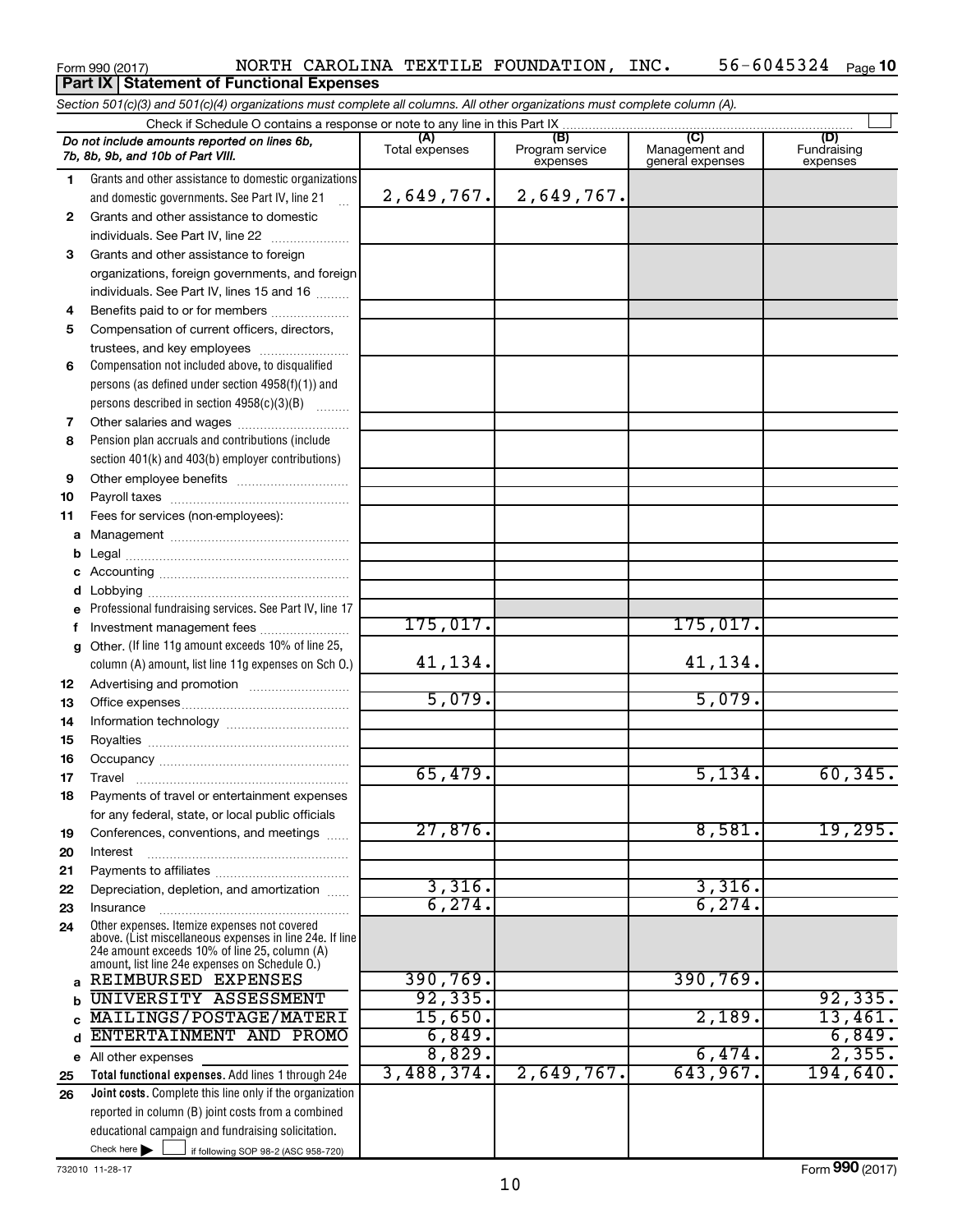Form 990 (2017) NORTH CAROLINA TEXTILE FOUNDATION, INC. 56-6045324 Page **10**

**Part IX | Statement of Functional Expenses**

*Section 501(c)(3) and 501(c)(4) organizations must complete all columns. All other organizations must complete column (A).*

Check if Schedule O contains a response or note to any line in this Part IX

| | *Do not include amounts reported on lines 6b, 7b, 8b, 9b, and 10b of Part VIII.* | (A) Total expenses | (B) Program service expenses | (C) Management and general expenses | (D) Fundraising expenses |
|---|---|---|---|---|---|
| 1 | Grants and other assistance to domestic organizations and domestic governments. See Part IV, line 21 | 2,649,767. | 2,649,767. | | |
| 2 | Grants and other assistance to domestic individuals. See Part IV, line 22 | | | | |
| 3 | Grants and other assistance to foreign organizations, foreign governments, and foreign individuals. See Part IV, lines 15 and 16 | | | | |
| 4 | Benefits paid to or for members | | | | |
| 5 | Compensation of current officers, directors, trustees, and key employees | | | | |
| 6 | Compensation not included above, to disqualified persons (as defined under section 4958(f)(1)) and persons described in section 4958(c)(3)(B) | | | | |
| 7 | Other salaries and wages | | | | |
| 8 | Pension plan accruals and contributions (include section 401(k) and 403(b) employer contributions) | | | | |
| 9 | Other employee benefits | | | | |
| 10 | Payroll taxes | | | | |
| 11 | Fees for services (non-employees): | | | | |
| a | Management | | | | |
| b | Legal | | | | |
| c | Accounting | | | | |
| d | Lobbying | | | | |
| e | Professional fundraising services. See Part IV, line 17 | | | | |
| f | Investment management fees | 175,017. | | 175,017. | |
| g | Other. (If line 11g amount exceeds 10% of line 25, column (A) amount, list line 11g expenses on Sch O.) | 41,134. | | 41,134. | |
| 12 | Advertising and promotion | | | | |
| 13 | Office expenses | 5,079. | | 5,079. | |
| 14 | Information technology | | | | |
| 15 | Royalties | | | | |
| 16 | Occupancy | | | | |
| 17 | Travel | 65,479. | | 5,134. | 60,345. |
| 18 | Payments of travel or entertainment expenses for any federal, state, or local public officials | | | | |
| 19 | Conferences, conventions, and meetings | 27,876. | | 8,581. | 19,295. |
| 20 | Interest | | | | |
| 21 | Payments to affiliates | | | | |
| 22 | Depreciation, depletion, and amortization | 3,316. | | 3,316. | |
| 23 | Insurance | 6,274. | | 6,274. | |
| 24 | Other expenses. Itemize expenses not covered above. (List miscellaneous expenses in line 24e. If line 24e amount exceeds 10% of line 25, column (A) amount, list line 24e expenses on Schedule O.) | | | | |
| a | REIMBURSED EXPENSES | 390,769. | | 390,769. | |
| b | UNIVERSITY ASSESSMENT | 92,335. | | | 92,335. |
| c | MAILINGS/POSTAGE/MATERI | 15,650. | | 2,189. | 13,461. |
| d | ENTERTAINMENT AND PROMO | 6,849. | | | 6,849. |
| e | All other expenses | 8,829. | | 6,474. | 2,355. |
| 25 | **Total functional expenses.** Add lines 1 through 24e | 3,488,374. | 2,649,767. | 643,967. | 194,640. |
| 26 | **Joint costs.** Complete this line only if the organization reported in column (B) joint costs from a combined educational campaign and fundraising solicitation. Check here ☐ if following SOP 98-2 (ASC 958-720) | | | | |

732010 11-28-17 Form **990** (2017)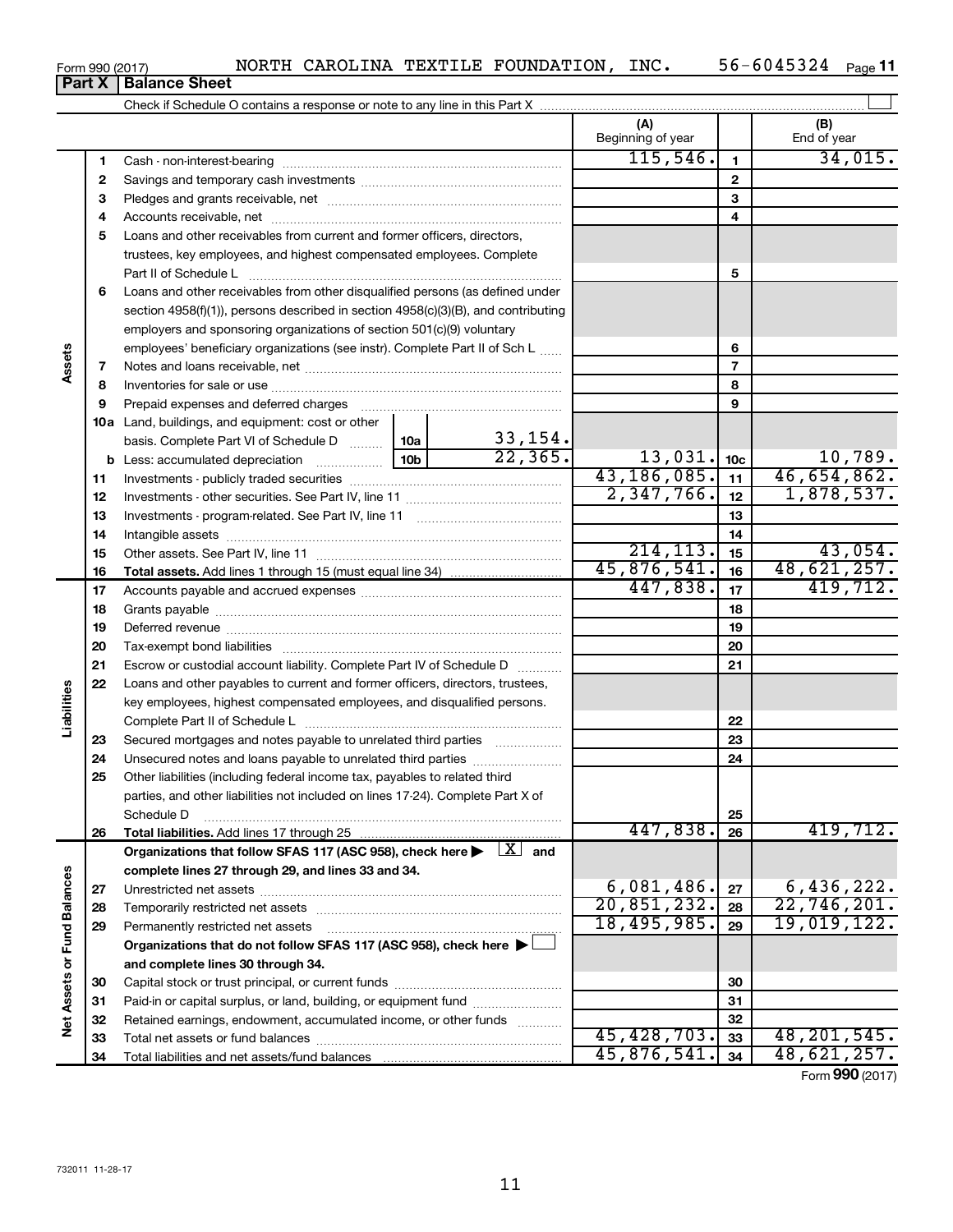Form 990 (2017) NORTH CAROLINA TEXTILE FOUNDATION, INC. 56-6045324 Page 11

## Part X | Balance Sheet

Check if Schedule O contains a response or note to any line in this Part X

| | | | | (A) Beginning of year | | (B) End of year |
|---|---|---|---|---|---|---|
| **Assets** | 1 | Cash - non-interest-bearing | | 115,546. | 1 | 34,015. |
| | 2 | Savings and temporary cash investments | | | 2 | |
| | 3 | Pledges and grants receivable, net | | | 3 | |
| | 4 | Accounts receivable, net | | | 4 | |
| | 5 | Loans and other receivables from current and former officers, directors, trustees, key employees, and highest compensated employees. Complete Part II of Schedule L | | | 5 | |
| | 6 | Loans and other receivables from other disqualified persons (as defined under section 4958(f)(1)), persons described in section 4958(c)(3)(B), and contributing employers and sponsoring organizations of section 501(c)(9) voluntary employees' beneficiary organizations (see instr). Complete Part II of Sch L | | | 6 | |
| | 7 | Notes and loans receivable, net | | | 7 | |
| | 8 | Inventories for sale or use | | | 8 | |
| | 9 | Prepaid expenses and deferred charges | | | 9 | |
| | 10a | Land, buildings, and equipment: cost or other basis. Complete Part VI of Schedule D | 10a: 33,154. | | | |
| | b | Less: accumulated depreciation | 10b: 22,365. | 13,031. | 10c | 10,789. |
| | 11 | Investments - publicly traded securities | | 43,186,085. | 11 | 46,654,862. |
| | 12 | Investments - other securities. See Part IV, line 11 | | 2,347,766. | 12 | 1,878,537. |
| | 13 | Investments - program-related. See Part IV, line 11 | | | 13 | |
| | 14 | Intangible assets | | | 14 | |
| | 15 | Other assets. See Part IV, line 11 | | 214,113. | 15 | 43,054. |
| | 16 | **Total assets.** Add lines 1 through 15 (must equal line 34) | | 45,876,541. | 16 | 48,621,257. |
| **Liabilities** | 17 | Accounts payable and accrued expenses | | 447,838. | 17 | 419,712. |
| | 18 | Grants payable | | | 18 | |
| | 19 | Deferred revenue | | | 19 | |
| | 20 | Tax-exempt bond liabilities | | | 20 | |
| | 21 | Escrow or custodial account liability. Complete Part IV of Schedule D | | | 21 | |
| | 22 | Loans and other payables to current and former officers, directors, trustees, key employees, highest compensated employees, and disqualified persons. Complete Part II of Schedule L | | | 22 | |
| | 23 | Secured mortgages and notes payable to unrelated third parties | | | 23 | |
| | 24 | Unsecured notes and loans payable to unrelated third parties | | | 24 | |
| | 25 | Other liabilities (including federal income tax, payables to related third parties, and other liabilities not included on lines 17-24). Complete Part X of Schedule D | | | 25 | |
| | 26 | **Total liabilities.** Add lines 17 through 25 | | 447,838. | 26 | 419,712. |
| **Net Assets or Fund Balances** | | **Organizations that follow SFAS 117 (ASC 958), check here ▶ [X] and complete lines 27 through 29, and lines 33 and 34.** | | | | |
| | 27 | Unrestricted net assets | | 6,081,486. | 27 | 6,436,222. |
| | 28 | Temporarily restricted net assets | | 20,851,232. | 28 | 22,746,201. |
| | 29 | Permanently restricted net assets | | 18,495,985. | 29 | 19,019,122. |
| | | **Organizations that do not follow SFAS 117 (ASC 958), check here ▶ [ ] and complete lines 30 through 34.** | | | | |
| | 30 | Capital stock or trust principal, or current funds | | | 30 | |
| | 31 | Paid-in or capital surplus, or land, building, or equipment fund | | | 31 | |
| | 32 | Retained earnings, endowment, accumulated income, or other funds | | | 32 | |
| | 33 | Total net assets or fund balances | | 45,428,703. | 33 | 48,201,545. |
| | 34 | Total liabilities and net assets/fund balances | | 45,876,541. | 34 | 48,621,257. |

Form **990** (2017)

732011 11-28-17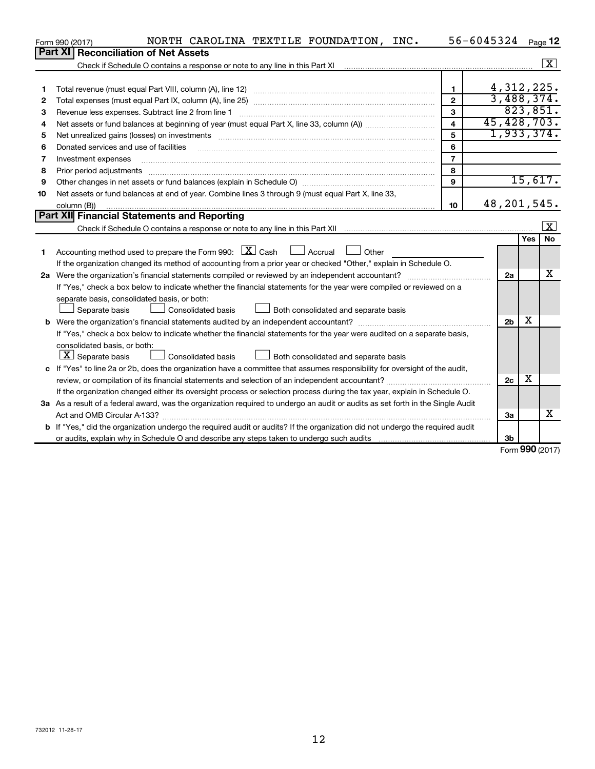Form 990 (2017) NORTH CAROLINA TEXTILE FOUNDATION, INC. 56-6045324 Page 12

## Part XI Reconciliation of Net Assets

Check if Schedule O contains a response or note to any line in this Part XI [X]

| | | | |
|---|---|---|---|
| 1 | Total revenue (must equal Part VIII, column (A), line 12) | 1 | 4,312,225. |
| 2 | Total expenses (must equal Part IX, column (A), line 25) | 2 | 3,488,374. |
| 3 | Revenue less expenses. Subtract line 2 from line 1 | 3 | 823,851. |
| 4 | Net assets or fund balances at beginning of year (must equal Part X, line 33, column (A)) | 4 | 45,428,703. |
| 5 | Net unrealized gains (losses) on investments | 5 | 1,933,374. |
| 6 | Donated services and use of facilities | 6 | |
| 7 | Investment expenses | 7 | |
| 8 | Prior period adjustments | 8 | |
| 9 | Other changes in net assets or fund balances (explain in Schedule O) | 9 | 15,617. |
| 10 | Net assets or fund balances at end of year. Combine lines 3 through 9 (must equal Part X, line 33, column (B)) | 10 | 48,201,545. |

## Part XII Financial Statements and Reporting

Check if Schedule O contains a response or note to any line in this Part XII [X]

| | | | Yes | No |
|---|---|---|---|---|
| 1 | Accounting method used to prepare the Form 990: [X] Cash [ ] Accrual [ ] Other | | | |
| | If the organization changed its method of accounting from a prior year or checked "Other," explain in Schedule O. | | | |
| 2a | Were the organization's financial statements compiled or reviewed by an independent accountant? | 2a | | X |
| | If "Yes," check a box below to indicate whether the financial statements for the year were compiled or reviewed on a separate basis, consolidated basis, or both:<br>[ ] Separate basis [ ] Consolidated basis [ ] Both consolidated and separate basis | | | |
| b | Were the organization's financial statements audited by an independent accountant? | 2b | X | |
| | If "Yes," check a box below to indicate whether the financial statements for the year were audited on a separate basis, consolidated basis, or both:<br>[X] Separate basis [ ] Consolidated basis [ ] Both consolidated and separate basis | | | |
| c | If "Yes" to line 2a or 2b, does the organization have a committee that assumes responsibility for oversight of the audit, review, or compilation of its financial statements and selection of an independent accountant? | 2c | X | |
| | If the organization changed either its oversight process or selection process during the tax year, explain in Schedule O. | | | |
| 3a | As a result of a federal award, was the organization required to undergo an audit or audits as set forth in the Single Audit Act and OMB Circular A-133? | 3a | | X |
| b | If "Yes," did the organization undergo the required audit or audits? If the organization did not undergo the required audit or audits, explain why in Schedule O and describe any steps taken to undergo such audits | 3b | | |

Form 990 (2017)

732012 11-28-17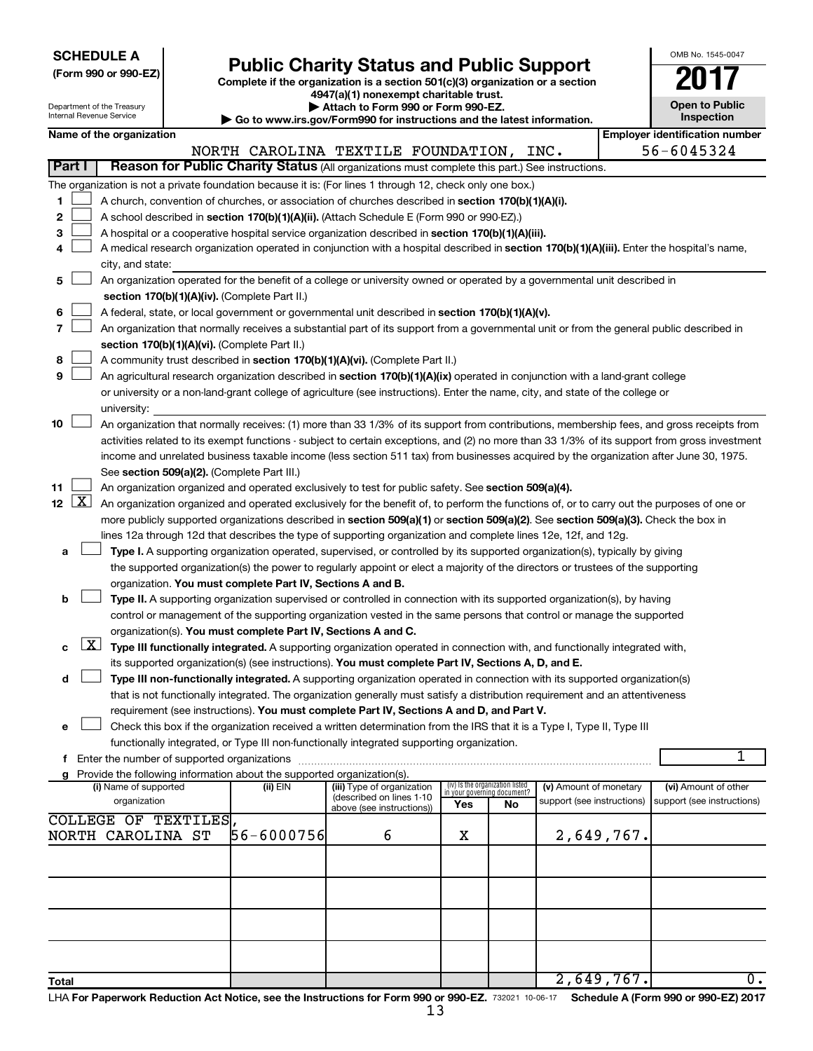**SCHEDULE A**
**(Form 990 or 990-EZ)**

Department of the Treasury
Internal Revenue Service

# Public Charity Status and Public Support

**Complete if the organization is a section 501(c)(3) organization or a section 4947(a)(1) nonexempt charitable trust.**
**▶ Attach to Form 990 or Form 990-EZ.**
**▶ Go to www.irs.gov/Form990 for instructions and the latest information.**

OMB No. 1545-0047
**2017**
**Open to Public Inspection**

**Name of the organization:** NORTH CAROLINA TEXTILE FOUNDATION, INC.
**Employer identification number:** 56-6045324

**Part I** **Reason for Public Charity Status** (All organizations must complete this part.) See instructions.

The organization is not a private foundation because it is: (For lines 1 through 12, check only one box.)

1 ☐ A church, convention of churches, or association of churches described in **section 170(b)(1)(A)(i).**

2 ☐ A school described in **section 170(b)(1)(A)(ii).** (Attach Schedule E (Form 990 or 990-EZ).)

3 ☐ A hospital or a cooperative hospital service organization described in **section 170(b)(1)(A)(iii).**

4 ☐ A medical research organization operated in conjunction with a hospital described in **section 170(b)(1)(A)(iii).** Enter the hospital's name, city, and state:

5 ☐ An organization operated for the benefit of a college or university owned or operated by a governmental unit described in **section 170(b)(1)(A)(iv).** (Complete Part II.)

6 ☐ A federal, state, or local government or governmental unit described in **section 170(b)(1)(A)(v).**

7 ☐ An organization that normally receives a substantial part of its support from a governmental unit or from the general public described in **section 170(b)(1)(A)(vi).** (Complete Part II.)

8 ☐ A community trust described in **section 170(b)(1)(A)(vi).** (Complete Part II.)

9 ☐ An agricultural research organization described in **section 170(b)(1)(A)(ix)** operated in conjunction with a land-grant college or university or a non-land-grant college of agriculture (see instructions). Enter the name, city, and state of the college or university:

10 ☐ An organization that normally receives: (1) more than 33 1/3% of its support from contributions, membership fees, and gross receipts from activities related to its exempt functions - subject to certain exceptions, and (2) no more than 33 1/3% of its support from gross investment income and unrelated business taxable income (less section 511 tax) from businesses acquired by the organization after June 30, 1975. See **section 509(a)(2).** (Complete Part III.)

11 ☐ An organization organized and operated exclusively to test for public safety. See **section 509(a)(4).**

12 ☒ An organization organized and operated exclusively for the benefit of, to perform the functions of, or to carry out the purposes of one or more publicly supported organizations described in **section 509(a)(1)** or **section 509(a)(2)**. See **section 509(a)(3).** Check the box in lines 12a through 12d that describes the type of supporting organization and complete lines 12e, 12f, and 12g.

a ☐ **Type I.** A supporting organization operated, supervised, or controlled by its supported organization(s), typically by giving the supported organization(s) the power to regularly appoint or elect a majority of the directors or trustees of the supporting organization. **You must complete Part IV, Sections A and B.**

b ☐ **Type II.** A supporting organization supervised or controlled in connection with its supported organization(s), by having control or management of the supporting organization vested in the same persons that control or manage the supported organization(s). **You must complete Part IV, Sections A and C.**

c ☒ **Type III functionally integrated.** A supporting organization operated in connection with, and functionally integrated with, its supported organization(s) (see instructions). **You must complete Part IV, Sections A, D, and E.**

d ☐ **Type III non-functionally integrated.** A supporting organization operated in connection with its supported organization(s) that is not functionally integrated. The organization generally must satisfy a distribution requirement and an attentiveness requirement (see instructions). **You must complete Part IV, Sections A and D, and Part V.**

e ☐ Check this box if the organization received a written determination from the IRS that it is a Type I, Type II, Type III functionally integrated, or Type III non-functionally integrated supporting organization.

f Enter the number of supported organizations: 1

g Provide the following information about the supported organization(s).

| (i) Name of supported organization | (ii) EIN | (iii) Type of organization (described on lines 1-10 above (see instructions)) | (iv) Is the organization listed in your governing document? Yes | No | (v) Amount of monetary support (see instructions) | (vi) Amount of other support (see instructions) |
|---|---|---|---|---|---|---|
| COLLEGE OF TEXTILES, NORTH CAROLINA ST | 56-6000756 | 6 | X | | 2,649,767. | |
| | | | | | | |
| | | | | | | |
| | | | | | | |
| | | | | | | |
| **Total** | | | | | 2,649,767. | 0. |

LHA **For Paperwork Reduction Act Notice, see the Instructions for Form 990 or 990-EZ.** 732021 10-06-17 **Schedule A (Form 990 or 990-EZ) 2017**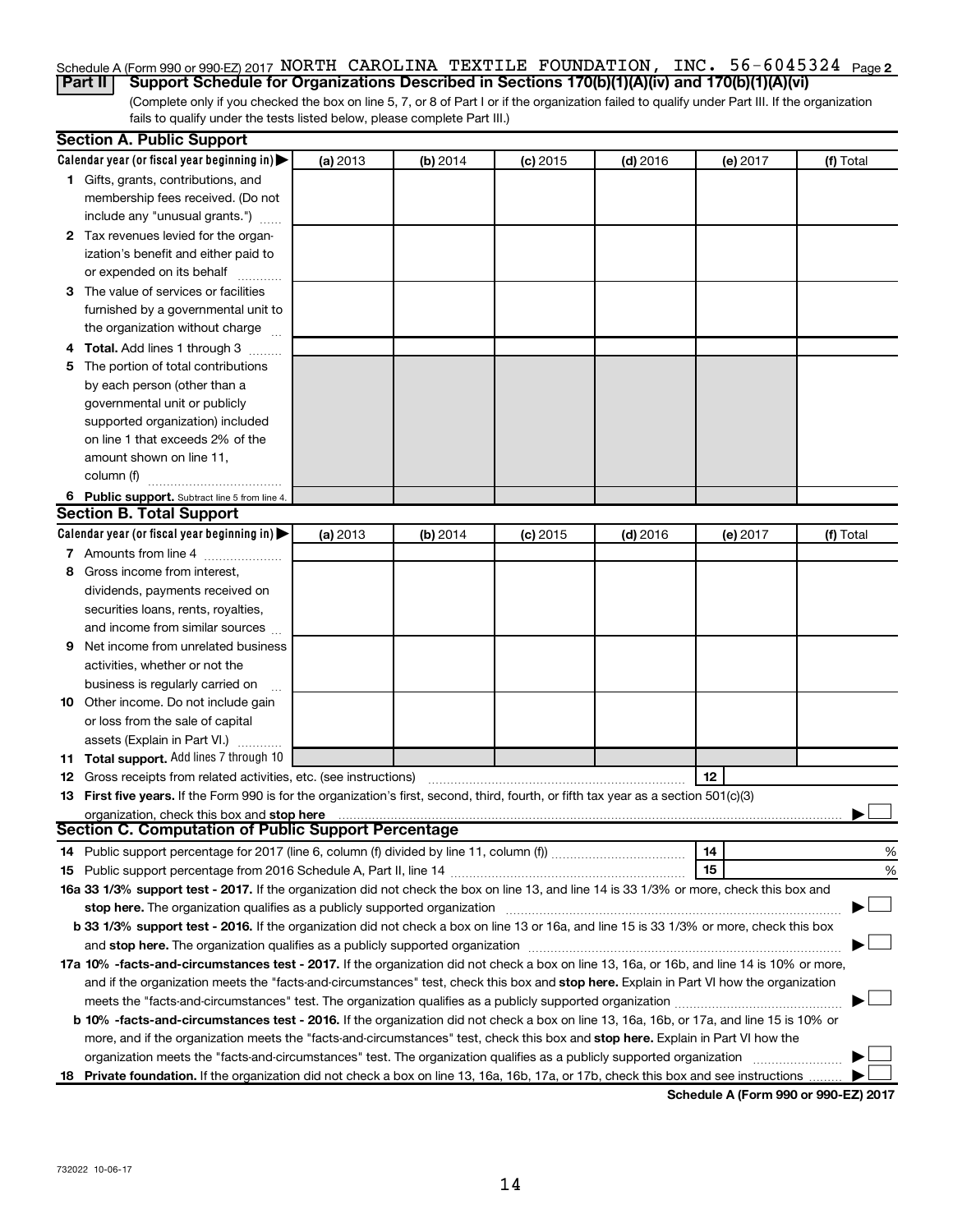Schedule A (Form 990 or 990-EZ) 2017 NORTH CAROLINA TEXTILE FOUNDATION, INC. 56-6045324 Page 2

**Part II Support Schedule for Organizations Described in Sections 170(b)(1)(A)(iv) and 170(b)(1)(A)(vi)**

(Complete only if you checked the box on line 5, 7, or 8 of Part I or if the organization failed to qualify under Part III. If the organization fails to qualify under the tests listed below, please complete Part III.)

**Section A. Public Support**

| Calendar year (or fiscal year beginning in) ▶ | (a) 2013 | (b) 2014 | (c) 2015 | (d) 2016 | (e) 2017 | (f) Total |
|---|---|---|---|---|---|---|
| **1** Gifts, grants, contributions, and membership fees received. (Do not include any "unusual grants.") | | | | | | |
| **2** Tax revenues levied for the organization's benefit and either paid to or expended on its behalf | | | | | | |
| **3** The value of services or facilities furnished by a governmental unit to the organization without charge | | | | | | |
| **4** **Total.** Add lines 1 through 3 | | | | | | |
| **5** The portion of total contributions by each person (other than a governmental unit or publicly supported organization) included on line 1 that exceeds 2% of the amount shown on line 11, column (f) | | | | | | |
| **6** **Public support.** Subtract line 5 from line 4. | | | | | | |

**Section B. Total Support**

| Calendar year (or fiscal year beginning in) ▶ | (a) 2013 | (b) 2014 | (c) 2015 | (d) 2016 | (e) 2017 | (f) Total |
|---|---|---|---|---|---|---|
| **7** Amounts from line 4 | | | | | | |
| **8** Gross income from interest, dividends, payments received on securities loans, rents, royalties, and income from similar sources | | | | | | |
| **9** Net income from unrelated business activities, whether or not the business is regularly carried on | | | | | | |
| **10** Other income. Do not include gain or loss from the sale of capital assets (Explain in Part VI.) | | | | | | |
| **11** **Total support.** Add lines 7 through 10 | | | | | | |

**12** Gross receipts from related activities, etc. (see instructions) **12**

**13** **First five years.** If the Form 990 is for the organization's first, second, third, fourth, or fifth tax year as a section 501(c)(3) organization, check this box and **stop here** ▶ ☐

**Section C. Computation of Public Support Percentage**

**14** Public support percentage for 2017 (line 6, column (f) divided by line 11, column (f)) **14** %

**15** Public support percentage from 2016 Schedule A, Part II, line 14 **15** %

**16a 33 1/3% support test - 2017.** If the organization did not check the box on line 13, and line 14 is 33 1/3% or more, check this box and **stop here.** The organization qualifies as a publicly supported organization ▶ ☐

**b 33 1/3% support test - 2016.** If the organization did not check a box on line 13 or 16a, and line 15 is 33 1/3% or more, check this box and **stop here.** The organization qualifies as a publicly supported organization ▶ ☐

**17a 10% -facts-and-circumstances test - 2017.** If the organization did not check a box on line 13, 16a, or 16b, and line 14 is 10% or more, and if the organization meets the "facts-and-circumstances" test, check this box and **stop here.** Explain in Part VI how the organization meets the "facts-and-circumstances" test. The organization qualifies as a publicly supported organization ▶ ☐

**b 10% -facts-and-circumstances test - 2016.** If the organization did not check a box on line 13, 16a, 16b, or 17a, and line 15 is 10% or more, and if the organization meets the "facts-and-circumstances" test, check this box and **stop here.** Explain in Part VI how the organization meets the "facts-and-circumstances" test. The organization qualifies as a publicly supported organization ▶ ☐

**18** **Private foundation.** If the organization did not check a box on line 13, 16a, 16b, 17a, or 17b, check this box and see instructions ▶ ☐

**Schedule A (Form 990 or 990-EZ) 2017**

732022 10-06-17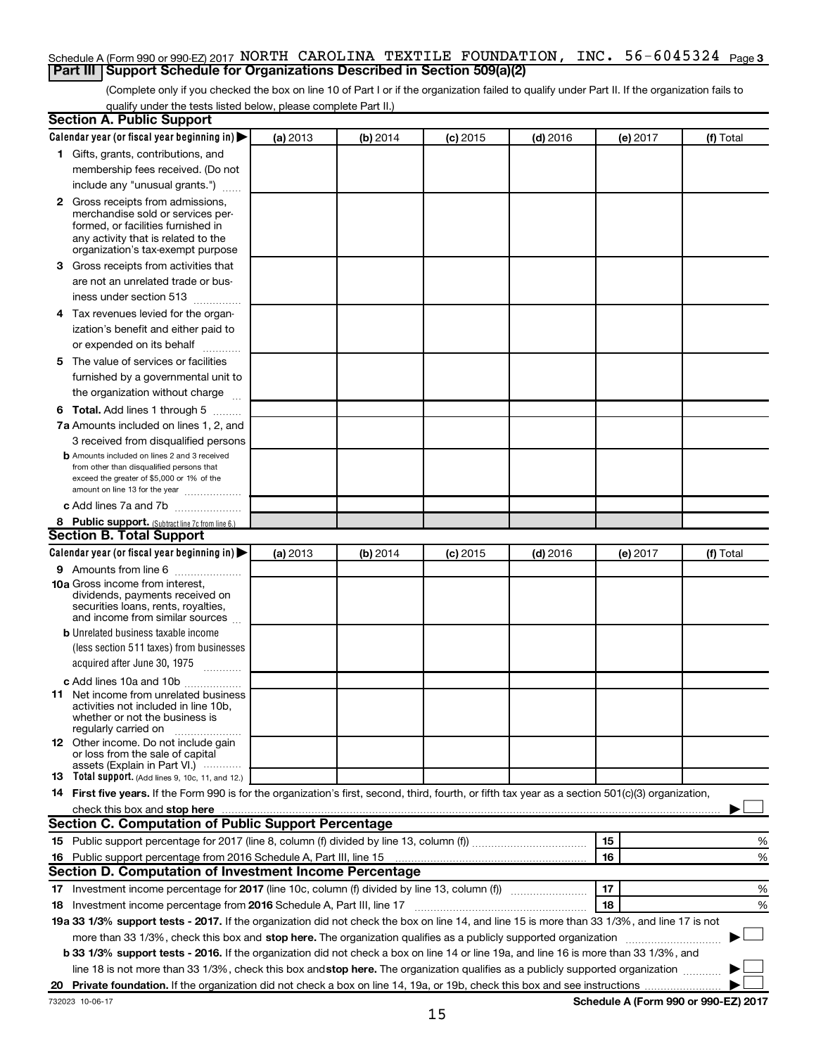Schedule A (Form 990 or 990-EZ) 2017 NORTH CAROLINA TEXTILE FOUNDATION, INC. 56-6045324 Page 3

## Part III Support Schedule for Organizations Described in Section 509(a)(2)

(Complete only if you checked the box on line 10 of Part I or if the organization failed to qualify under Part II. If the organization fails to qualify under the tests listed below, please complete Part II.)

### Section A. Public Support

| Calendar year (or fiscal year beginning in) ▶ | (a) 2013 | (b) 2014 | (c) 2015 | (d) 2016 | (e) 2017 | (f) Total |
|---|---|---|---|---|---|---|
| **1** Gifts, grants, contributions, and membership fees received. (Do not include any "unusual grants.") | | | | | | |
| **2** Gross receipts from admissions, merchandise sold or services performed, or facilities furnished in any activity that is related to the organization's tax-exempt purpose | | | | | | |
| **3** Gross receipts from activities that are not an unrelated trade or business under section 513 | | | | | | |
| **4** Tax revenues levied for the organization's benefit and either paid to or expended on its behalf | | | | | | |
| **5** The value of services or facilities furnished by a governmental unit to the organization without charge | | | | | | |
| **6 Total.** Add lines 1 through 5 | | | | | | |
| **7a** Amounts included on lines 1, 2, and 3 received from disqualified persons | | | | | | |
| **b** Amounts included on lines 2 and 3 received from other than disqualified persons that exceed the greater of $5,000 or 1% of the amount on line 13 for the year | | | | | | |
| **c** Add lines 7a and 7b | | | | | | |
| **8 Public support.** (Subtract line 7c from line 6.) | | | | | | |

### Section B. Total Support

| Calendar year (or fiscal year beginning in) ▶ | (a) 2013 | (b) 2014 | (c) 2015 | (d) 2016 | (e) 2017 | (f) Total |
|---|---|---|---|---|---|---|
| **9** Amounts from line 6 | | | | | | |
| **10a** Gross income from interest, dividends, payments received on securities loans, rents, royalties, and income from similar sources | | | | | | |
| **b** Unrelated business taxable income (less section 511 taxes) from businesses acquired after June 30, 1975 | | | | | | |
| **c** Add lines 10a and 10b | | | | | | |
| **11** Net income from unrelated business activities not included in line 10b, whether or not the business is regularly carried on | | | | | | |
| **12** Other income. Do not include gain or loss from the sale of capital assets (Explain in Part VI.) | | | | | | |
| **13 Total support.** (Add lines 9, 10c, 11, and 12.) | | | | | | |

**14 First five years.** If the Form 990 is for the organization's first, second, third, fourth, or fifth tax year as a section 501(c)(3) organization, check this box and **stop here** ▶ ☐

### Section C. Computation of Public Support Percentage

| | | | |
|---|---|---|---|
| **15** Public support percentage for 2017 (line 8, column (f) divided by line 13, column (f)) | 15 | | % |
| **16** Public support percentage from 2016 Schedule A, Part III, line 15 | 16 | | % |

### Section D. Computation of Investment Income Percentage

| | | | |
|---|---|---|---|
| **17** Investment income percentage for **2017** (line 10c, column (f) divided by line 13, column (f)) | 17 | | % |
| **18** Investment income percentage from **2016** Schedule A, Part III, line 17 | 18 | | % |

**19a 33 1/3% support tests - 2017.** If the organization did not check the box on line 14, and line 15 is more than 33 1/3%, and line 17 is not more than 33 1/3%, check this box and **stop here.** The organization qualifies as a publicly supported organization ▶ ☐

**b 33 1/3% support tests - 2016.** If the organization did not check a box on line 14 or line 19a, and line 16 is more than 33 1/3%, and line 18 is not more than 33 1/3%, check this box and **stop here.** The organization qualifies as a publicly supported organization ▶ ☐

**20 Private foundation.** If the organization did not check a box on line 14, 19a, or 19b, check this box and see instructions ▶ ☐

732023 10-06-17 **Schedule A (Form 990 or 990-EZ) 2017**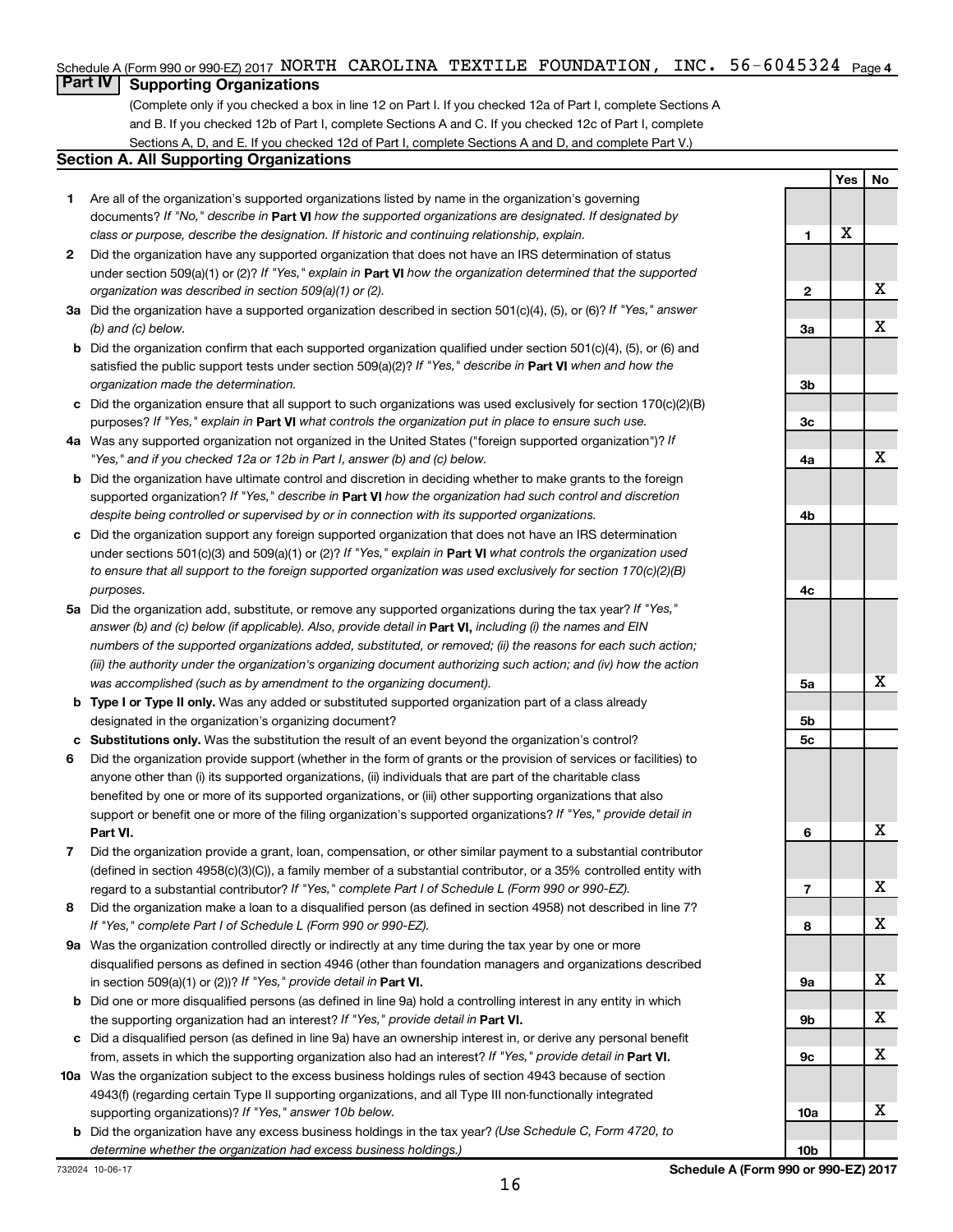Schedule A (Form 990 or 990-EZ) 2017 NORTH CAROLINA TEXTILE FOUNDATION, INC. 56-6045324 Page 4

## Part IV Supporting Organizations

(Complete only if you checked a box in line 12 on Part I. If you checked 12a of Part I, complete Sections A and B. If you checked 12b of Part I, complete Sections A and C. If you checked 12c of Part I, complete Sections A, D, and E. If you checked 12d of Part I, complete Sections A and D, and complete Part V.)

### Section A. All Supporting Organizations

| | | Line | Yes | No |
|---|---|---|---|---|
| **1** | Are all of the organization's supported organizations listed by name in the organization's governing documents? *If "No," describe in* **Part VI** *how the supported organizations are designated. If designated by class or purpose, describe the designation. If historic and continuing relationship, explain.* | **1** | X | |
| **2** | Did the organization have any supported organization that does not have an IRS determination of status under section 509(a)(1) or (2)? *If "Yes," explain in* **Part VI** *how the organization determined that the supported organization was described in section 509(a)(1) or (2).* | **2** | | X |
| **3a** | Did the organization have a supported organization described in section 501(c)(4), (5), or (6)? *If "Yes," answer (b) and (c) below.* | **3a** | | X |
| **b** | Did the organization confirm that each supported organization qualified under section 501(c)(4), (5), or (6) and satisfied the public support tests under section 509(a)(2)? *If "Yes," describe in* **Part VI** *when and how the organization made the determination.* | **3b** | | |
| **c** | Did the organization ensure that all support to such organizations was used exclusively for section 170(c)(2)(B) purposes? *If "Yes," explain in* **Part VI** *what controls the organization put in place to ensure such use.* | **3c** | | |
| **4a** | Was any supported organization not organized in the United States ("foreign supported organization")? *If "Yes," and if you checked 12a or 12b in Part I, answer (b) and (c) below.* | **4a** | | X |
| **b** | Did the organization have ultimate control and discretion in deciding whether to make grants to the foreign supported organization? *If "Yes," describe in* **Part VI** *how the organization had such control and discretion despite being controlled or supervised by or in connection with its supported organizations.* | **4b** | | |
| **c** | Did the organization support any foreign supported organization that does not have an IRS determination under sections 501(c)(3) and 509(a)(1) or (2)? *If "Yes," explain in* **Part VI** *what controls the organization used to ensure that all support to the foreign supported organization was used exclusively for section 170(c)(2)(B) purposes.* | **4c** | | |
| **5a** | Did the organization add, substitute, or remove any supported organizations during the tax year? *If "Yes," answer (b) and (c) below (if applicable). Also, provide detail in* **Part VI,** *including (i) the names and EIN numbers of the supported organizations added, substituted, or removed; (ii) the reasons for each such action; (iii) the authority under the organization's organizing document authorizing such action; and (iv) how the action was accomplished (such as by amendment to the organizing document).* | **5a** | | X |
| **b** | **Type I or Type II only.** Was any added or substituted supported organization part of a class already designated in the organization's organizing document? | **5b** | | |
| **c** | **Substitutions only.** Was the substitution the result of an event beyond the organization's control? | **5c** | | |
| **6** | Did the organization provide support (whether in the form of grants or the provision of services or facilities) to anyone other than (i) its supported organizations, (ii) individuals that are part of the charitable class benefited by one or more of its supported organizations, or (iii) other supporting organizations that also support or benefit one or more of the filing organization's supported organizations? *If "Yes," provide detail in* **Part VI.** | **6** | | X |
| **7** | Did the organization provide a grant, loan, compensation, or other similar payment to a substantial contributor (defined in section 4958(c)(3)(C)), a family member of a substantial contributor, or a 35% controlled entity with regard to a substantial contributor? *If "Yes," complete Part I of Schedule L (Form 990 or 990-EZ).* | **7** | | X |
| **8** | Did the organization make a loan to a disqualified person (as defined in section 4958) not described in line 7? *If "Yes," complete Part I of Schedule L (Form 990 or 990-EZ).* | **8** | | X |
| **9a** | Was the organization controlled directly or indirectly at any time during the tax year by one or more disqualified persons as defined in section 4946 (other than foundation managers and organizations described in section 509(a)(1) or (2))? *If "Yes," provide detail in* **Part VI.** | **9a** | | X |
| **b** | Did one or more disqualified persons (as defined in line 9a) hold a controlling interest in any entity in which the supporting organization had an interest? *If "Yes," provide detail in* **Part VI.** | **9b** | | X |
| **c** | Did a disqualified person (as defined in line 9a) have an ownership interest in, or derive any personal benefit from, assets in which the supporting organization also had an interest? *If "Yes," provide detail in* **Part VI.** | **9c** | | X |
| **10a** | Was the organization subject to the excess business holdings rules of section 4943 because of section 4943(f) (regarding certain Type II supporting organizations, and all Type III non-functionally integrated supporting organizations)? *If "Yes," answer 10b below.* | **10a** | | X |
| **b** | Did the organization have any excess business holdings in the tax year? *(Use Schedule C, Form 4720, to determine whether the organization had excess business holdings.)* | **10b** | | |

732024 10-06-17 **Schedule A (Form 990 or 990-EZ) 2017**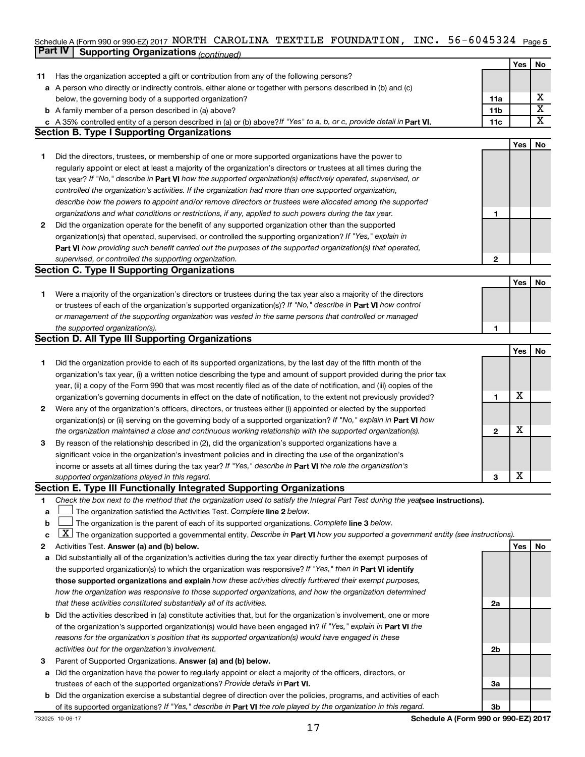Schedule A (Form 990 or 990-EZ) 2017 NORTH CAROLINA TEXTILE FOUNDATION, INC. 56-6045324 Page 5

**Part IV Supporting Organizations** *(continued)*

| | | | Yes | No |
|---|---|---|---|---|
| **11** | Has the organization accepted a gift or contribution from any of the following persons? | | | |
| **a** | A person who directly or indirectly controls, either alone or together with persons described in (b) and (c) below, the governing body of a supported organization? | **11a** | | X |
| **b** | A family member of a person described in (a) above? | **11b** | | X |
| **c** | A 35% controlled entity of a person described in (a) or (b) above? *If "Yes" to a, b, or c, provide detail in* **Part VI.** | **11c** | | X |

## Section B. Type I Supporting Organizations

| | | | Yes | No |
|---|---|---|---|---|
| **1** | Did the directors, trustees, or membership of one or more supported organizations have the power to regularly appoint or elect at least a majority of the organization's directors or trustees at all times during the tax year? *If "No," describe in* **Part VI** *how the supported organization(s) effectively operated, supervised, or controlled the organization's activities. If the organization had more than one supported organization, describe how the powers to appoint and/or remove directors or trustees were allocated among the supported organizations and what conditions or restrictions, if any, applied to such powers during the tax year.* | **1** | | |
| **2** | Did the organization operate for the benefit of any supported organization other than the supported organization(s) that operated, supervised, or controlled the supporting organization? *If "Yes," explain in* **Part VI** *how providing such benefit carried out the purposes of the supported organization(s) that operated, supervised, or controlled the supporting organization.* | **2** | | |

## Section C. Type II Supporting Organizations

| | | | Yes | No |
|---|---|---|---|---|
| **1** | Were a majority of the organization's directors or trustees during the tax year also a majority of the directors or trustees of each of the organization's supported organization(s)? *If "No," describe in* **Part VI** *how control or management of the supporting organization was vested in the same persons that controlled or managed the supported organization(s).* | **1** | | |

## Section D. All Type III Supporting Organizations

| | | | Yes | No |
|---|---|---|---|---|
| **1** | Did the organization provide to each of its supported organizations, by the last day of the fifth month of the organization's tax year, (i) a written notice describing the type and amount of support provided during the prior tax year, (ii) a copy of the Form 990 that was most recently filed as of the date of notification, and (iii) copies of the organization's governing documents in effect on the date of notification, to the extent not previously provided? | **1** | X | |
| **2** | Were any of the organization's officers, directors, or trustees either (i) appointed or elected by the supported organization(s) or (ii) serving on the governing body of a supported organization? *If "No," explain in* **Part VI** *how the organization maintained a close and continuous working relationship with the supported organization(s).* | **2** | X | |
| **3** | By reason of the relationship described in (2), did the organization's supported organizations have a significant voice in the organization's investment policies and in directing the use of the organization's income or assets at all times during the tax year? *If "Yes," describe in* **Part VI** *the role the organization's supported organizations played in this regard.* | **3** | X | |

## Section E. Type III Functionally Integrated Supporting Organizations

**1** *Check the box next to the method that the organization used to satisfy the Integral Part Test during the year* **(see instructions).**

- **a** ☐ The organization satisfied the Activities Test. *Complete* **line 2** *below.*
- **b** ☐ The organization is the parent of each of its supported organizations. *Complete* **line 3** *below.*
- **c** ☒ The organization supported a governmental entity. *Describe in* **Part VI** *how you supported a government entity (see instructions).*

| | | | Yes | No |
|---|---|---|---|---|
| **2** | Activities Test. **Answer (a) and (b) below.** | | | |
| **a** | Did substantially all of the organization's activities during the tax year directly further the exempt purposes of the supported organization(s) to which the organization was responsive? *If "Yes," then in* **Part VI identify those supported organizations and explain** *how these activities directly furthered their exempt purposes, how the organization was responsive to those supported organizations, and how the organization determined that these activities constituted substantially all of its activities.* | **2a** | | |
| **b** | Did the activities described in (a) constitute activities that, but for the organization's involvement, one or more of the organization's supported organization(s) would have been engaged in? *If "Yes," explain in* **Part VI** *the reasons for the organization's position that its supported organization(s) would have engaged in these activities but for the organization's involvement.* | **2b** | | |
| **3** | Parent of Supported Organizations. **Answer (a) and (b) below.** | | | |
| **a** | Did the organization have the power to regularly appoint or elect a majority of the officers, directors, or trustees of each of the supported organizations? *Provide details in* **Part VI.** | **3a** | | |
| **b** | Did the organization exercise a substantial degree of direction over the policies, programs, and activities of each of its supported organizations? *If "Yes," describe in* **Part VI** *the role played by the organization in this regard.* | **3b** | | |

732025 10-06-17 **Schedule A (Form 990 or 990-EZ) 2017**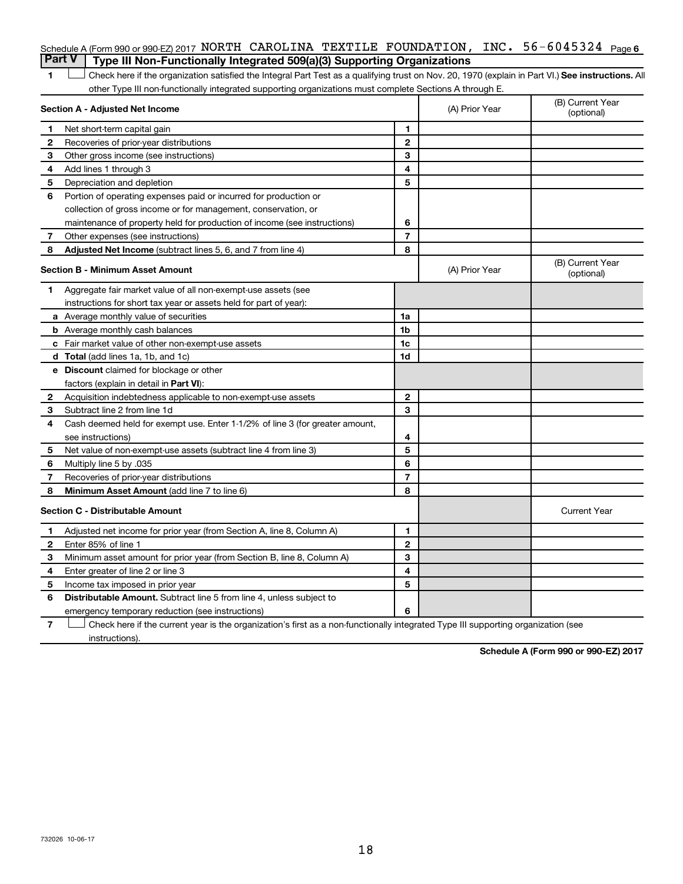Schedule A (Form 990 or 990-EZ) 2017 NORTH CAROLINA TEXTILE FOUNDATION, INC. 56-6045324 Page 6

## Part V Type III Non-Functionally Integrated 509(a)(3) Supporting Organizations

1 ☐ Check here if the organization satisfied the Integral Part Test as a qualifying trust on Nov. 20, 1970 (explain in Part VI.) **See instructions.** All other Type III non-functionally integrated supporting organizations must complete Sections A through E.

| **Section A - Adjusted Net Income** | | (A) Prior Year | (B) Current Year (optional) |
|---|---|---|---|
| 1 Net short-term capital gain | 1 | | |
| 2 Recoveries of prior-year distributions | 2 | | |
| 3 Other gross income (see instructions) | 3 | | |
| 4 Add lines 1 through 3 | 4 | | |
| 5 Depreciation and depletion | 5 | | |
| 6 Portion of operating expenses paid or incurred for production or collection of gross income or for management, conservation, or maintenance of property held for production of income (see instructions) | 6 | | |
| 7 Other expenses (see instructions) | 7 | | |
| 8 **Adjusted Net Income** (subtract lines 5, 6, and 7 from line 4) | 8 | | |

| **Section B - Minimum Asset Amount** | | (A) Prior Year | (B) Current Year (optional) |
|---|---|---|---|
| 1 Aggregate fair market value of all non-exempt-use assets (see instructions for short tax year or assets held for part of year): | | | |
| a Average monthly value of securities | 1a | | |
| b Average monthly cash balances | 1b | | |
| c Fair market value of other non-exempt-use assets | 1c | | |
| d **Total** (add lines 1a, 1b, and 1c) | 1d | | |
| e **Discount** claimed for blockage or other factors (explain in detail in **Part VI**): | | | |
| 2 Acquisition indebtedness applicable to non-exempt-use assets | 2 | | |
| 3 Subtract line 2 from line 1d | 3 | | |
| 4 Cash deemed held for exempt use. Enter 1-1/2% of line 3 (for greater amount, see instructions) | 4 | | |
| 5 Net value of non-exempt-use assets (subtract line 4 from line 3) | 5 | | |
| 6 Multiply line 5 by .035 | 6 | | |
| 7 Recoveries of prior-year distributions | 7 | | |
| 8 **Minimum Asset Amount** (add line 7 to line 6) | 8 | | |

| **Section C - Distributable Amount** | | | Current Year |
|---|---|---|---|
| 1 Adjusted net income for prior year (from Section A, line 8, Column A) | 1 | | |
| 2 Enter 85% of line 1 | 2 | | |
| 3 Minimum asset amount for prior year (from Section B, line 8, Column A) | 3 | | |
| 4 Enter greater of line 2 or line 3 | 4 | | |
| 5 Income tax imposed in prior year | 5 | | |
| 6 **Distributable Amount.** Subtract line 5 from line 4, unless subject to emergency temporary reduction (see instructions) | 6 | | |

7 ☐ Check here if the current year is the organization's first as a non-functionally integrated Type III supporting organization (see instructions).

**Schedule A (Form 990 or 990-EZ) 2017**

732026 10-06-17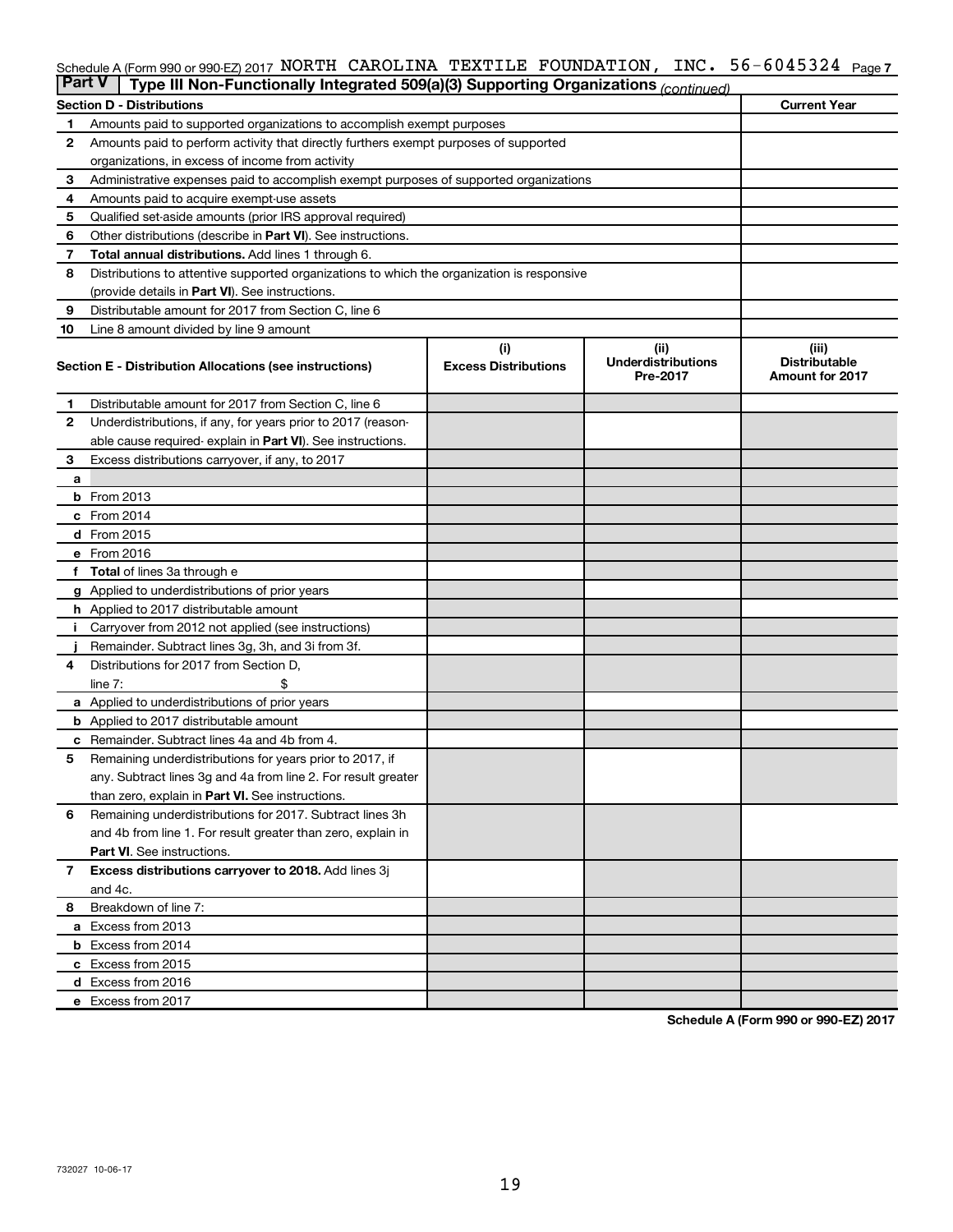Schedule A (Form 990 or 990-EZ) 2017 NORTH CAROLINA TEXTILE FOUNDATION, INC. 56-6045324 Page 7

**Part V** | **Type III Non-Functionally Integrated 509(a)(3) Supporting Organizations** *(continued)*

| **Section D - Distributions** | | **Current Year** |
|---|---|---|
| 1 | Amounts paid to supported organizations to accomplish exempt purposes | |
| 2 | Amounts paid to perform activity that directly furthers exempt purposes of supported organizations, in excess of income from activity | |
| 3 | Administrative expenses paid to accomplish exempt purposes of supported organizations | |
| 4 | Amounts paid to acquire exempt-use assets | |
| 5 | Qualified set-aside amounts (prior IRS approval required) | |
| 6 | Other distributions (describe in **Part VI**). See instructions. | |
| 7 | **Total annual distributions.** Add lines 1 through 6. | |
| 8 | Distributions to attentive supported organizations to which the organization is responsive (provide details in **Part VI**). See instructions. | |
| 9 | Distributable amount for 2017 from Section C, line 6 | |
| 10 | Line 8 amount divided by line 9 amount | |

| | **Section E - Distribution Allocations (see instructions)** | **(i) Excess Distributions** | **(ii) Underdistributions Pre-2017** | **(iii) Distributable Amount for 2017** |
|---|---|---|---|---|
| 1 | Distributable amount for 2017 from Section C, line 6 | | | |
| 2 | Underdistributions, if any, for years prior to 2017 (reasonable cause required- explain in **Part VI**). See instructions. | | | |
| 3 | Excess distributions carryover, if any, to 2017 | | | |
| a | | | | |
| b | From 2013 | | | |
| c | From 2014 | | | |
| d | From 2015 | | | |
| e | From 2016 | | | |
| f | **Total** of lines 3a through e | | | |
| g | Applied to underdistributions of prior years | | | |
| h | Applied to 2017 distributable amount | | | |
| i | Carryover from 2012 not applied (see instructions) | | | |
| j | Remainder. Subtract lines 3g, 3h, and 3i from 3f. | | | |
| 4 | Distributions for 2017 from Section D, line 7: $ | | | |
| a | Applied to underdistributions of prior years | | | |
| b | Applied to 2017 distributable amount | | | |
| c | Remainder. Subtract lines 4a and 4b from 4. | | | |
| 5 | Remaining underdistributions for years prior to 2017, if any. Subtract lines 3g and 4a from line 2. For result greater than zero, explain in **Part VI.** See instructions. | | | |
| 6 | Remaining underdistributions for 2017. Subtract lines 3h and 4b from line 1. For result greater than zero, explain in **Part VI**. See instructions. | | | |
| 7 | **Excess distributions carryover to 2018.** Add lines 3j and 4c. | | | |
| 8 | Breakdown of line 7: | | | |
| a | Excess from 2013 | | | |
| b | Excess from 2014 | | | |
| c | Excess from 2015 | | | |
| d | Excess from 2016 | | | |
| e | Excess from 2017 | | | |

**Schedule A (Form 990 or 990-EZ) 2017**

732027 10-06-17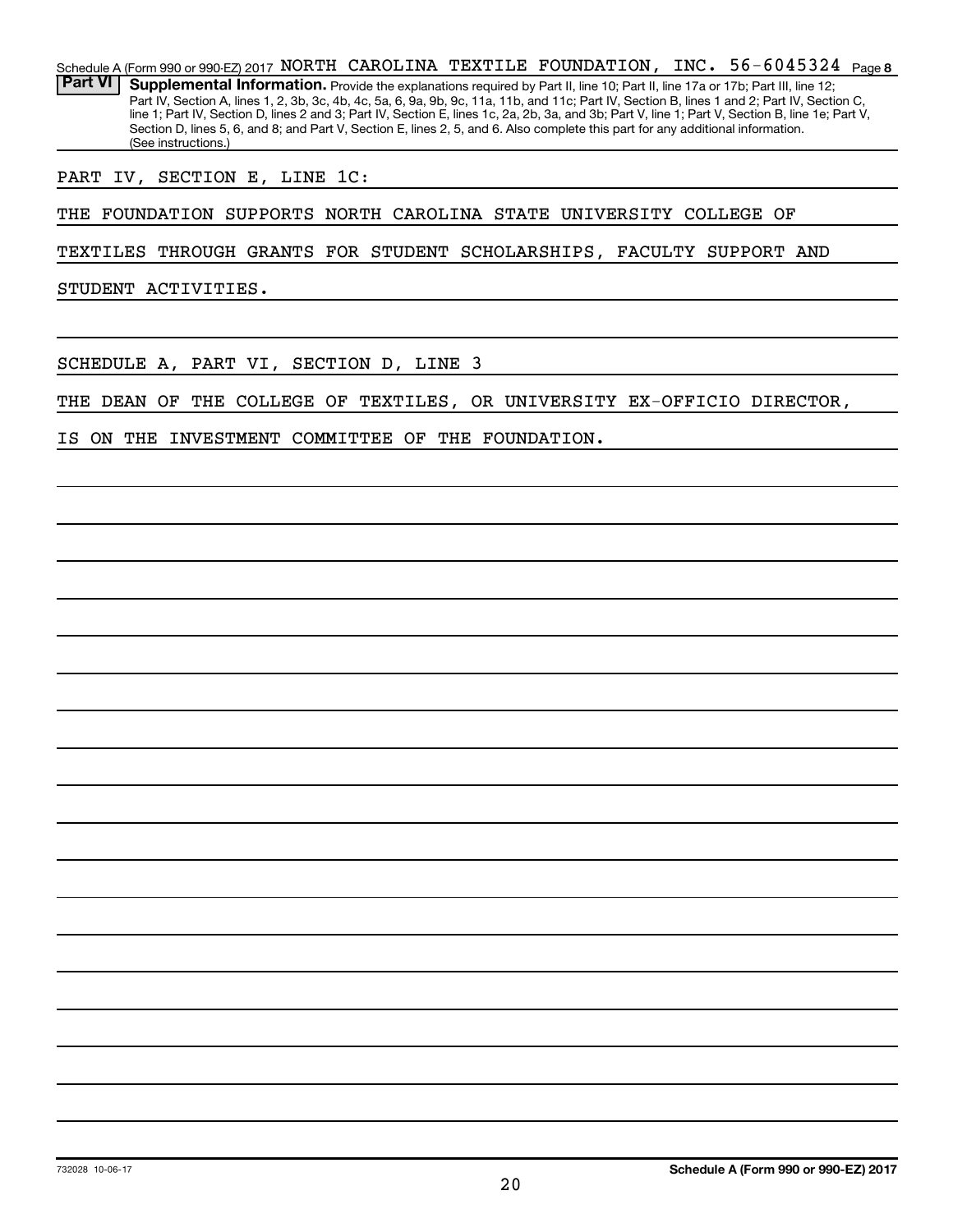Schedule A (Form 990 or 990-EZ) 2017 NORTH CAROLINA TEXTILE FOUNDATION, INC. 56-6045324 Page 8

**Part VI** **Supplemental Information.** Provide the explanations required by Part II, line 10; Part II, line 17a or 17b; Part III, line 12; Part IV, Section A, lines 1, 2, 3b, 3c, 4b, 4c, 5a, 6, 9a, 9b, 9c, 11a, 11b, and 11c; Part IV, Section B, lines 1 and 2; Part IV, Section C, line 1; Part IV, Section D, lines 2 and 3; Part IV, Section E, lines 1c, 2a, 2b, 3a, and 3b; Part V, line 1; Part V, Section B, line 1e; Part V, Section D, lines 5, 6, and 8; and Part V, Section E, lines 2, 5, and 6. Also complete this part for any additional information. (See instructions.)

PART IV, SECTION E, LINE 1C:

THE FOUNDATION SUPPORTS NORTH CAROLINA STATE UNIVERSITY COLLEGE OF TEXTILES THROUGH GRANTS FOR STUDENT SCHOLARSHIPS, FACULTY SUPPORT AND STUDENT ACTIVITIES.

SCHEDULE A, PART VI, SECTION D, LINE 3

THE DEAN OF THE COLLEGE OF TEXTILES, OR UNIVERSITY EX-OFFICIO DIRECTOR, IS ON THE INVESTMENT COMMITTEE OF THE FOUNDATION.

732028 10-06-17

**Schedule A (Form 990 or 990-EZ) 2017**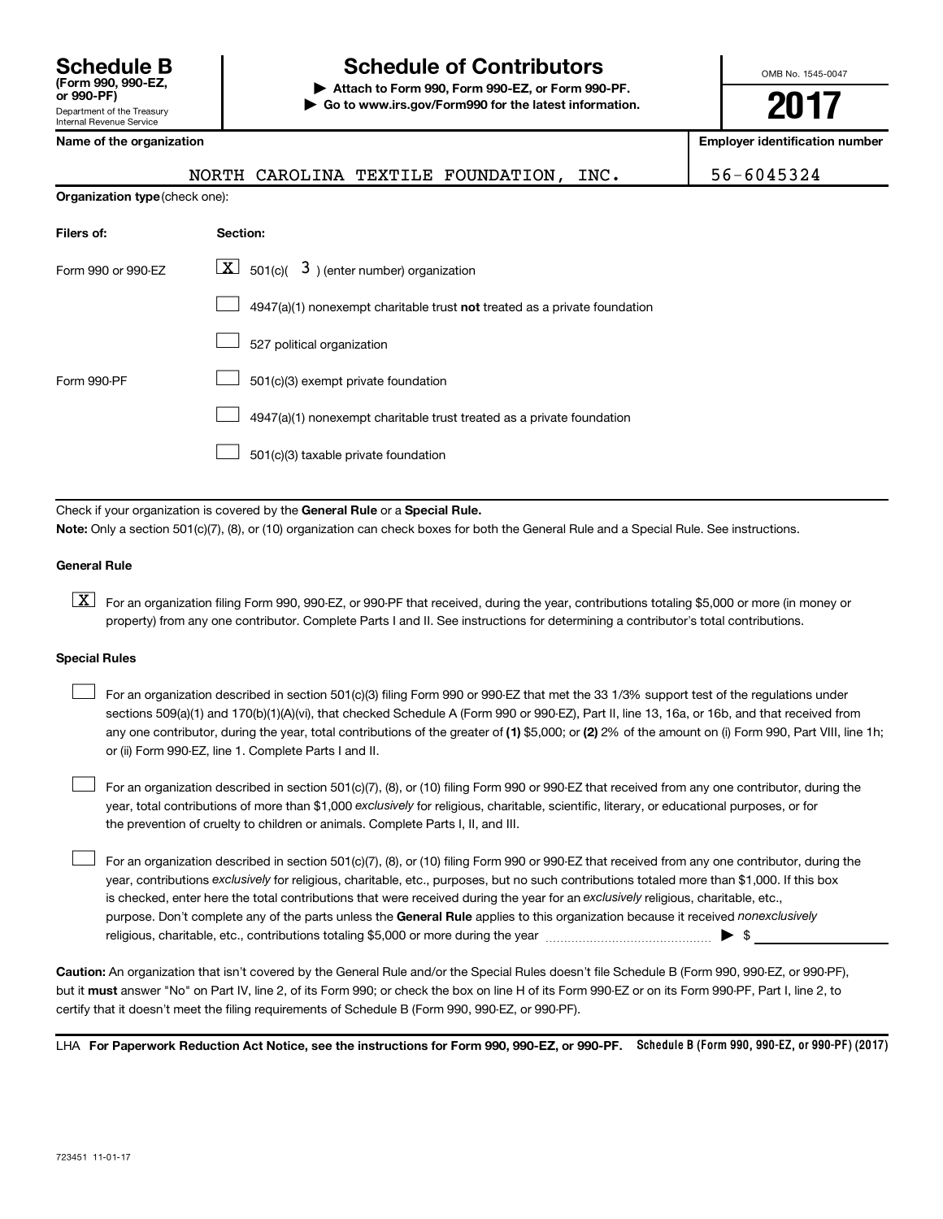# Schedule B (Form 990, 990-EZ, or 990-PF)

Department of the Treasury
Internal Revenue Service

## Schedule of Contributors

▶ **Attach to Form 990, Form 990-EZ, or Form 990-PF.**
▶ **Go to www.irs.gov/Form990 for the latest information.**

OMB No. 1545-0047

**2017**

**Name of the organization**: NORTH CAROLINA TEXTILE FOUNDATION, INC.

**Employer identification number**: 56-6045324

**Organization type** (check one):

| Filers of: | Section: |
|---|---|
| Form 990 or 990-EZ | [X] 501(c)( 3 ) (enter number) organization |
| | [ ] 4947(a)(1) nonexempt charitable trust **not** treated as a private foundation |
| | [ ] 527 political organization |
| Form 990-PF | [ ] 501(c)(3) exempt private foundation |
| | [ ] 4947(a)(1) nonexempt charitable trust treated as a private foundation |
| | [ ] 501(c)(3) taxable private foundation |

Check if your organization is covered by the **General Rule** or a **Special Rule.**

**Note:** Only a section 501(c)(7), (8), or (10) organization can check boxes for both the General Rule and a Special Rule. See instructions.

### General Rule

[X] For an organization filing Form 990, 990-EZ, or 990-PF that received, during the year, contributions totaling $5,000 or more (in money or property) from any one contributor. Complete Parts I and II. See instructions for determining a contributor's total contributions.

### Special Rules

[ ] For an organization described in section 501(c)(3) filing Form 990 or 990-EZ that met the 33 1/3% support test of the regulations under sections 509(a)(1) and 170(b)(1)(A)(vi), that checked Schedule A (Form 990 or 990-EZ), Part II, line 13, 16a, or 16b, and that received from any one contributor, during the year, total contributions of the greater of **(1)** $5,000; or **(2)** 2% of the amount on (i) Form 990, Part VIII, line 1h; or (ii) Form 990-EZ, line 1. Complete Parts I and II.

[ ] For an organization described in section 501(c)(7), (8), or (10) filing Form 990 or 990-EZ that received from any one contributor, during the year, total contributions of more than $1,000 *exclusively* for religious, charitable, scientific, literary, or educational purposes, or for the prevention of cruelty to children or animals. Complete Parts I, II, and III.

[ ] For an organization described in section 501(c)(7), (8), or (10) filing Form 990 or 990-EZ that received from any one contributor, during the year, contributions *exclusively* for religious, charitable, etc., purposes, but no such contributions totaled more than $1,000. If this box is checked, enter here the total contributions that were received during the year for an *exclusively* religious, charitable, etc., purpose. Don't complete any of the parts unless the **General Rule** applies to this organization because it received *nonexclusively* religious, charitable, etc., contributions totaling $5,000 or more during the year ▶ $ ________

**Caution:** An organization that isn't covered by the General Rule and/or the Special Rules doesn't file Schedule B (Form 990, 990-EZ, or 990-PF), but it **must** answer "No" on Part IV, line 2, of its Form 990; or check the box on line H of its Form 990-EZ or on its Form 990-PF, Part I, line 2, to certify that it doesn't meet the filing requirements of Schedule B (Form 990, 990-EZ, or 990-PF).

LHA **For Paperwork Reduction Act Notice, see the instructions for Form 990, 990-EZ, or 990-PF.** **Schedule B (Form 990, 990-EZ, or 990-PF) (2017)**

723451 11-01-17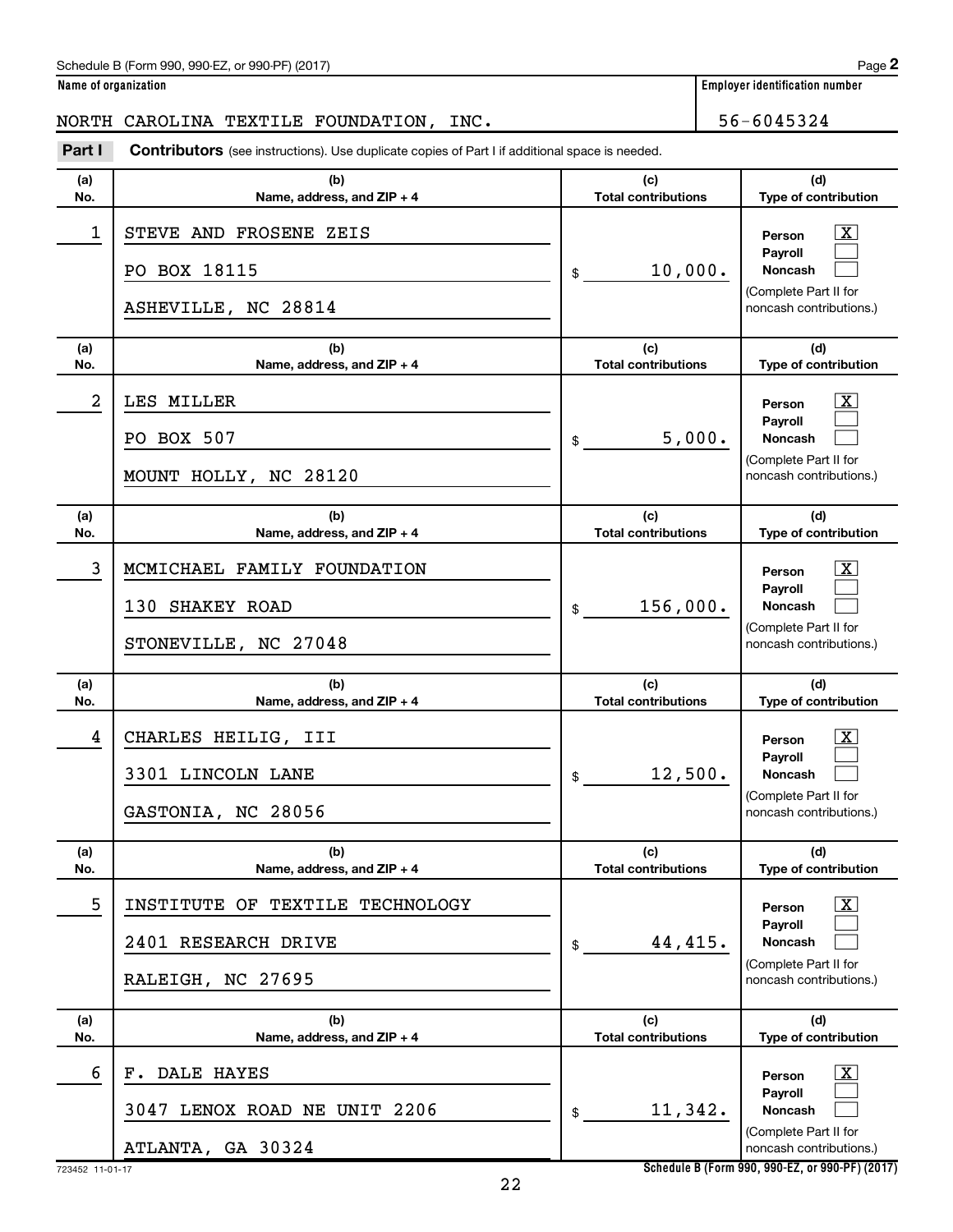Schedule B (Form 990, 990-EZ, or 990-PF) (2017)

**Name of organization**

NORTH CAROLINA TEXTILE FOUNDATION, INC.

**Employer identification number**

56-6045324

**Part I** **Contributors** (see instructions). Use duplicate copies of Part I if additional space is needed.

| (a) No. | (b) Name, address, and ZIP + 4 | (c) Total contributions | (d) Type of contribution |
|---|---|---|---|
| 1 | STEVE AND FROSENE ZEIS<br>PO BOX 18115<br>ASHEVILLE, NC 28814 | $ 10,000. | Person [X]<br>Payroll [ ]<br>Noncash [ ]<br>(Complete Part II for noncash contributions.) |
| 2 | LES MILLER<br>PO BOX 507<br>MOUNT HOLLY, NC 28120 | $ 5,000. | Person [X]<br>Payroll [ ]<br>Noncash [ ]<br>(Complete Part II for noncash contributions.) |
| 3 | MCMICHAEL FAMILY FOUNDATION<br>130 SHAKEY ROAD<br>STONEVILLE, NC 27048 | $ 156,000. | Person [X]<br>Payroll [ ]<br>Noncash [ ]<br>(Complete Part II for noncash contributions.) |
| 4 | CHARLES HEILIG, III<br>3301 LINCOLN LANE<br>GASTONIA, NC 28056 | $ 12,500. | Person [X]<br>Payroll [ ]<br>Noncash [ ]<br>(Complete Part II for noncash contributions.) |
| 5 | INSTITUTE OF TEXTILE TECHNOLOGY<br>2401 RESEARCH DRIVE<br>RALEIGH, NC 27695 | $ 44,415. | Person [X]<br>Payroll [ ]<br>Noncash [ ]<br>(Complete Part II for noncash contributions.) |
| 6 | F. DALE HAYES<br>3047 LENOX ROAD NE UNIT 2206<br>ATLANTA, GA 30324 | $ 11,342. | Person [X]<br>Payroll [ ]<br>Noncash [ ]<br>(Complete Part II for noncash contributions.) |

723452 11-01-17

Schedule B (Form 990, 990-EZ, or 990-PF) (2017)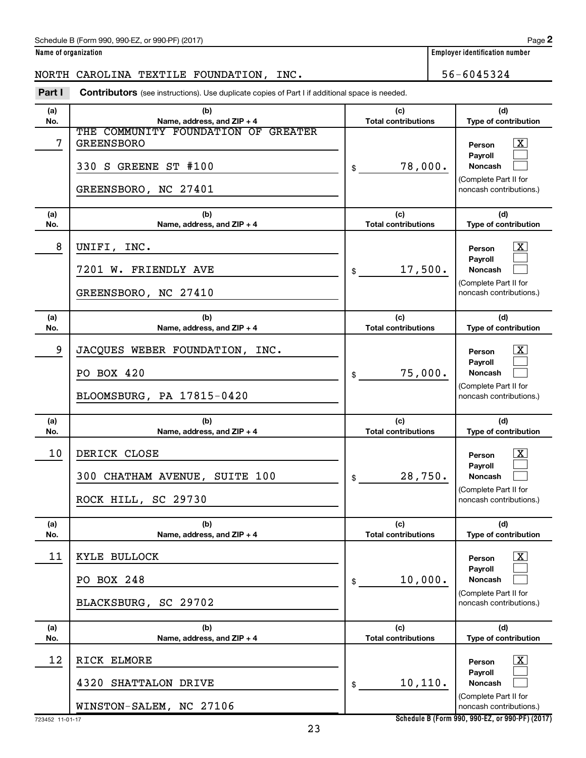Schedule B (Form 990, 990-EZ, or 990-PF) (2017) Page **2**

**Name of organization**

NORTH CAROLINA TEXTILE FOUNDATION, INC.

**Employer identification number**

56-6045324

**Part I** **Contributors** (see instructions). Use duplicate copies of Part I if additional space is needed.

| (a) No. | (b) Name, address, and ZIP + 4 | (c) Total contributions | (d) Type of contribution |
|---|---|---|---|
| 7 | THE COMMUNITY FOUNDATION OF GREATER GREENSBORO<br>330 S GREENE ST #100<br>GREENSBORO, NC 27401 | $ 78,000. | Person [X]<br>Payroll [ ]<br>Noncash [ ]<br>(Complete Part II for noncash contributions.) |
| 8 | UNIFI, INC.<br>7201 W. FRIENDLY AVE<br>GREENSBORO, NC 27410 | $ 17,500. | Person [X]<br>Payroll [ ]<br>Noncash [ ]<br>(Complete Part II for noncash contributions.) |
| 9 | JACQUES WEBER FOUNDATION, INC.<br>PO BOX 420<br>BLOOMSBURG, PA 17815-0420 | $ 75,000. | Person [X]<br>Payroll [ ]<br>Noncash [ ]<br>(Complete Part II for noncash contributions.) |
| 10 | DERICK CLOSE<br>300 CHATHAM AVENUE, SUITE 100<br>ROCK HILL, SC 29730 | $ 28,750. | Person [X]<br>Payroll [ ]<br>Noncash [ ]<br>(Complete Part II for noncash contributions.) |
| 11 | KYLE BULLOCK<br>PO BOX 248<br>BLACKSBURG, SC 29702 | $ 10,000. | Person [X]<br>Payroll [ ]<br>Noncash [ ]<br>(Complete Part II for noncash contributions.) |
| 12 | RICK ELMORE<br>4320 SHATTALON DRIVE<br>WINSTON-SALEM, NC 27106 | $ 10,110. | Person [X]<br>Payroll [ ]<br>Noncash [ ]<br>(Complete Part II for noncash contributions.) |

723452 11-01-17 **Schedule B (Form 990, 990-EZ, or 990-PF) (2017)**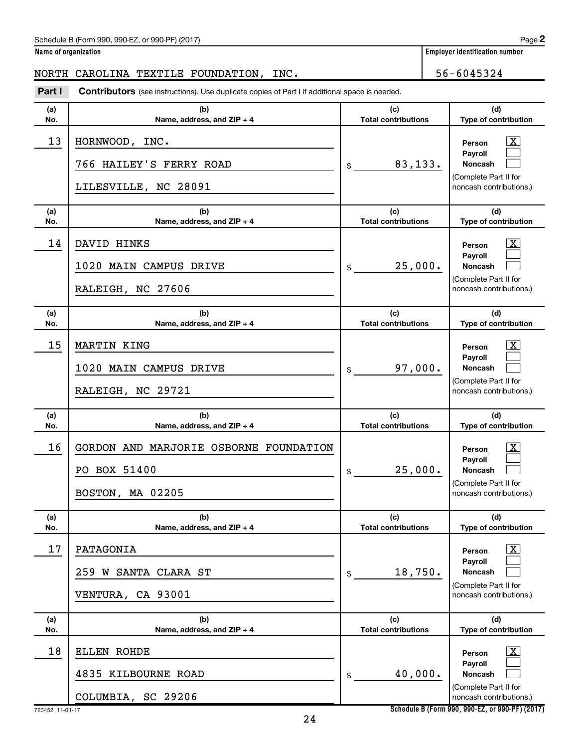Schedule B (Form 990, 990-EZ, or 990-PF) (2017) Page **2**

**Name of organization** | **Employer identification number**

NORTH CAROLINA TEXTILE FOUNDATION, INC. | 56-6045324

**Part I** **Contributors** (see instructions). Use duplicate copies of Part I if additional space is needed.

| (a) No. | (b) Name, address, and ZIP + 4 | (c) Total contributions | (d) Type of contribution |
|---|---|---|---|
| 13 | HORNWOOD, INC.<br>766 HAILEY'S FERRY ROAD<br>LILESVILLE, NC 28091 | $ 83,133. | Person [X]<br>Payroll [ ]<br>Noncash [ ]<br>(Complete Part II for noncash contributions.) |
| 14 | DAVID HINKS<br>1020 MAIN CAMPUS DRIVE<br>RALEIGH, NC 27606 | $ 25,000. | Person [X]<br>Payroll [ ]<br>Noncash [ ]<br>(Complete Part II for noncash contributions.) |
| 15 | MARTIN KING<br>1020 MAIN CAMPUS DRIVE<br>RALEIGH, NC 29721 | $ 97,000. | Person [X]<br>Payroll [ ]<br>Noncash [ ]<br>(Complete Part II for noncash contributions.) |
| 16 | GORDON AND MARJORIE OSBORNE FOUNDATION<br>PO BOX 51400<br>BOSTON, MA 02205 | $ 25,000. | Person [X]<br>Payroll [ ]<br>Noncash [ ]<br>(Complete Part II for noncash contributions.) |
| 17 | PATAGONIA<br>259 W SANTA CLARA ST<br>VENTURA, CA 93001 | $ 18,750. | Person [X]<br>Payroll [ ]<br>Noncash [ ]<br>(Complete Part II for noncash contributions.) |
| 18 | ELLEN ROHDE<br>4835 KILBOURNE ROAD<br>COLUMBIA, SC 29206 | $ 40,000. | Person [X]<br>Payroll [ ]<br>Noncash [ ]<br>(Complete Part II for noncash contributions.) |

723452 11-01-17 **Schedule B (Form 990, 990-EZ, or 990-PF) (2017)**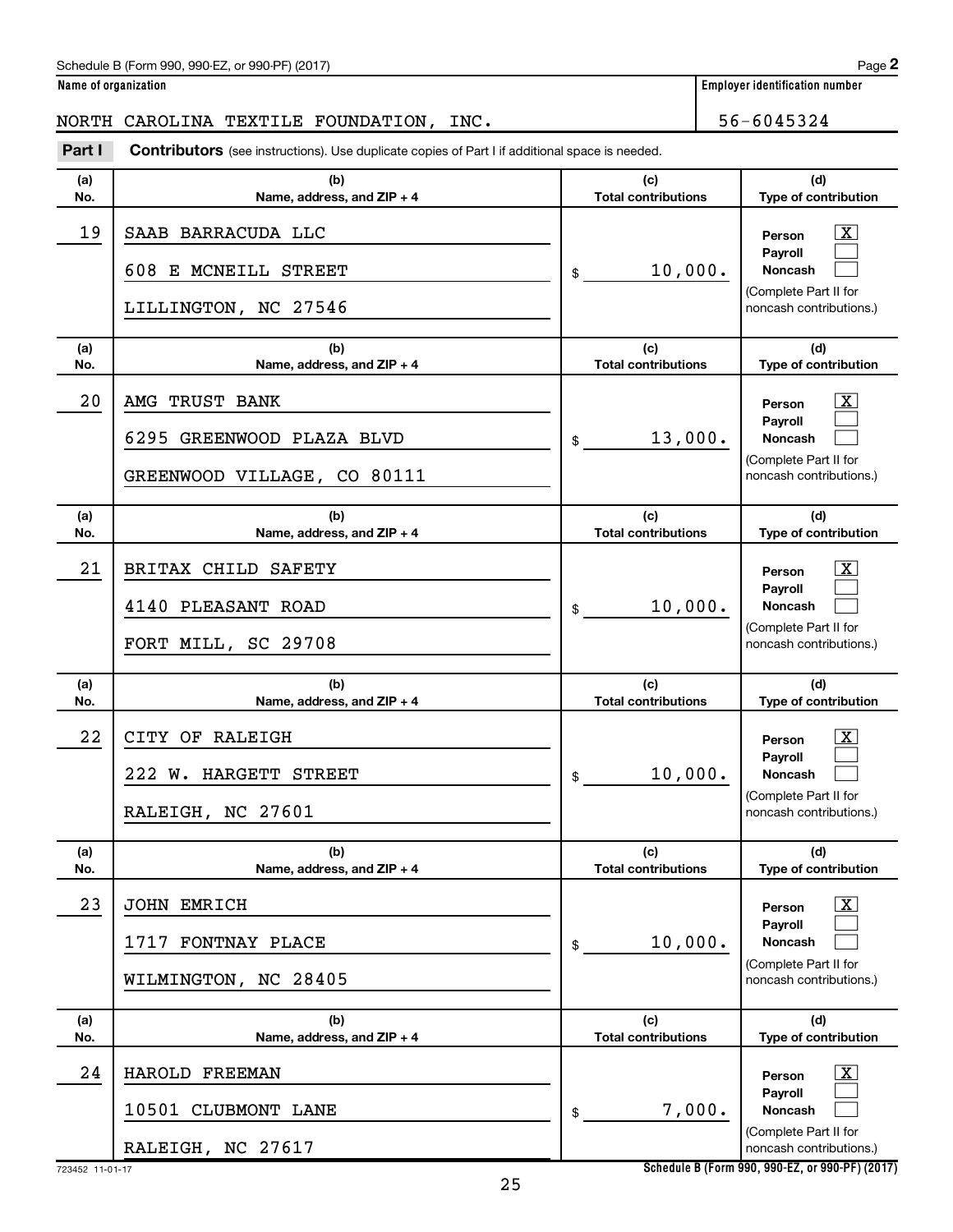Schedule B (Form 990, 990-EZ, or 990-PF) (2017) Page **2**

**Name of organization** | **Employer identification number**

NORTH CAROLINA TEXTILE FOUNDATION, INC. | 56-6045324

**Part I** **Contributors** (see instructions). Use duplicate copies of Part I if additional space is needed.

| (a) No. | (b) Name, address, and ZIP + 4 | (c) Total contributions | (d) Type of contribution |
|---|---|---|---|
| 19 | SAAB BARRACUDA LLC<br>608 E MCNEILL STREET<br>LILLINGTON, NC 27546 | $ 10,000. | Person [X]<br>Payroll [ ]<br>Noncash [ ]<br>(Complete Part II for noncash contributions.) |
| 20 | AMG TRUST BANK<br>6295 GREENWOOD PLAZA BLVD<br>GREENWOOD VILLAGE, CO 80111 | $ 13,000. | Person [X]<br>Payroll [ ]<br>Noncash [ ]<br>(Complete Part II for noncash contributions.) |
| 21 | BRITAX CHILD SAFETY<br>4140 PLEASANT ROAD<br>FORT MILL, SC 29708 | $ 10,000. | Person [X]<br>Payroll [ ]<br>Noncash [ ]<br>(Complete Part II for noncash contributions.) |
| 22 | CITY OF RALEIGH<br>222 W. HARGETT STREET<br>RALEIGH, NC 27601 | $ 10,000. | Person [X]<br>Payroll [ ]<br>Noncash [ ]<br>(Complete Part II for noncash contributions.) |
| 23 | JOHN EMRICH<br>1717 FONTNAY PLACE<br>WILMINGTON, NC 28405 | $ 10,000. | Person [X]<br>Payroll [ ]<br>Noncash [ ]<br>(Complete Part II for noncash contributions.) |
| 24 | HAROLD FREEMAN<br>10501 CLUBMONT LANE<br>RALEIGH, NC 27617 | $ 7,000. | Person [X]<br>Payroll [ ]<br>Noncash [ ]<br>(Complete Part II for noncash contributions.) |

723452 11-01-17 **Schedule B (Form 990, 990-EZ, or 990-PF) (2017)**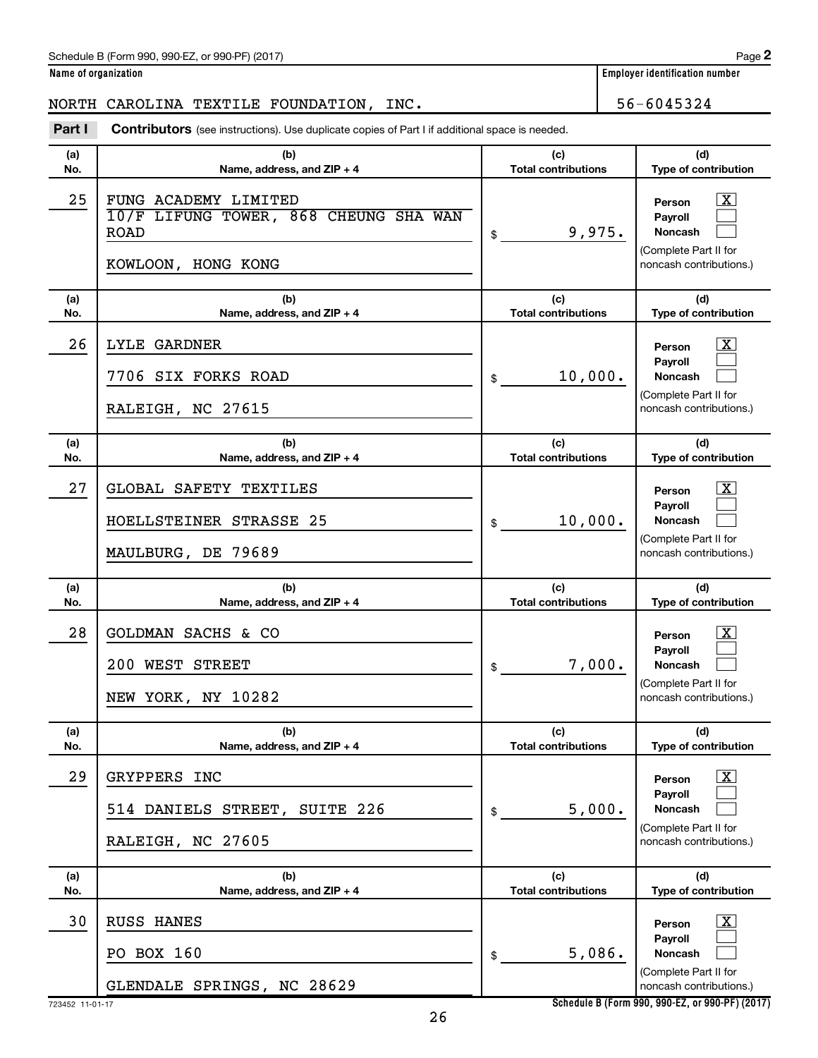Schedule B (Form 990, 990-EZ, or 990-PF) (2017) Page **2**

**Name of organization**: NORTH CAROLINA TEXTILE FOUNDATION, INC.

**Employer identification number**: 56-6045324

**Part I** **Contributors** (see instructions). Use duplicate copies of Part I if additional space is needed.

| (a) No. | (b) Name, address, and ZIP + 4 | (c) Total contributions | (d) Type of contribution |
|---|---|---|---|
| 25 | FUNG ACADEMY LIMITED<br>10/F LIFUNG TOWER, 868 CHEUNG SHA WAN ROAD<br>KOWLOON, HONG KONG | $ 9,975. | Person [X]<br>Payroll [ ]<br>Noncash [ ]<br>(Complete Part II for noncash contributions.) |
| 26 | LYLE GARDNER<br>7706 SIX FORKS ROAD<br>RALEIGH, NC 27615 | $ 10,000. | Person [X]<br>Payroll [ ]<br>Noncash [ ]<br>(Complete Part II for noncash contributions.) |
| 27 | GLOBAL SAFETY TEXTILES<br>HOELLSTEINER STRASSE 25<br>MAULBURG, DE 79689 | $ 10,000. | Person [X]<br>Payroll [ ]<br>Noncash [ ]<br>(Complete Part II for noncash contributions.) |
| 28 | GOLDMAN SACHS & CO<br>200 WEST STREET<br>NEW YORK, NY 10282 | $ 7,000. | Person [X]<br>Payroll [ ]<br>Noncash [ ]<br>(Complete Part II for noncash contributions.) |
| 29 | GRYPPERS INC<br>514 DANIELS STREET, SUITE 226<br>RALEIGH, NC 27605 | $ 5,000. | Person [X]<br>Payroll [ ]<br>Noncash [ ]<br>(Complete Part II for noncash contributions.) |
| 30 | RUSS HANES<br>PO BOX 160<br>GLENDALE SPRINGS, NC 28629 | $ 5,086. | Person [X]<br>Payroll [ ]<br>Noncash [ ]<br>(Complete Part II for noncash contributions.) |

723452 11-01-17 **Schedule B (Form 990, 990-EZ, or 990-PF) (2017)**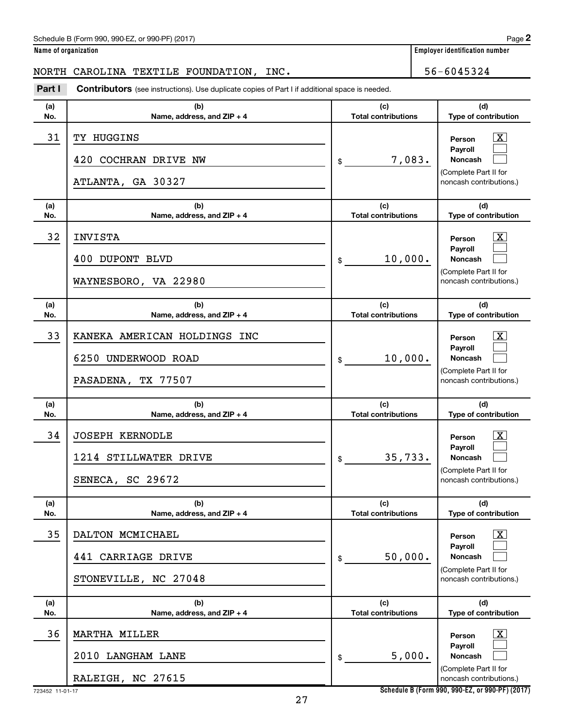Schedule B (Form 990, 990-EZ, or 990-PF) (2017) Page **2**

**Name of organization** | **Employer identification number**

NORTH CAROLINA TEXTILE FOUNDATION, INC. 56-6045324

**Part I** **Contributors** (see instructions). Use duplicate copies of Part I if additional space is needed.

| (a) No. | (b) Name, address, and ZIP + 4 | (c) Total contributions | (d) Type of contribution |
|---|---|---|---|
| 31 | TY HUGGINS<br>420 COCHRAN DRIVE NW<br>ATLANTA, GA 30327 | $ 7,083. | Person [X]<br>Payroll [ ]<br>Noncash [ ]<br>(Complete Part II for noncash contributions.) |
| 32 | INVISTA<br>400 DUPONT BLVD<br>WAYNESBORO, VA 22980 | $ 10,000. | Person [X]<br>Payroll [ ]<br>Noncash [ ]<br>(Complete Part II for noncash contributions.) |
| 33 | KANEKA AMERICAN HOLDINGS INC<br>6250 UNDERWOOD ROAD<br>PASADENA, TX 77507 | $ 10,000. | Person [X]<br>Payroll [ ]<br>Noncash [ ]<br>(Complete Part II for noncash contributions.) |
| 34 | JOSEPH KERNODLE<br>1214 STILLWATER DRIVE<br>SENECA, SC 29672 | $ 35,733. | Person [X]<br>Payroll [ ]<br>Noncash [ ]<br>(Complete Part II for noncash contributions.) |
| 35 | DALTON MCMICHAEL<br>441 CARRIAGE DRIVE<br>STONEVILLE, NC 27048 | $ 50,000. | Person [X]<br>Payroll [ ]<br>Noncash [ ]<br>(Complete Part II for noncash contributions.) |
| 36 | MARTHA MILLER<br>2010 LANGHAM LANE<br>RALEIGH, NC 27615 | $ 5,000. | Person [X]<br>Payroll [ ]<br>Noncash [ ]<br>(Complete Part II for noncash contributions.) |

723452 11-01-17 **Schedule B (Form 990, 990-EZ, or 990-PF) (2017)**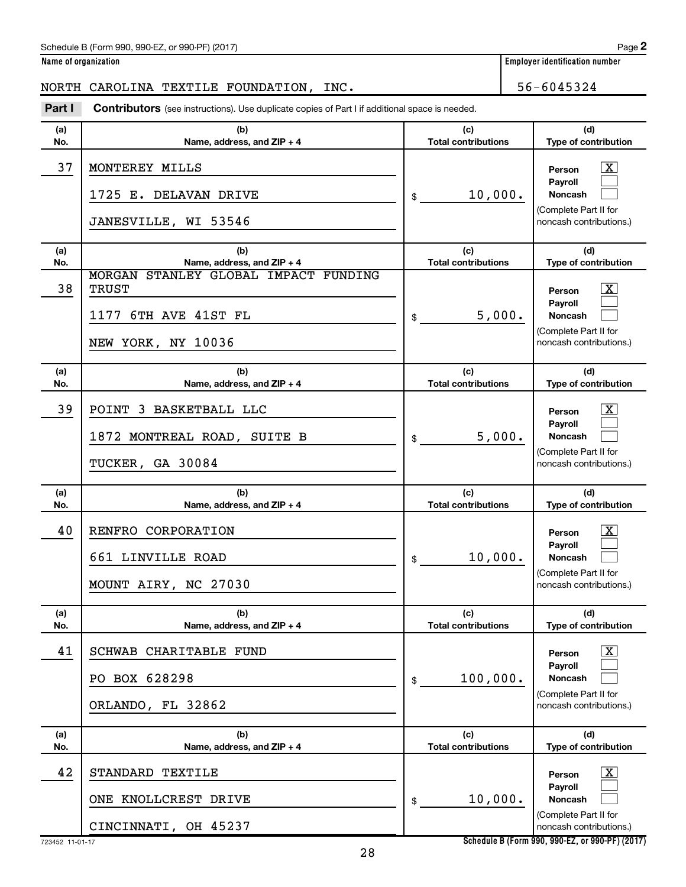Schedule B (Form 990, 990-EZ, or 990-PF) (2017) Page **2**

**Name of organization**

NORTH CAROLINA TEXTILE FOUNDATION, INC.

**Employer identification number**

56-6045324

**Part I** **Contributors** (see instructions). Use duplicate copies of Part I if additional space is needed.

| (a) No. | (b) Name, address, and ZIP + 4 | (c) Total contributions | (d) Type of contribution |
|---|---|---|---|
| 37 | MONTEREY MILLS<br>1725 E. DELAVAN DRIVE<br>JANESVILLE, WI 53546 | $ 10,000. | Person [X]<br>Payroll [ ]<br>Noncash [ ]<br>(Complete Part II for noncash contributions.) |
| 38 | MORGAN STANLEY GLOBAL IMPACT FUNDING TRUST<br>1177 6TH AVE 41ST FL<br>NEW YORK, NY 10036 | $ 5,000. | Person [X]<br>Payroll [ ]<br>Noncash [ ]<br>(Complete Part II for noncash contributions.) |
| 39 | POINT 3 BASKETBALL LLC<br>1872 MONTREAL ROAD, SUITE B<br>TUCKER, GA 30084 | $ 5,000. | Person [X]<br>Payroll [ ]<br>Noncash [ ]<br>(Complete Part II for noncash contributions.) |
| 40 | RENFRO CORPORATION<br>661 LINVILLE ROAD<br>MOUNT AIRY, NC 27030 | $ 10,000. | Person [X]<br>Payroll [ ]<br>Noncash [ ]<br>(Complete Part II for noncash contributions.) |
| 41 | SCHWAB CHARITABLE FUND<br>PO BOX 628298<br>ORLANDO, FL 32862 | $ 100,000. | Person [X]<br>Payroll [ ]<br>Noncash [ ]<br>(Complete Part II for noncash contributions.) |
| 42 | STANDARD TEXTILE<br>ONE KNOLLCREST DRIVE<br>CINCINNATI, OH 45237 | $ 10,000. | Person [X]<br>Payroll [ ]<br>Noncash [ ]<br>(Complete Part II for noncash contributions.) |

723452 11-01-17 **Schedule B (Form 990, 990-EZ, or 990-PF) (2017)**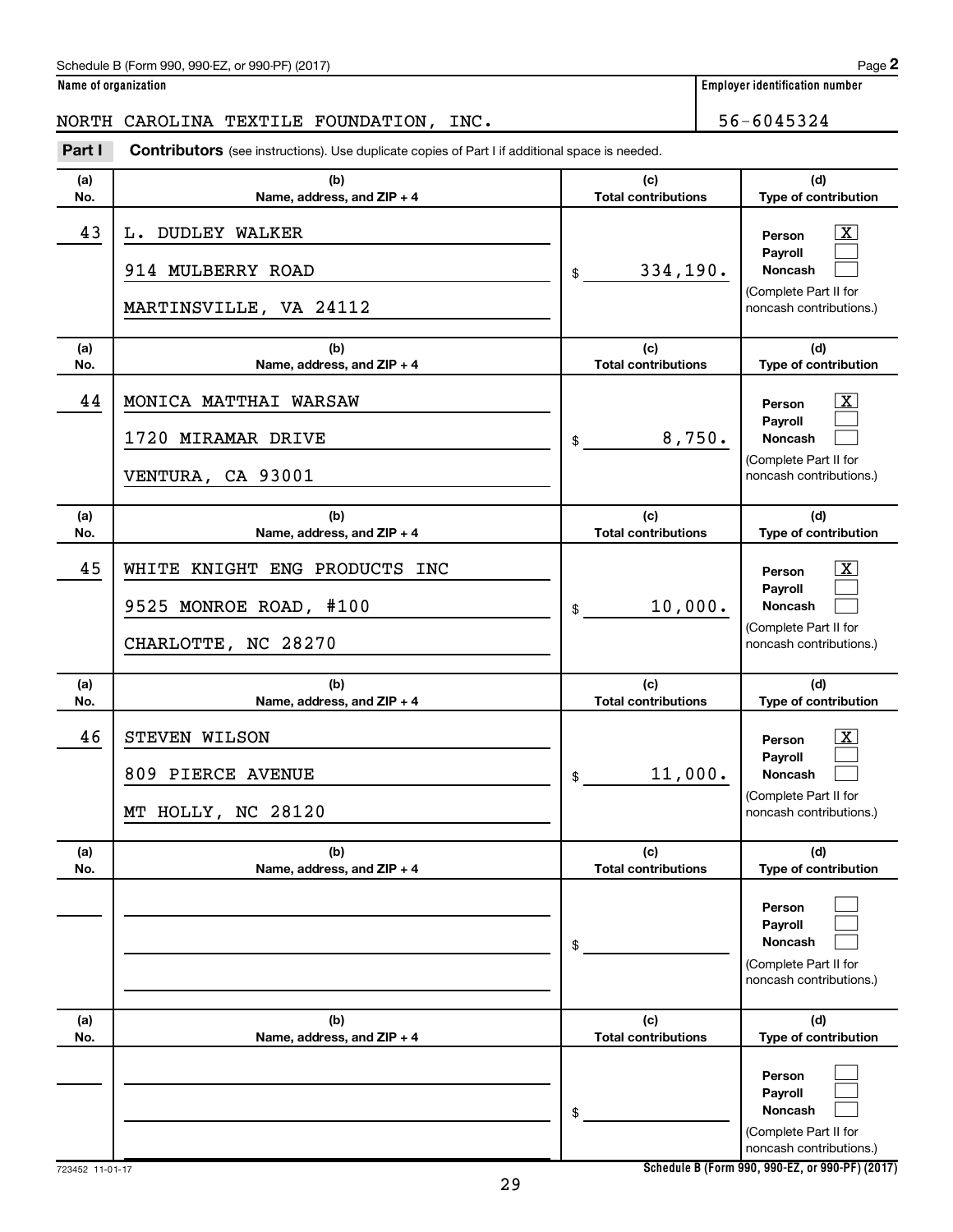Schedule B (Form 990, 990-EZ, or 990-PF) (2017) Page **2**

**Name of organization**: NORTH CAROLINA TEXTILE FOUNDATION, INC.

**Employer identification number**: 56-6045324

**Part I** **Contributors** (see instructions). Use duplicate copies of Part I if additional space is needed.

| (a) No. | (b) Name, address, and ZIP + 4 | (c) Total contributions | (d) Type of contribution |
|---|---|---|---|
| 43 | L. DUDLEY WALKER<br>914 MULBERRY ROAD<br>MARTINSVILLE, VA 24112 | $ 334,190. | Person [X]<br>Payroll [ ]<br>Noncash [ ]<br>(Complete Part II for noncash contributions.) |
| 44 | MONICA MATTHAI WARSAW<br>1720 MIRAMAR DRIVE<br>VENTURA, CA 93001 | $ 8,750. | Person [X]<br>Payroll [ ]<br>Noncash [ ]<br>(Complete Part II for noncash contributions.) |
| 45 | WHITE KNIGHT ENG PRODUCTS INC<br>9525 MONROE ROAD, #100<br>CHARLOTTE, NC 28270 | $ 10,000. | Person [X]<br>Payroll [ ]<br>Noncash [ ]<br>(Complete Part II for noncash contributions.) |
| 46 | STEVEN WILSON<br>809 PIERCE AVENUE<br>MT HOLLY, NC 28120 | $ 11,000. | Person [X]<br>Payroll [ ]<br>Noncash [ ]<br>(Complete Part II for noncash contributions.) |
| | | $ | Person [ ]<br>Payroll [ ]<br>Noncash [ ]<br>(Complete Part II for noncash contributions.) |
| | | $ | Person [ ]<br>Payroll [ ]<br>Noncash [ ]<br>(Complete Part II for noncash contributions.) |

723452 11-01-17 **Schedule B (Form 990, 990-EZ, or 990-PF) (2017)**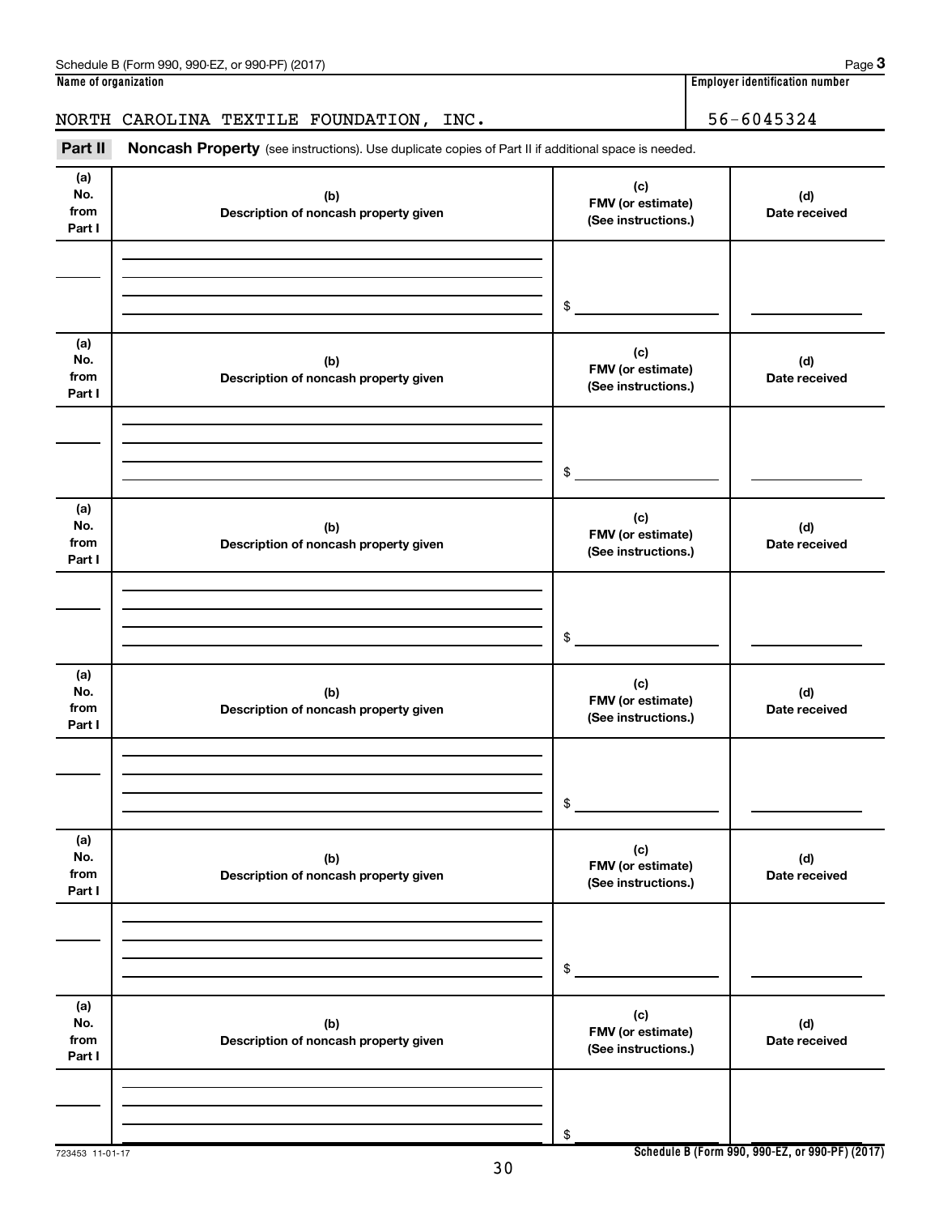Schedule B (Form 990, 990-EZ, or 990-PF) (2017) Page **3**

| Name of organization | Employer identification number |
| --- | --- |
| NORTH CAROLINA TEXTILE FOUNDATION, INC. | 56-6045324 |

**Part II** **Noncash Property** (see instructions). Use duplicate copies of Part II if additional space is needed.

| (a) No. from Part I | (b) Description of noncash property given | (c) FMV (or estimate) (See instructions.) | (d) Date received |
| --- | --- | --- | --- |
| | | $ | |

| (a) No. from Part I | (b) Description of noncash property given | (c) FMV (or estimate) (See instructions.) | (d) Date received |
| --- | --- | --- | --- |
| | | $ | |

| (a) No. from Part I | (b) Description of noncash property given | (c) FMV (or estimate) (See instructions.) | (d) Date received |
| --- | --- | --- | --- |
| | | $ | |

| (a) No. from Part I | (b) Description of noncash property given | (c) FMV (or estimate) (See instructions.) | (d) Date received |
| --- | --- | --- | --- |
| | | $ | |

| (a) No. from Part I | (b) Description of noncash property given | (c) FMV (or estimate) (See instructions.) | (d) Date received |
| --- | --- | --- | --- |
| | | $ | |

| (a) No. from Part I | (b) Description of noncash property given | (c) FMV (or estimate) (See instructions.) | (d) Date received |
| --- | --- | --- | --- |
| | | $ | |

723453 11-01-17

**Schedule B (Form 990, 990-EZ, or 990-PF) (2017)**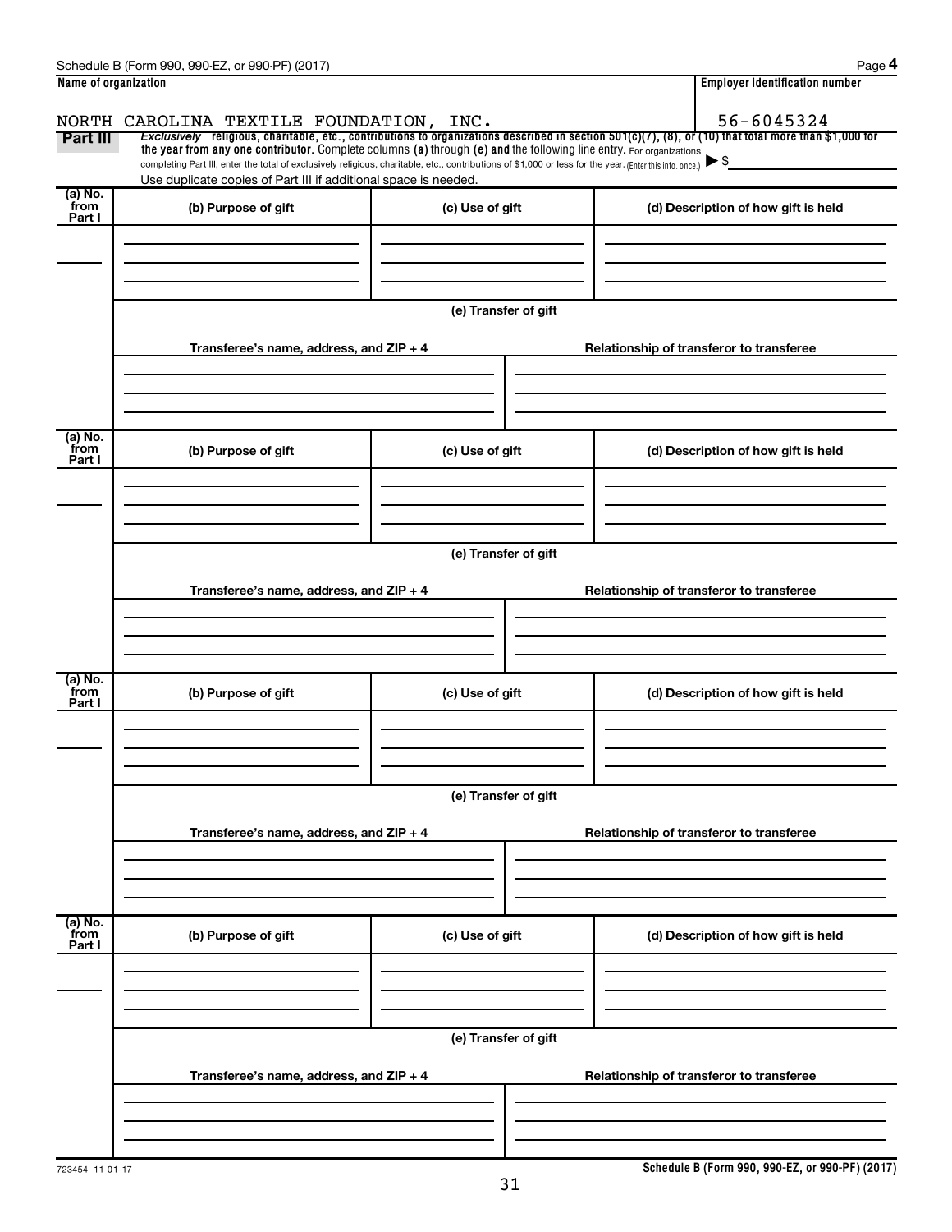Schedule B (Form 990, 990-EZ, or 990-PF) (2017)

**Name of organization**

NORTH CAROLINA TEXTILE FOUNDATION, INC.

**Employer identification number**

56-6045324

**Part III** *Exclusively* religious, charitable, etc., contributions to organizations described in section 501(c)(7), (8), or (10) that total more than $1,000 for the year from any one contributor. Complete columns (a) through (e) and the following line entry. For organizations completing Part III, enter the total of exclusively religious, charitable, etc., contributions of $1,000 or less for the year. (Enter this info. once.) ▶ $

Use duplicate copies of Part III if additional space is needed.

| (a) No. from Part I | (b) Purpose of gift | (c) Use of gift | (d) Description of how gift is held |
|---|---|---|---|
| | | | |

(e) Transfer of gift

| Transferee's name, address, and ZIP + 4 | Relationship of transferor to transferee |
|---|---|
| | |

| (a) No. from Part I | (b) Purpose of gift | (c) Use of gift | (d) Description of how gift is held |
|---|---|---|---|
| | | | |

(e) Transfer of gift

| Transferee's name, address, and ZIP + 4 | Relationship of transferor to transferee |
|---|---|
| | |

| (a) No. from Part I | (b) Purpose of gift | (c) Use of gift | (d) Description of how gift is held |
|---|---|---|---|
| | | | |

(e) Transfer of gift

| Transferee's name, address, and ZIP + 4 | Relationship of transferor to transferee |
|---|---|
| | |

| (a) No. from Part I | (b) Purpose of gift | (c) Use of gift | (d) Description of how gift is held |
|---|---|---|---|
| | | | |

(e) Transfer of gift

| Transferee's name, address, and ZIP + 4 | Relationship of transferor to transferee |
|---|---|
| | |

723454 11-01-17

**Schedule B (Form 990, 990-EZ, or 990-PF) (2017)**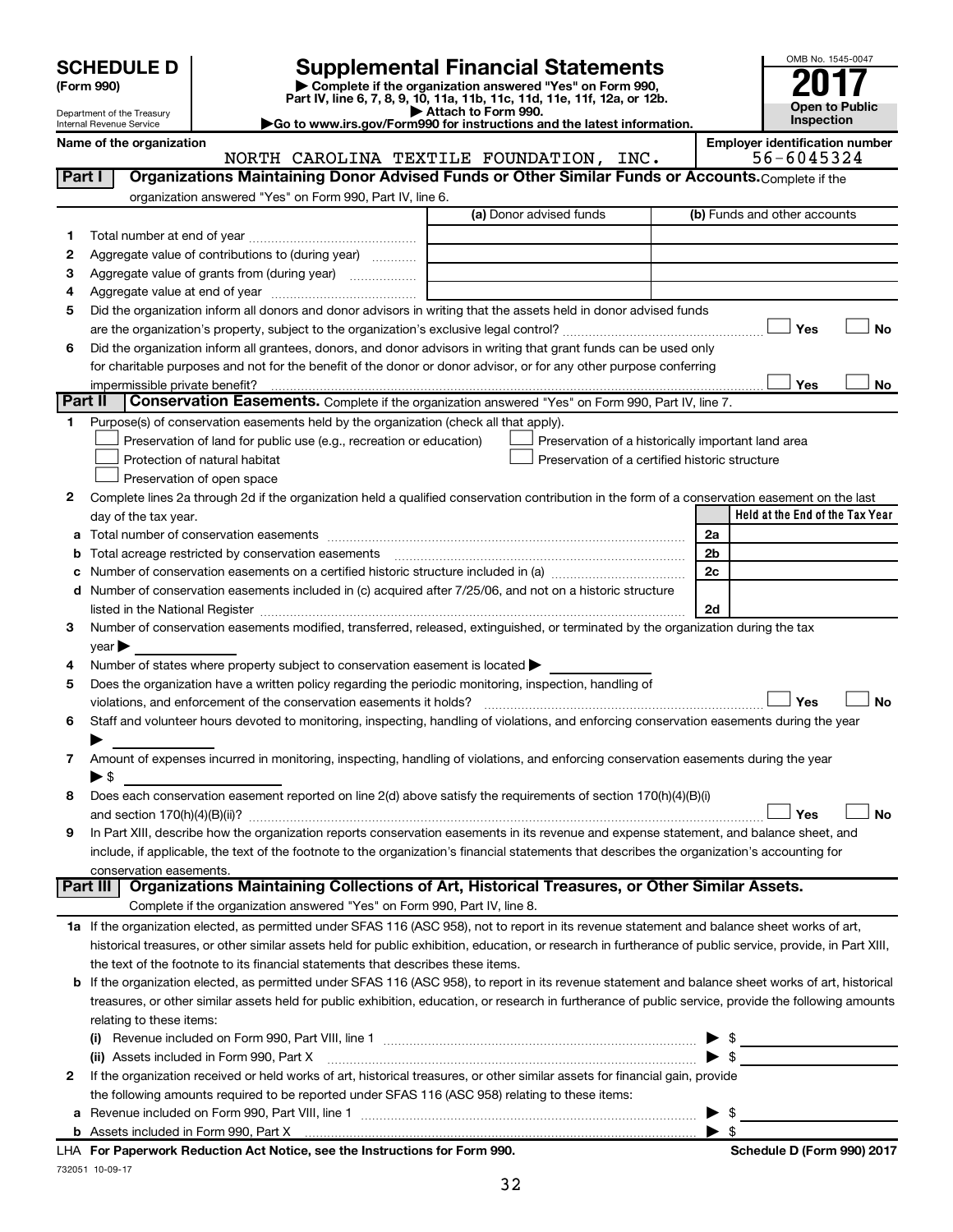# SCHEDULE D (Form 990)

Department of the Treasury
Internal Revenue Service

## Supplemental Financial Statements

▶ Complete if the organization answered "Yes" on Form 990, Part IV, line 6, 7, 8, 9, 10, 11a, 11b, 11c, 11d, 11e, 11f, 12a, or 12b.
▶ Attach to Form 990.
▶Go to www.irs.gov/Form990 for instructions and the latest information.

OMB No. 1545-0047

**2017**

**Open to Public Inspection**

**Name of the organization:** NORTH CAROLINA TEXTILE FOUNDATION, INC.

**Employer identification number:** 56-6045324

## Part I Organizations Maintaining Donor Advised Funds or Other Similar Funds or Accounts.

Complete if the organization answered "Yes" on Form 990, Part IV, line 6.

| | | (a) Donor advised funds | (b) Funds and other accounts |
|---|---|---|---|
| 1 | Total number at end of year | | |
| 2 | Aggregate value of contributions to (during year) | | |
| 3 | Aggregate value of grants from (during year) | | |
| 4 | Aggregate value at end of year | | |

5 Did the organization inform all donors and donor advisors in writing that the assets held in donor advised funds are the organization's property, subject to the organization's exclusive legal control? ☐ Yes ☐ No

6 Did the organization inform all grantees, donors, and donor advisors in writing that grant funds can be used only for charitable purposes and not for the benefit of the donor or donor advisor, or for any other purpose conferring impermissible private benefit? ☐ Yes ☐ No

## Part II Conservation Easements.

Complete if the organization answered "Yes" on Form 990, Part IV, line 7.

1 Purpose(s) of conservation easements held by the organization (check all that apply).

- ☐ Preservation of land for public use (e.g., recreation or education)
- ☐ Protection of natural habitat
- ☐ Preservation of open space
- ☐ Preservation of a historically important land area
- ☐ Preservation of a certified historic structure

2 Complete lines 2a through 2d if the organization held a qualified conservation contribution in the form of a conservation easement on the last day of the tax year.

| | | | Held at the End of the Tax Year |
|---|---|---|---|
| a | Total number of conservation easements | 2a | |
| b | Total acreage restricted by conservation easements | 2b | |
| c | Number of conservation easements on a certified historic structure included in (a) | 2c | |
| d | Number of conservation easements included in (c) acquired after 7/25/06, and not on a historic structure listed in the National Register | 2d | |

3 Number of conservation easements modified, transferred, released, extinguished, or terminated by the organization during the tax year ▶

4 Number of states where property subject to conservation easement is located ▶

5 Does the organization have a written policy regarding the periodic monitoring, inspection, handling of violations, and enforcement of the conservation easements it holds? ☐ Yes ☐ No

6 Staff and volunteer hours devoted to monitoring, inspecting, handling of violations, and enforcing conservation easements during the year ▶

7 Amount of expenses incurred in monitoring, inspecting, handling of violations, and enforcing conservation easements during the year ▶ $

8 Does each conservation easement reported on line 2(d) above satisfy the requirements of section 170(h)(4)(B)(i) and section 170(h)(4)(B)(ii)? ☐ Yes ☐ No

9 In Part XIII, describe how the organization reports conservation easements in its revenue and expense statement, and balance sheet, and include, if applicable, the text of the footnote to the organization's financial statements that describes the organization's accounting for conservation easements.

## Part III Organizations Maintaining Collections of Art, Historical Treasures, or Other Similar Assets.

Complete if the organization answered "Yes" on Form 990, Part IV, line 8.

1a If the organization elected, as permitted under SFAS 116 (ASC 958), not to report in its revenue statement and balance sheet works of art, historical treasures, or other similar assets held for public exhibition, education, or research in furtherance of public service, provide, in Part XIII, the text of the footnote to its financial statements that describes these items.

b If the organization elected, as permitted under SFAS 116 (ASC 958), to report in its revenue statement and balance sheet works of art, historical treasures, or other similar assets held for public exhibition, education, or research in furtherance of public service, provide the following amounts relating to these items:

(i) Revenue included on Form 990, Part VIII, line 1 ▶ $

(ii) Assets included in Form 990, Part X ▶ $

2 If the organization received or held works of art, historical treasures, or other similar assets for financial gain, provide the following amounts required to be reported under SFAS 116 (ASC 958) relating to these items:

a Revenue included on Form 990, Part VIII, line 1 ▶ $

b Assets included in Form 990, Part X ▶ $

LHA For Paperwork Reduction Act Notice, see the Instructions for Form 990. Schedule D (Form 990) 2017

732051 10-09-17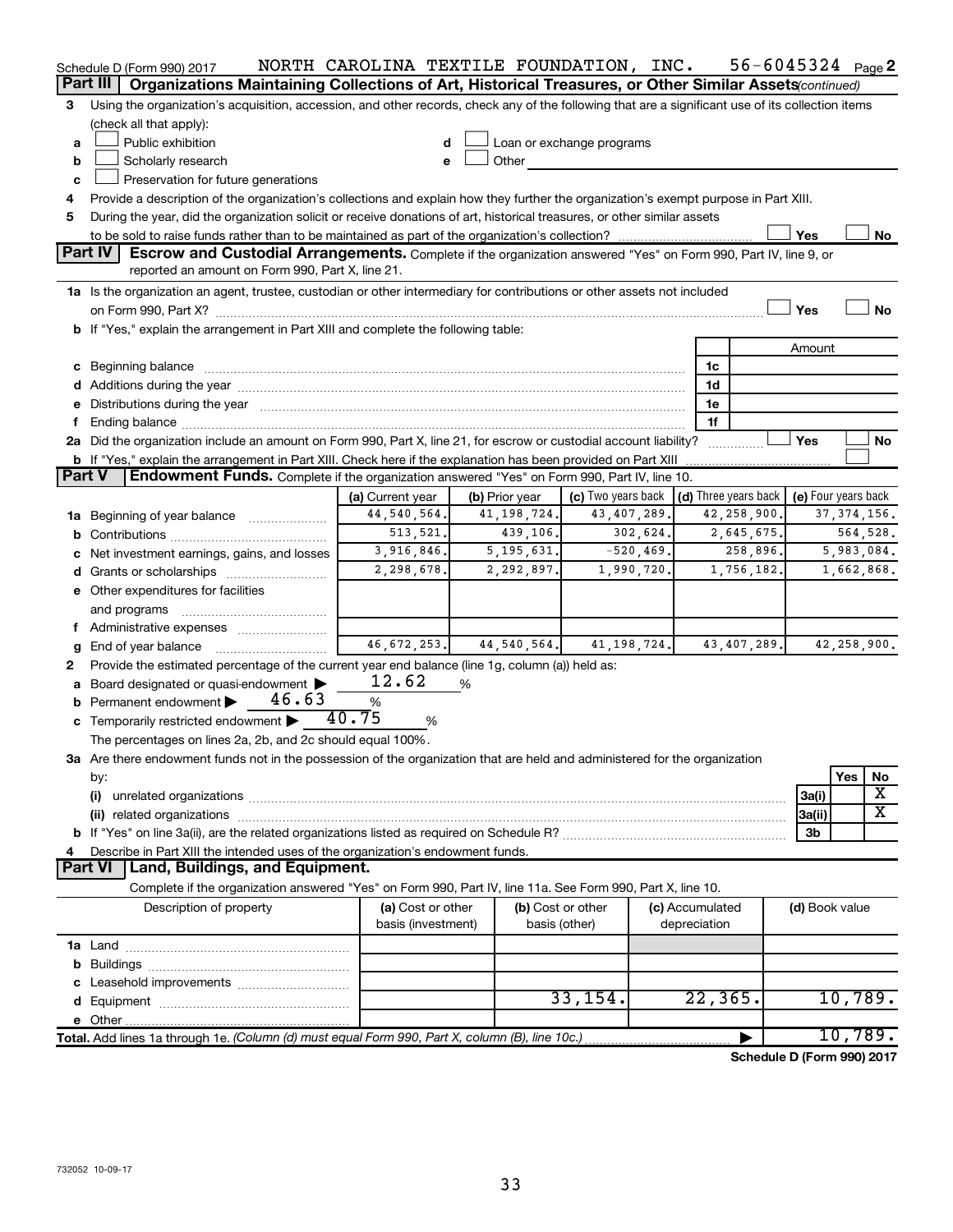Schedule D (Form 990) 2017 NORTH CAROLINA TEXTILE FOUNDATION, INC. 56-6045324 Page 2

## Part III Organizations Maintaining Collections of Art, Historical Treasures, or Other Similar Assets *(continued)*

**3** Using the organization's acquisition, accession, and other records, check any of the following that are a significant use of its collection items (check all that apply):

- **a** ☐ Public exhibition
- **b** ☐ Scholarly research
- **c** ☐ Preservation for future generations
- **d** ☐ Loan or exchange programs
- **e** ☐ Other

**4** Provide a description of the organization's collections and explain how they further the organization's exempt purpose in Part XIII.

**5** During the year, did the organization solicit or receive donations of art, historical treasures, or other similar assets to be sold to raise funds rather than to be maintained as part of the organization's collection? ☐ Yes ☐ No

## Part IV Escrow and Custodial Arrangements.

Complete if the organization answered "Yes" on Form 990, Part IV, line 9, or reported an amount on Form 990, Part X, line 21.

**1a** Is the organization an agent, trustee, custodian or other intermediary for contributions or other assets not included on Form 990, Part X? ☐ Yes ☐ No

**b** If "Yes," explain the arrangement in Part XIII and complete the following table:

| | | Amount |
|---|---|---|
| **c** Beginning balance | 1c | |
| **d** Additions during the year | 1d | |
| **e** Distributions during the year | 1e | |
| **f** Ending balance | 1f | |

**2a** Did the organization include an amount on Form 990, Part X, line 21, for escrow or custodial account liability? ☐ Yes ☐ No

**b** If "Yes," explain the arrangement in Part XIII. Check here if the explanation has been provided on Part XIII ☐

## Part V Endowment Funds.

Complete if the organization answered "Yes" on Form 990, Part IV, line 10.

| | (a) Current year | (b) Prior year | (c) Two years back | (d) Three years back | (e) Four years back |
|---|---|---|---|---|---|
| **1a** Beginning of year balance | 44,540,564. | 41,198,724. | 43,407,289. | 42,258,900. | 37,374,156. |
| **b** Contributions | 513,521. | 439,106. | 302,624. | 2,645,675. | 564,528. |
| **c** Net investment earnings, gains, and losses | 3,916,846. | 5,195,631. | -520,469. | 258,896. | 5,983,084. |
| **d** Grants or scholarships | 2,298,678. | 2,292,897. | 1,990,720. | 1,756,182. | 1,662,868. |
| **e** Other expenditures for facilities and programs | | | | | |
| **f** Administrative expenses | | | | | |
| **g** End of year balance | 46,672,253. | 44,540,564. | 41,198,724. | 43,407,289. | 42,258,900. |

**2** Provide the estimated percentage of the current year end balance (line 1g, column (a)) held as:

- **a** Board designated or quasi-endowment ▶ 12.62 %
- **b** Permanent endowment ▶ 46.63 %
- **c** Temporarily restricted endowment ▶ 40.75 %

The percentages on lines 2a, 2b, and 2c should equal 100%.

**3a** Are there endowment funds not in the possession of the organization that are held and administered for the organization by:

| | | Yes | No |
|---|---|---|---|
| **(i)** unrelated organizations | 3a(i) | | X |
| **(ii)** related organizations | 3a(ii) | | X |
| **b** If "Yes" on line 3a(ii), are the related organizations listed as required on Schedule R? | 3b | | |

**4** Describe in Part XIII the intended uses of the organization's endowment funds.

## Part VI Land, Buildings, and Equipment.

Complete if the organization answered "Yes" on Form 990, Part IV, line 11a. See Form 990, Part X, line 10.

| Description of property | (a) Cost or other basis (investment) | (b) Cost or other basis (other) | (c) Accumulated depreciation | (d) Book value |
|---|---|---|---|---|
| **1a** Land | | | | |
| **b** Buildings | | | | |
| **c** Leasehold improvements | | | | |
| **d** Equipment | | 33,154. | 22,365. | 10,789. |
| **e** Other | | | | |
| **Total.** Add lines 1a through 1e. *(Column (d) must equal Form 990, Part X, column (B), line 10c.)* | | | ▶ | 10,789. |

**Schedule D (Form 990) 2017**

732052 10-09-17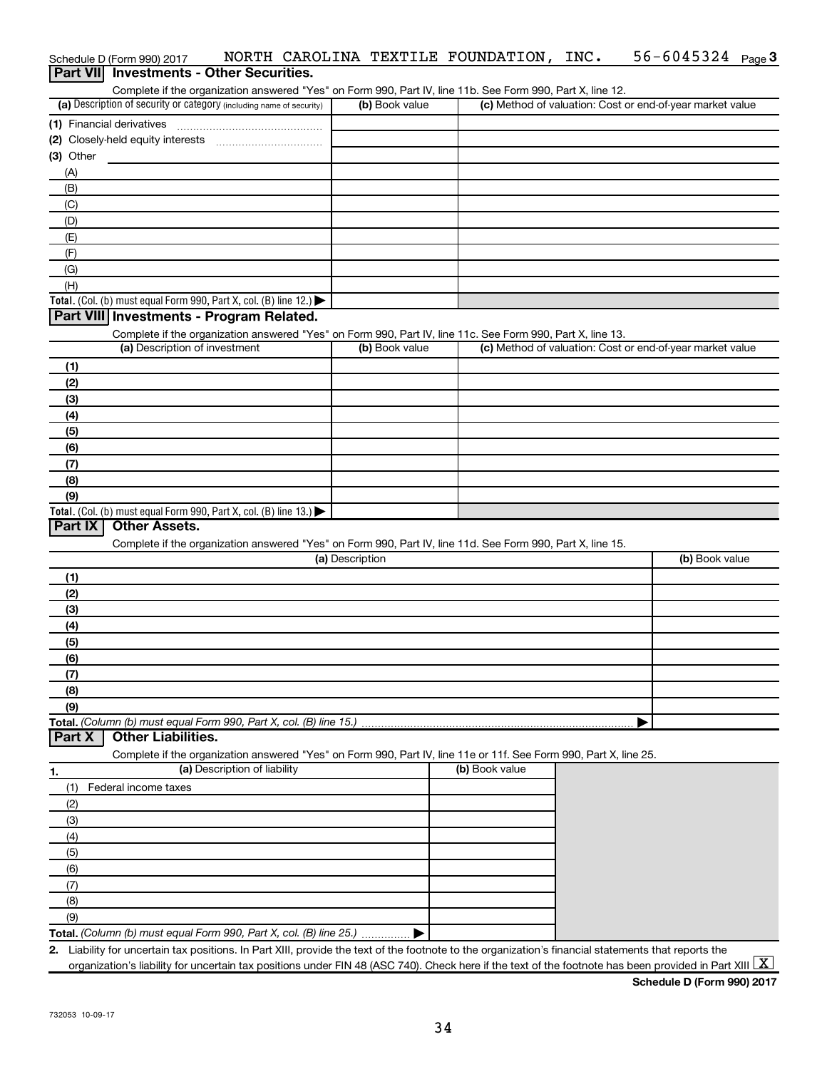Schedule D (Form 990) 2017 NORTH CAROLINA TEXTILE FOUNDATION, INC. 56-6045324 Page 3

## Part VII Investments - Other Securities.

Complete if the organization answered "Yes" on Form 990, Part IV, line 11b. See Form 990, Part X, line 12.

| (a) Description of security or category (including name of security) | (b) Book value | (c) Method of valuation: Cost or end-of-year market value |
|---|---|---|
| (1) Financial derivatives | | |
| (2) Closely-held equity interests | | |
| (3) Other | | |
| (A) | | |
| (B) | | |
| (C) | | |
| (D) | | |
| (E) | | |
| (F) | | |
| (G) | | |
| (H) | | |
| **Total.** (Col. (b) must equal Form 990, Part X, col. (B) line 12.) ▶ | | |

## Part VIII Investments - Program Related.

Complete if the organization answered "Yes" on Form 990, Part IV, line 11c. See Form 990, Part X, line 13.

| (a) Description of investment | (b) Book value | (c) Method of valuation: Cost or end-of-year market value |
|---|---|---|
| (1) | | |
| (2) | | |
| (3) | | |
| (4) | | |
| (5) | | |
| (6) | | |
| (7) | | |
| (8) | | |
| (9) | | |
| **Total.** (Col. (b) must equal Form 990, Part X, col. (B) line 13.) ▶ | | |

## Part IX Other Assets.

Complete if the organization answered "Yes" on Form 990, Part IV, line 11d. See Form 990, Part X, line 15.

| (a) Description | (b) Book value |
|---|---|
| (1) | |
| (2) | |
| (3) | |
| (4) | |
| (5) | |
| (6) | |
| (7) | |
| (8) | |
| (9) | |
| **Total.** *(Column (b) must equal Form 990, Part X, col. (B) line 15.)* ▶ | |

## Part X Other Liabilities.

Complete if the organization answered "Yes" on Form 990, Part IV, line 11e or 11f. See Form 990, Part X, line 25.

| 1. (a) Description of liability | (b) Book value |
|---|---|
| (1) Federal income taxes | |
| (2) | |
| (3) | |
| (4) | |
| (5) | |
| (6) | |
| (7) | |
| (8) | |
| (9) | |
| **Total.** *(Column (b) must equal Form 990, Part X, col. (B) line 25.)* ▶ | |

2. Liability for uncertain tax positions. In Part XIII, provide the text of the footnote to the organization's financial statements that reports the organization's liability for uncertain tax positions under FIN 48 (ASC 740). Check here if the text of the footnote has been provided in Part XIII [X]

**Schedule D (Form 990) 2017**

732053 10-09-17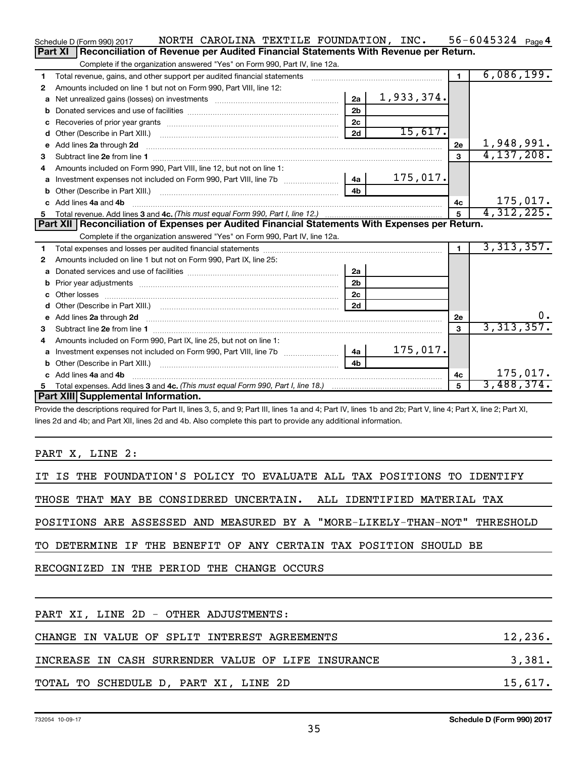Schedule D (Form 990) 2017 NORTH CAROLINA TEXTILE FOUNDATION, INC. 56-6045324 Page 4

## Part XI Reconciliation of Revenue per Audited Financial Statements With Revenue per Return.

Complete if the organization answered "Yes" on Form 990, Part IV, line 12a.

| | | | | | |
|---|---|---|---|---|---|
| 1 | Total revenue, gains, and other support per audited financial statements | | | 1 | 6,086,199. |
| 2 | Amounts included on line 1 but not on Form 990, Part VIII, line 12: | | | | |
| a | Net unrealized gains (losses) on investments | 2a | 1,933,374. | | |
| b | Donated services and use of facilities | 2b | | | |
| c | Recoveries of prior year grants | 2c | | | |
| d | Other (Describe in Part XIII.) | 2d | 15,617. | | |
| e | Add lines 2a through 2d | | | 2e | 1,948,991. |
| 3 | Subtract line 2e from line 1 | | | 3 | 4,137,208. |
| 4 | Amounts included on Form 990, Part VIII, line 12, but not on line 1: | | | | |
| a | Investment expenses not included on Form 990, Part VIII, line 7b | 4a | 175,017. | | |
| b | Other (Describe in Part XIII.) | 4b | | | |
| c | Add lines 4a and 4b | | | 4c | 175,017. |
| 5 | Total revenue. Add lines 3 and 4c. *(This must equal Form 990, Part I, line 12.)* | | | 5 | 4,312,225. |

## Part XII Reconciliation of Expenses per Audited Financial Statements With Expenses per Return.

Complete if the organization answered "Yes" on Form 990, Part IV, line 12a.

| | | | | | |
|---|---|---|---|---|---|
| 1 | Total expenses and losses per audited financial statements | | | 1 | 3,313,357. |
| 2 | Amounts included on line 1 but not on Form 990, Part IX, line 25: | | | | |
| a | Donated services and use of facilities | 2a | | | |
| b | Prior year adjustments | 2b | | | |
| c | Other losses | 2c | | | |
| d | Other (Describe in Part XIII.) | 2d | | | |
| e | Add lines 2a through 2d | | | 2e | 0. |
| 3 | Subtract line 2e from line 1 | | | 3 | 3,313,357. |
| 4 | Amounts included on Form 990, Part IX, line 25, but not on line 1: | | | | |
| a | Investment expenses not included on Form 990, Part VIII, line 7b | 4a | 175,017. | | |
| b | Other (Describe in Part XIII.) | 4b | | | |
| c | Add lines 4a and 4b | | | 4c | 175,017. |
| 5 | Total expenses. Add lines 3 and 4c. *(This must equal Form 990, Part I, line 18.)* | | | 5 | 3,488,374. |

## Part XIII Supplemental Information.

Provide the descriptions required for Part II, lines 3, 5, and 9; Part III, lines 1a and 4; Part IV, lines 1b and 2b; Part V, line 4; Part X, line 2; Part XI, lines 2d and 4b; and Part XII, lines 2d and 4b. Also complete this part to provide any additional information.

PART X, LINE 2:

IT IS THE FOUNDATION'S POLICY TO EVALUATE ALL TAX POSITIONS TO IDENTIFY THOSE THAT MAY BE CONSIDERED UNCERTAIN. ALL IDENTIFIED MATERIAL TAX POSITIONS ARE ASSESSED AND MEASURED BY A "MORE-LIKELY-THAN-NOT" THRESHOLD TO DETERMINE IF THE BENEFIT OF ANY CERTAIN TAX POSITION SHOULD BE RECOGNIZED IN THE PERIOD THE CHANGE OCCURS

PART XI, LINE 2D - OTHER ADJUSTMENTS:

| | |
|---|---|
| CHANGE IN VALUE OF SPLIT INTEREST AGREEMENTS | 12,236. |
| INCREASE IN CASH SURRENDER VALUE OF LIFE INSURANCE | 3,381. |
| TOTAL TO SCHEDULE D, PART XI, LINE 2D | 15,617. |

732054 10-09-17 Schedule D (Form 990) 2017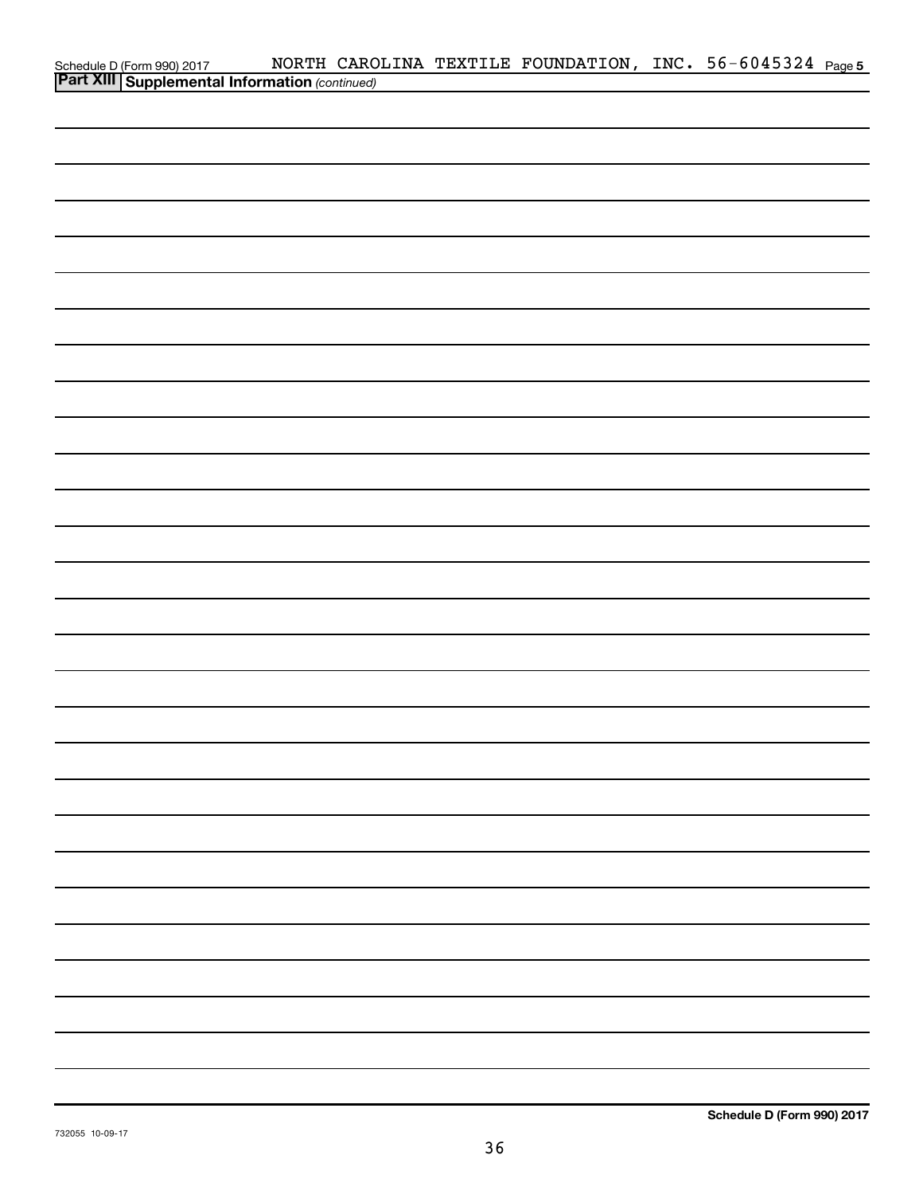Schedule D (Form 990) 2017 NORTH CAROLINA TEXTILE FOUNDATION, INC. 56-6045324 Page 5

**Part XIII Supplemental Information** *(continued)*

**Schedule D (Form 990) 2017**

732055 10-09-17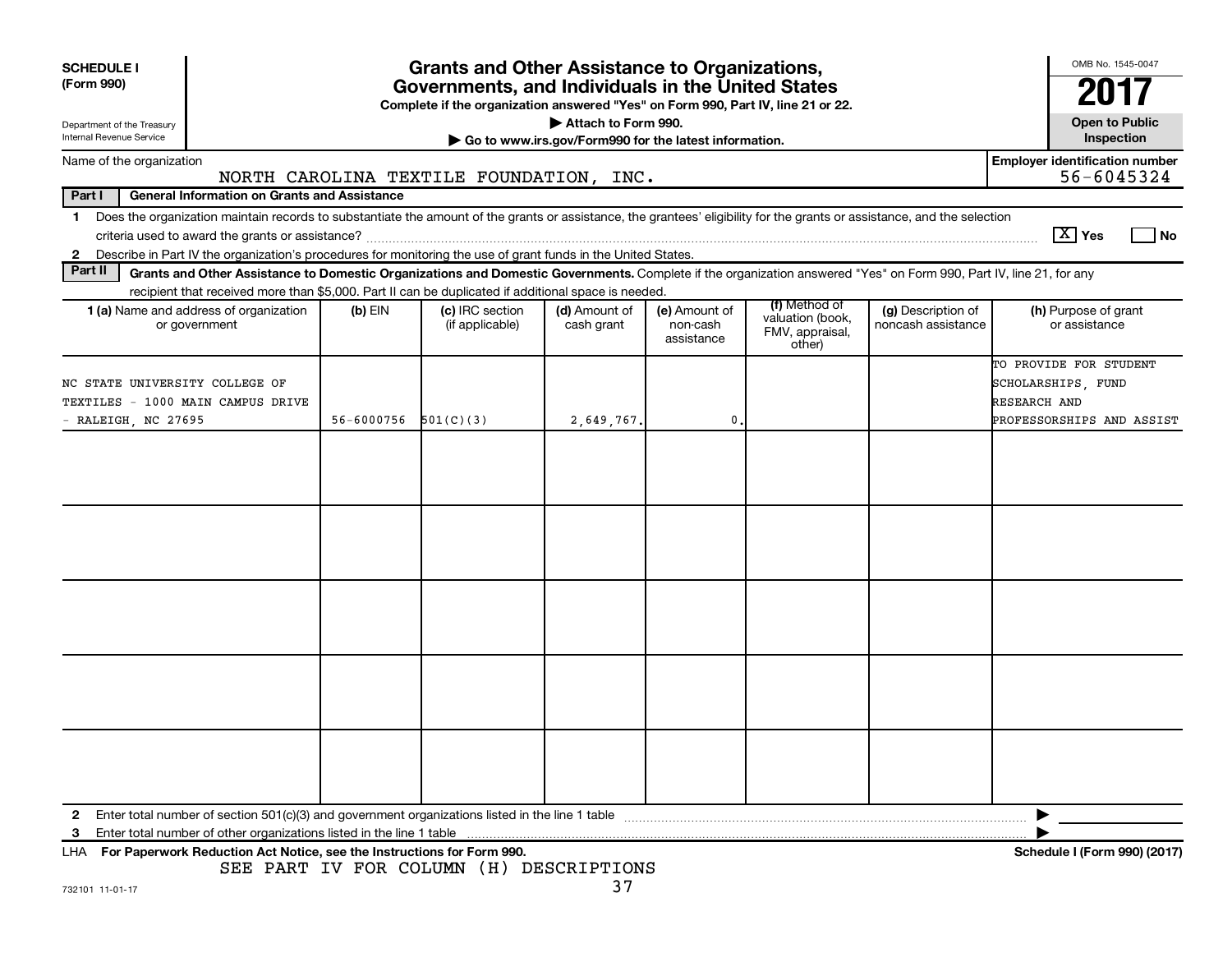**SCHEDULE I (Form 990)**

Department of the Treasury
Internal Revenue Service

# Grants and Other Assistance to Organizations, Governments, and Individuals in the United States

**Complete if the organization answered "Yes" on Form 990, Part IV, line 21 or 22.**

**▶ Attach to Form 990.**

**▶ Go to www.irs.gov/Form990 for the latest information.**

OMB No. 1545-0047

**2017**

**Open to Public Inspection**

Name of the organization: NORTH CAROLINA TEXTILE FOUNDATION, INC.

Employer identification number: 56-6045324

**Part I — General Information on Grants and Assistance**

1 Does the organization maintain records to substantiate the amount of the grants or assistance, the grantees' eligibility for the grants or assistance, and the selection criteria used to award the grants or assistance? [X] Yes [ ] No

2 Describe in Part IV the organization's procedures for monitoring the use of grant funds in the United States.

**Part II — Grants and Other Assistance to Domestic Organizations and Domestic Governments.** Complete if the organization answered "Yes" on Form 990, Part IV, line 21, for any recipient that received more than $5,000. Part II can be duplicated if additional space is needed.

| 1 (a) Name and address of organization or government | (b) EIN | (c) IRC section (if applicable) | (d) Amount of cash grant | (e) Amount of non-cash assistance | (f) Method of valuation (book, FMV, appraisal, other) | (g) Description of noncash assistance | (h) Purpose of grant or assistance |
|---|---|---|---|---|---|---|---|
| NC STATE UNIVERSITY COLLEGE OF TEXTILES - 1000 MAIN CAMPUS DRIVE - RALEIGH, NC 27695 | 56-6000756 | 501(C)(3) | 2,649,767. | 0. | | | TO PROVIDE FOR STUDENT SCHOLARSHIPS, FUND RESEARCH AND PROFESSORSHIPS AND ASSIST |
| | | | | | | | |
| | | | | | | | |
| | | | | | | | |
| | | | | | | | |
| | | | | | | | |

2 Enter total number of section 501(c)(3) and government organizations listed in the line 1 table ▶

3 Enter total number of other organizations listed in the line 1 table ▶

LHA **For Paperwork Reduction Act Notice, see the Instructions for Form 990.** **Schedule I (Form 990) (2017)**

SEE PART IV FOR COLUMN (H) DESCRIPTIONS

732101 11-01-17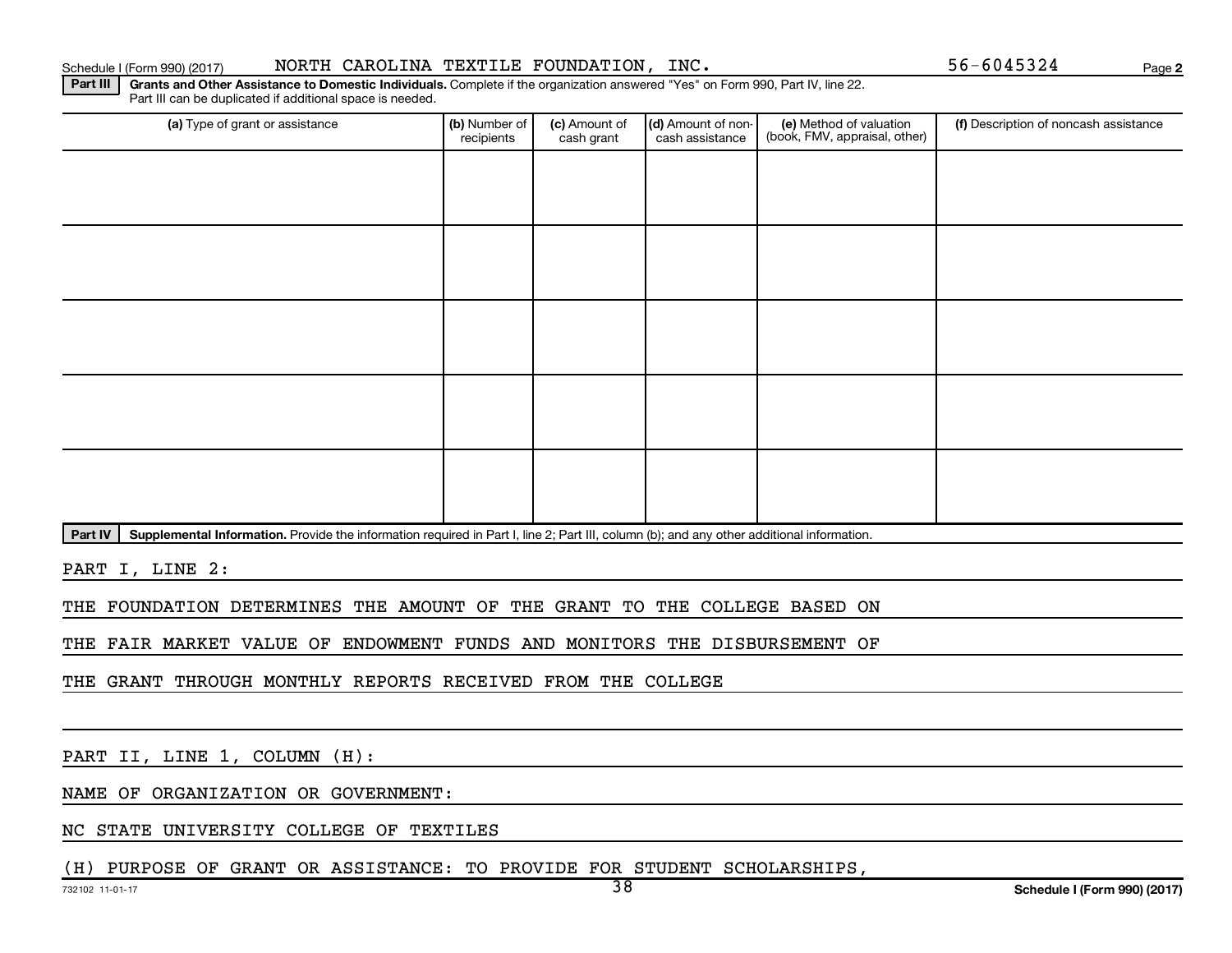Schedule I (Form 990) (2017) NORTH CAROLINA TEXTILE FOUNDATION, INC. 56-6045324 Page 2

**Part III** **Grants and Other Assistance to Domestic Individuals.** Complete if the organization answered "Yes" on Form 990, Part IV, line 22. Part III can be duplicated if additional space is needed.

| (a) Type of grant or assistance | (b) Number of recipients | (c) Amount of cash grant | (d) Amount of non-cash assistance | (e) Method of valuation (book, FMV, appraisal, other) | (f) Description of noncash assistance |
|---|---|---|---|---|---|
| | | | | | |
| | | | | | |
| | | | | | |
| | | | | | |
| | | | | | |

**Part IV** **Supplemental Information.** Provide the information required in Part I, line 2; Part III, column (b); and any other additional information.

PART I, LINE 2:

THE FOUNDATION DETERMINES THE AMOUNT OF THE GRANT TO THE COLLEGE BASED ON THE FAIR MARKET VALUE OF ENDOWMENT FUNDS AND MONITORS THE DISBURSEMENT OF THE GRANT THROUGH MONTHLY REPORTS RECEIVED FROM THE COLLEGE

PART II, LINE 1, COLUMN (H):

NAME OF ORGANIZATION OR GOVERNMENT:

NC STATE UNIVERSITY COLLEGE OF TEXTILES

(H) PURPOSE OF GRANT OR ASSISTANCE: TO PROVIDE FOR STUDENT SCHOLARSHIPS,

732102 11-01-17 Schedule I (Form 990) (2017)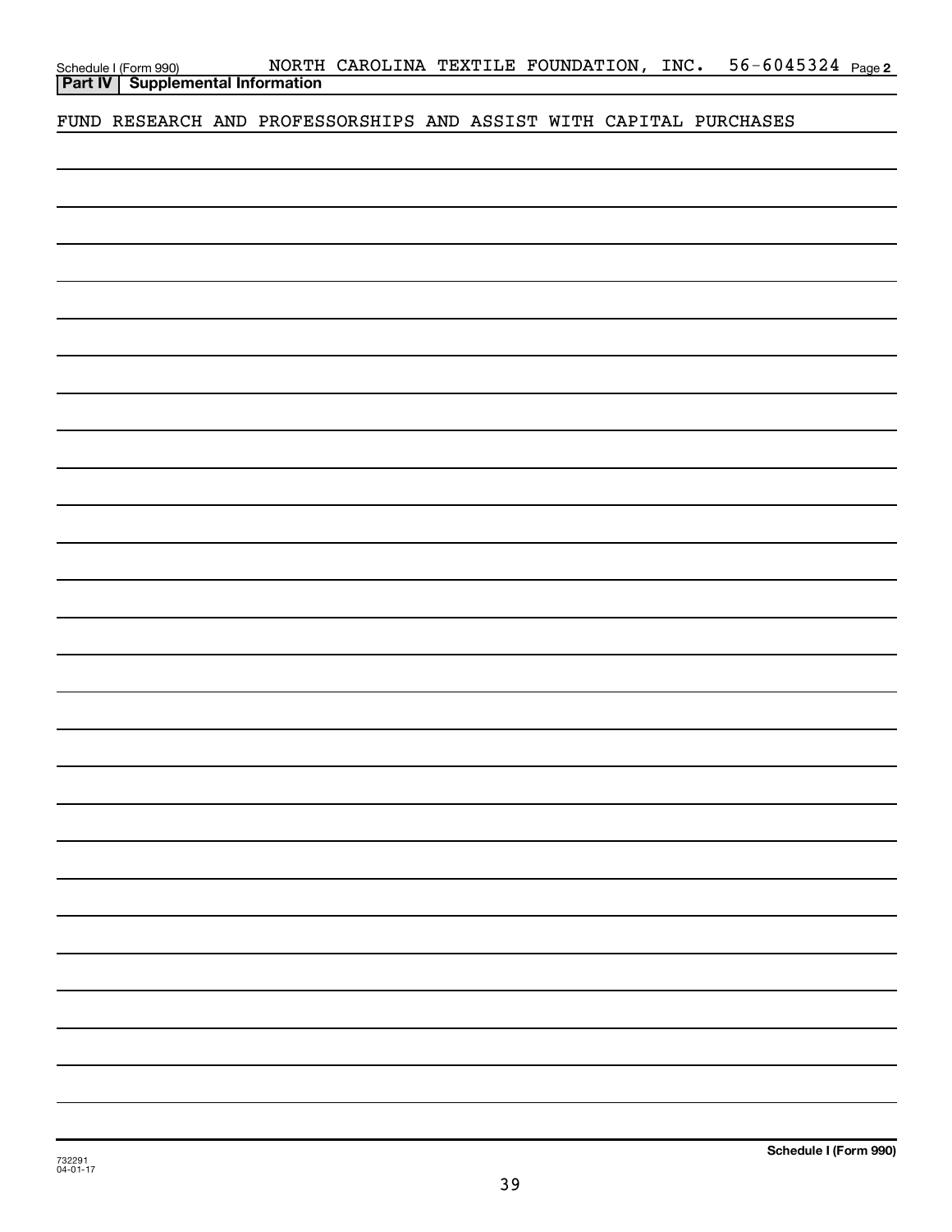Schedule I (Form 990) NORTH CAROLINA TEXTILE FOUNDATION, INC. 56-6045324 Page **2**

**Part IV | Supplemental Information**

FUND RESEARCH AND PROFESSORSHIPS AND ASSIST WITH CAPITAL PURCHASES

732291
04-01-17

**Schedule I (Form 990)**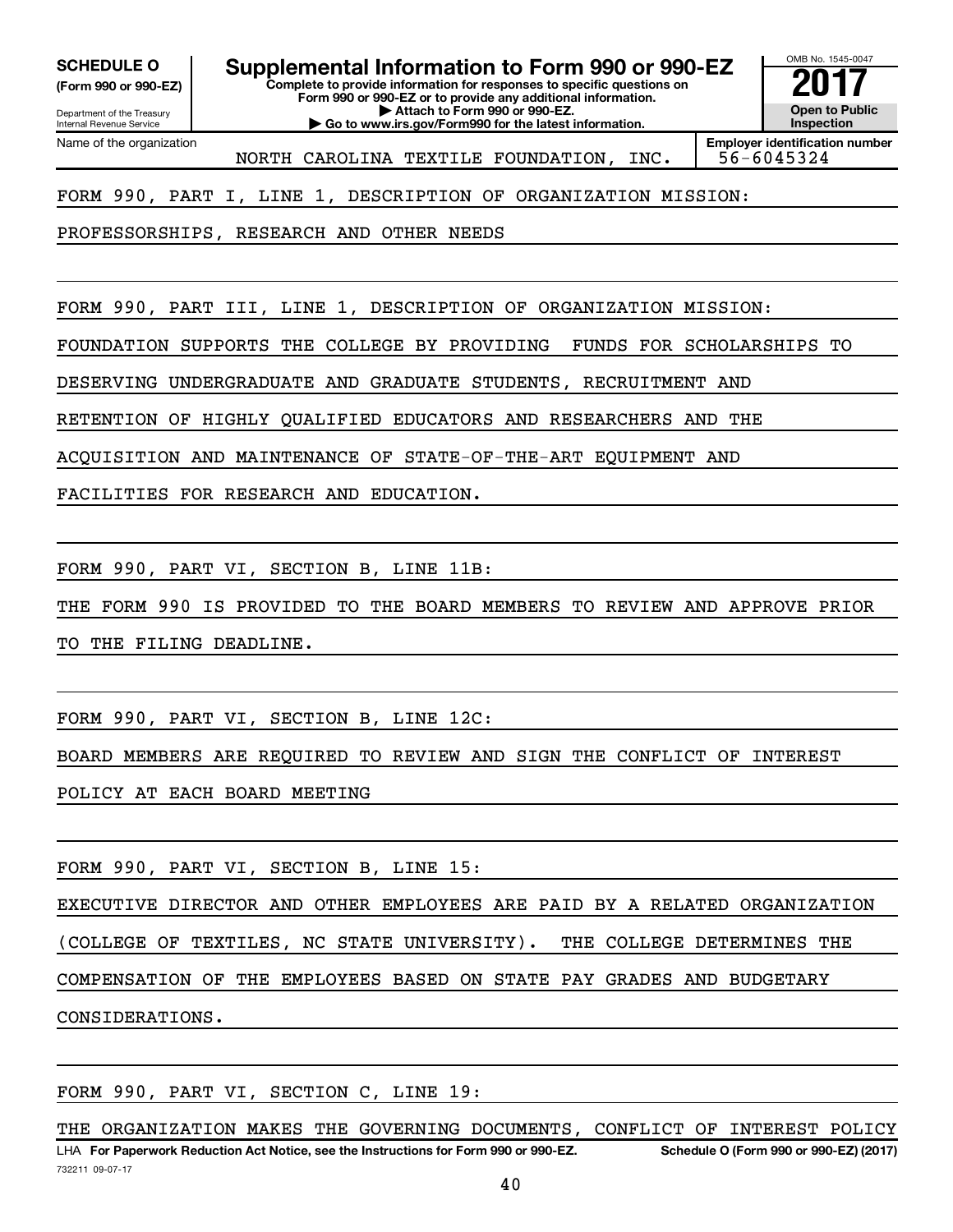**SCHEDULE O**
**(Form 990 or 990-EZ)**

Department of the Treasury
Internal Revenue Service

# Supplemental Information to Form 990 or 990-EZ

**Complete to provide information for responses to specific questions on Form 990 or 990-EZ or to provide any additional information.**
**▶ Attach to Form 990 or 990-EZ.**
**▶ Go to www.irs.gov/Form990 for the latest information.**

OMB No. 1545-0047
**2017**
**Open to Public Inspection**

Name of the organization: NORTH CAROLINA TEXTILE FOUNDATION, INC.
**Employer identification number:** 56-6045324

FORM 990, PART I, LINE 1, DESCRIPTION OF ORGANIZATION MISSION:

PROFESSORSHIPS, RESEARCH AND OTHER NEEDS

FORM 990, PART III, LINE 1, DESCRIPTION OF ORGANIZATION MISSION:

FOUNDATION SUPPORTS THE COLLEGE BY PROVIDING FUNDS FOR SCHOLARSHIPS TO DESERVING UNDERGRADUATE AND GRADUATE STUDENTS, RECRUITMENT AND RETENTION OF HIGHLY QUALIFIED EDUCATORS AND RESEARCHERS AND THE ACQUISITION AND MAINTENANCE OF STATE-OF-THE-ART EQUIPMENT AND FACILITIES FOR RESEARCH AND EDUCATION.

FORM 990, PART VI, SECTION B, LINE 11B:

THE FORM 990 IS PROVIDED TO THE BOARD MEMBERS TO REVIEW AND APPROVE PRIOR TO THE FILING DEADLINE.

FORM 990, PART VI, SECTION B, LINE 12C:

BOARD MEMBERS ARE REQUIRED TO REVIEW AND SIGN THE CONFLICT OF INTEREST POLICY AT EACH BOARD MEETING

FORM 990, PART VI, SECTION B, LINE 15:

EXECUTIVE DIRECTOR AND OTHER EMPLOYEES ARE PAID BY A RELATED ORGANIZATION (COLLEGE OF TEXTILES, NC STATE UNIVERSITY). THE COLLEGE DETERMINES THE COMPENSATION OF THE EMPLOYEES BASED ON STATE PAY GRADES AND BUDGETARY CONSIDERATIONS.

FORM 990, PART VI, SECTION C, LINE 19:

THE ORGANIZATION MAKES THE GOVERNING DOCUMENTS, CONFLICT OF INTEREST POLICY

LHA **For Paperwork Reduction Act Notice, see the Instructions for Form 990 or 990-EZ.** **Schedule O (Form 990 or 990-EZ) (2017)**
732211 09-07-17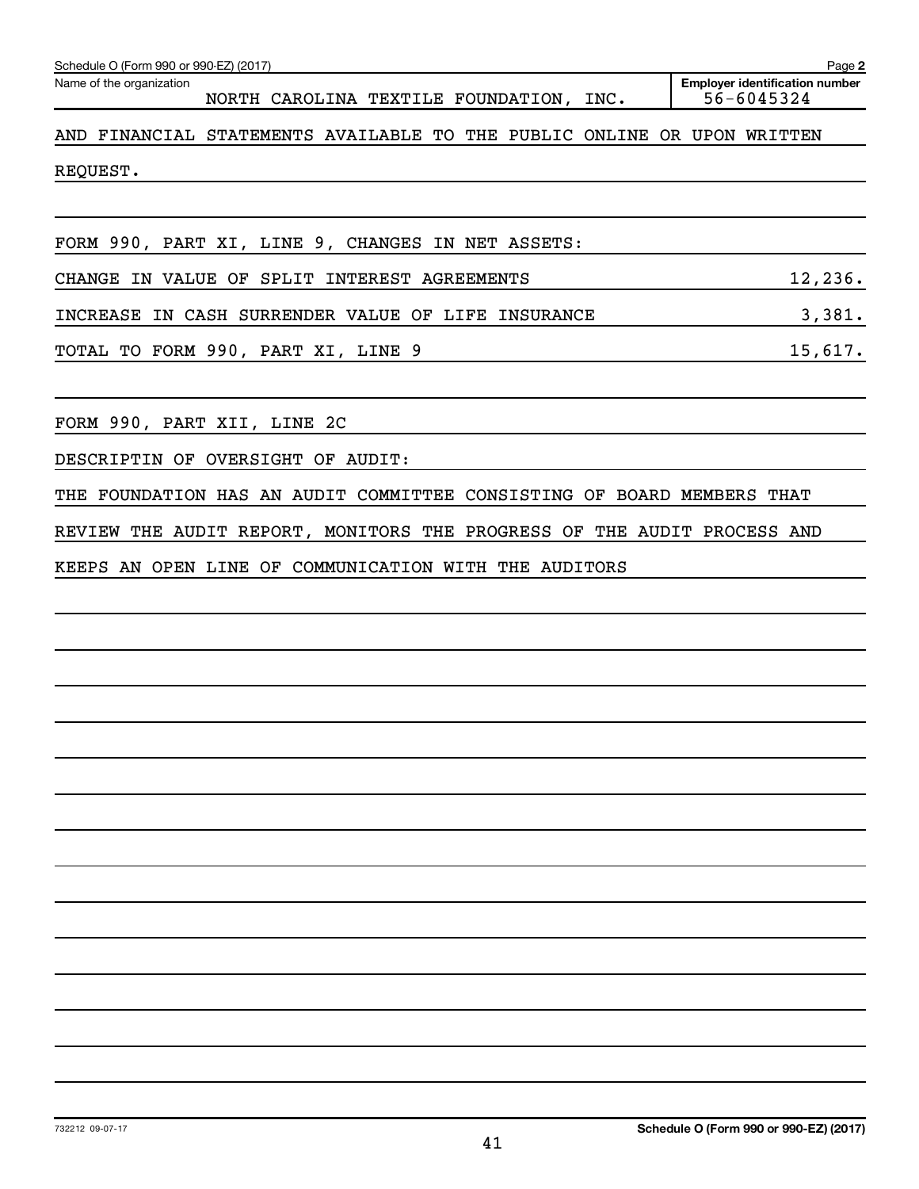Schedule O (Form 990 or 990-EZ) (2017) Page **2**

Name of the organization: NORTH CAROLINA TEXTILE FOUNDATION, INC.

**Employer identification number** 56-6045324

AND FINANCIAL STATEMENTS AVAILABLE TO THE PUBLIC ONLINE OR UPON WRITTEN REQUEST.

FORM 990, PART XI, LINE 9, CHANGES IN NET ASSETS:

| | |
|---|---|
| CHANGE IN VALUE OF SPLIT INTEREST AGREEMENTS | 12,236. |
| INCREASE IN CASH SURRENDER VALUE OF LIFE INSURANCE | 3,381. |
| TOTAL TO FORM 990, PART XI, LINE 9 | 15,617. |

FORM 990, PART XII, LINE 2C

DESCRIPTIN OF OVERSIGHT OF AUDIT:

THE FOUNDATION HAS AN AUDIT COMMITTEE CONSISTING OF BOARD MEMBERS THAT REVIEW THE AUDIT REPORT, MONITORS THE PROGRESS OF THE AUDIT PROCESS AND KEEPS AN OPEN LINE OF COMMUNICATION WITH THE AUDITORS

732212 09-07-17

**Schedule O (Form 990 or 990-EZ) (2017)**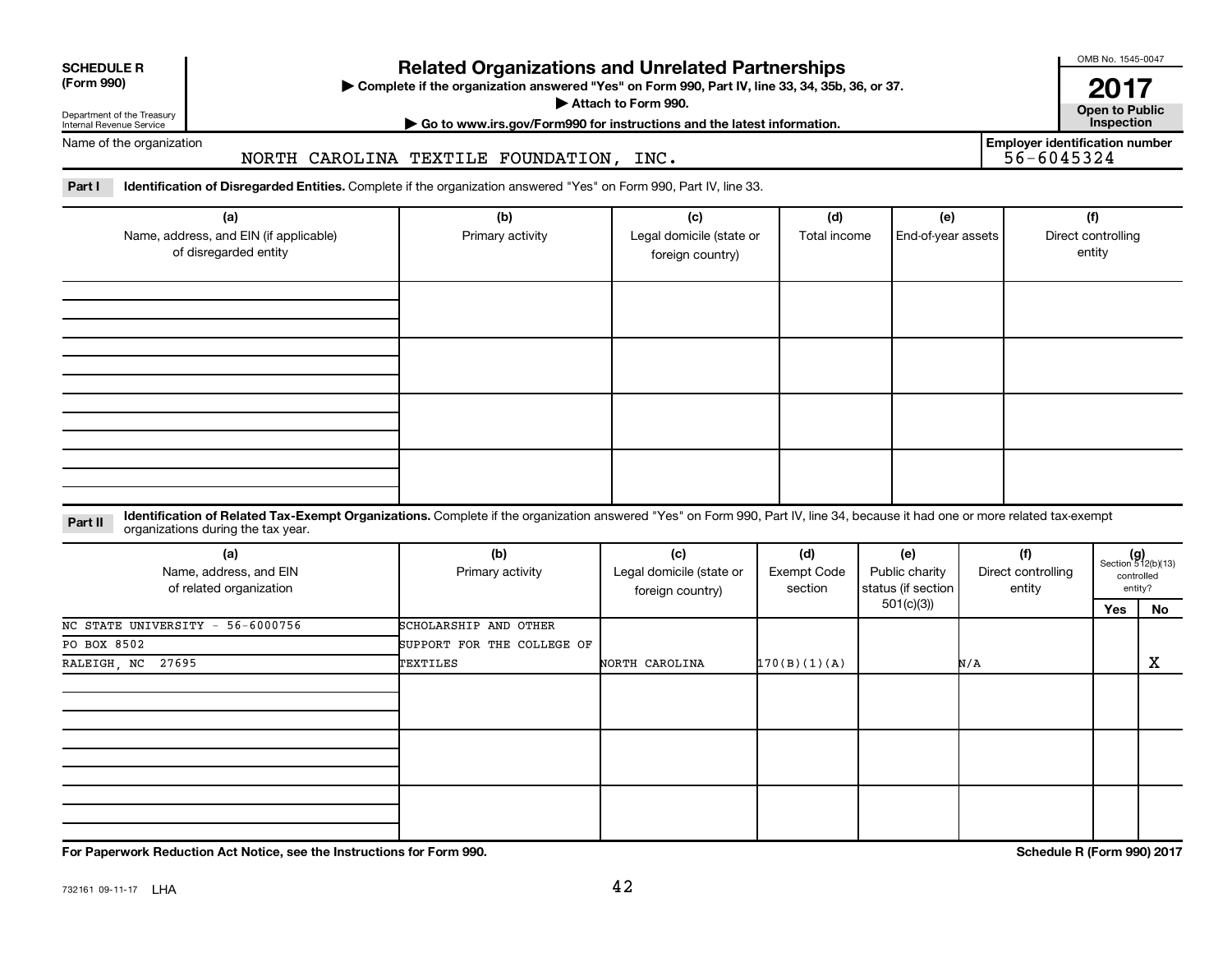**SCHEDULE R (Form 990)**

Department of the Treasury
Internal Revenue Service

# Related Organizations and Unrelated Partnerships

▶ Complete if the organization answered "Yes" on Form 990, Part IV, line 33, 34, 35b, 36, or 37.
▶ Attach to Form 990.
▶ Go to www.irs.gov/Form990 for instructions and the latest information.

OMB No. 1545-0047

**2017**

**Open to Public Inspection**

Name of the organization: NORTH CAROLINA TEXTILE FOUNDATION, INC.

**Employer identification number** 56-6045324

**Part I** **Identification of Disregarded Entities.** Complete if the organization answered "Yes" on Form 990, Part IV, line 33.

| (a) Name, address, and EIN (if applicable) of disregarded entity | (b) Primary activity | (c) Legal domicile (state or foreign country) | (d) Total income | (e) End-of-year assets | (f) Direct controlling entity |
|---|---|---|---|---|---|
| | | | | | |
| | | | | | |
| | | | | | |
| | | | | | |

**Part II** **Identification of Related Tax-Exempt Organizations.** Complete if the organization answered "Yes" on Form 990, Part IV, line 34, because it had one or more related tax-exempt organizations during the tax year.

| (a) Name, address, and EIN of related organization | (b) Primary activity | (c) Legal domicile (state or foreign country) | (d) Exempt Code section | (e) Public charity status (if section 501(c)(3)) | (f) Direct controlling entity | (g) Section 512(b)(13) controlled entity? Yes | No |
|---|---|---|---|---|---|---|---|
| NC STATE UNIVERSITY - 56-6000756 PO BOX 8502 RALEIGH, NC 27695 | SCHOLARSHIP AND OTHER SUPPORT FOR THE COLLEGE OF TEXTILES | NORTH CAROLINA | 170(B)(1)(A) | | N/A | | X |
| | | | | | | | |
| | | | | | | | |
| | | | | | | | |

**For Paperwork Reduction Act Notice, see the Instructions for Form 990.**

**Schedule R (Form 990) 2017**

732161 09-11-17 LHA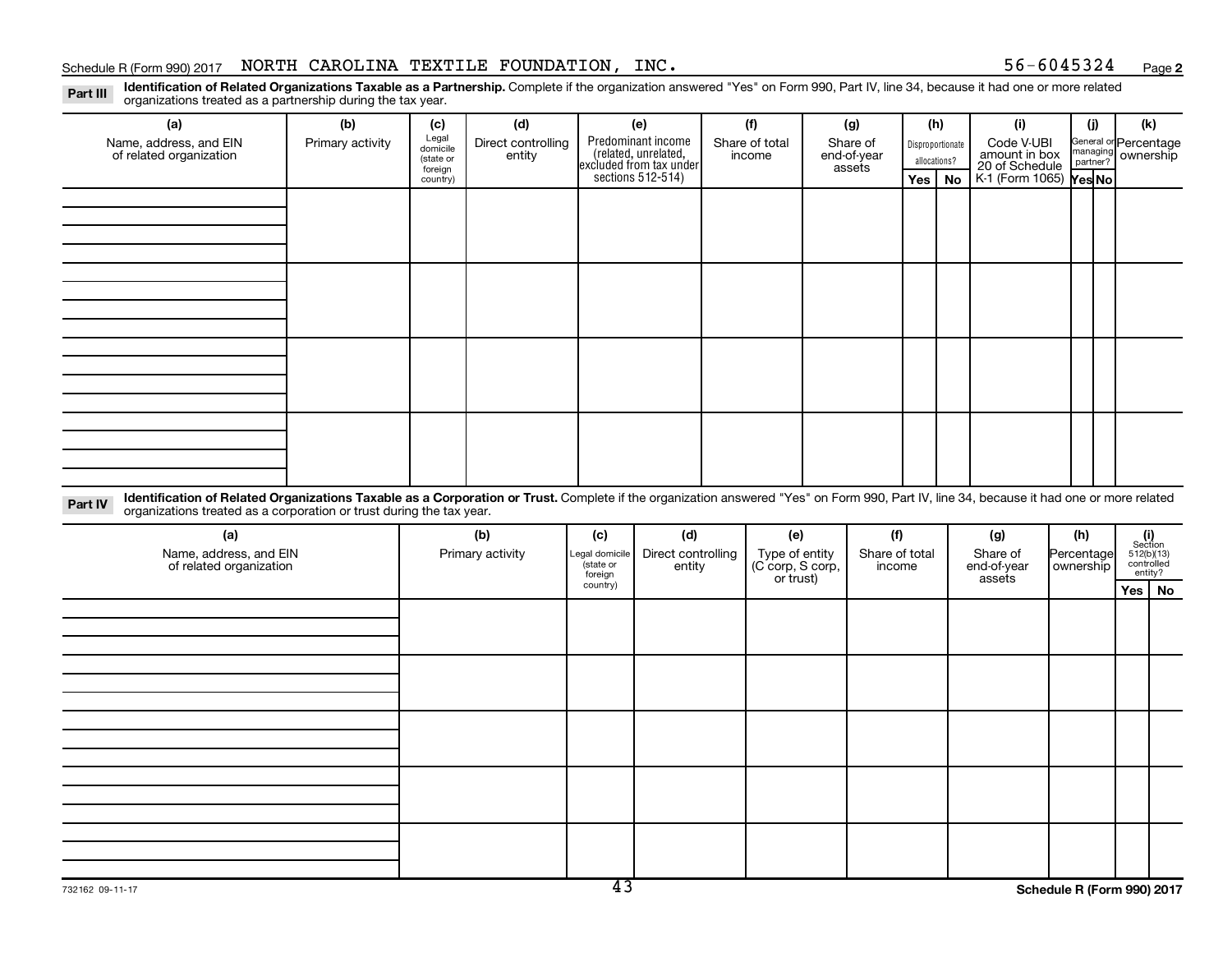Schedule R (Form 990) 2017 NORTH CAROLINA TEXTILE FOUNDATION, INC. 56-6045324 Page 2

**Part III** **Identification of Related Organizations Taxable as a Partnership.** Complete if the organization answered "Yes" on Form 990, Part IV, line 34, because it had one or more related organizations treated as a partnership during the tax year.

| (a) Name, address, and EIN of related organization | (b) Primary activity | (c) Legal domicile (state or foreign country) | (d) Direct controlling entity | (e) Predominant income (related, unrelated, excluded from tax under sections 512-514) | (f) Share of total income | (g) Share of end-of-year assets | (h) Disproportionate allocations? Yes | No | (i) Code V-UBI amount in box 20 of Schedule K-1 (Form 1065) | (j) General or managing partner? Yes | No | (k) Percentage ownership |
|---|---|---|---|---|---|---|---|---|---|---|---|---|
| | | | | | | | | | | | | |
| | | | | | | | | | | | | |
| | | | | | | | | | | | | |
| | | | | | | | | | | | | |

**Part IV** **Identification of Related Organizations Taxable as a Corporation or Trust.** Complete if the organization answered "Yes" on Form 990, Part IV, line 34, because it had one or more related organizations treated as a corporation or trust during the tax year.

| (a) Name, address, and EIN of related organization | (b) Primary activity | (c) Legal domicile (state or foreign country) | (d) Direct controlling entity | (e) Type of entity (C corp, S corp, or trust) | (f) Share of total income | (g) Share of end-of-year assets | (h) Percentage ownership | (i) Section 512(b)(13) controlled entity? Yes | No |
|---|---|---|---|---|---|---|---|---|---|
| | | | | | | | | | |
| | | | | | | | | | |
| | | | | | | | | | |
| | | | | | | | | | |
| | | | | | | | | | |

732162 09-11-17

Schedule R (Form 990) 2017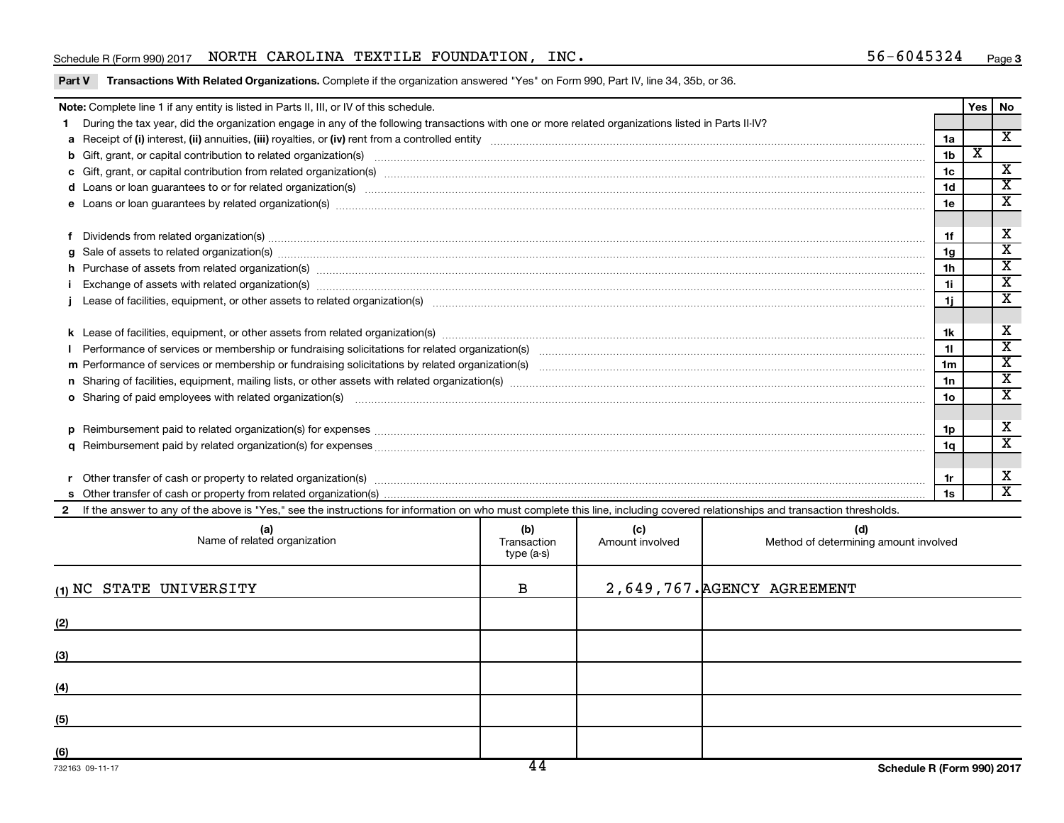Schedule R (Form 990) 2017 NORTH CAROLINA TEXTILE FOUNDATION, INC. 56-6045324 Page 3

**Part V Transactions With Related Organizations.** Complete if the organization answered "Yes" on Form 990, Part IV, line 34, 35b, or 36.

| **Note:** Complete line 1 if any entity is listed in Parts II, III, or IV of this schedule. | | Yes | No |
|---|---|---|---|
| **1** During the tax year, did the organization engage in any of the following transactions with one or more related organizations listed in Parts II-IV? | | | |
| **a** Receipt of **(i)** interest, **(ii)** annuities, **(iii)** royalties, or **(iv)** rent from a controlled entity | 1a | | X |
| **b** Gift, grant, or capital contribution to related organization(s) | 1b | X | |
| **c** Gift, grant, or capital contribution from related organization(s) | 1c | | X |
| **d** Loans or loan guarantees to or for related organization(s) | 1d | | X |
| **e** Loans or loan guarantees by related organization(s) | 1e | | X |
| **f** Dividends from related organization(s) | 1f | | X |
| **g** Sale of assets to related organization(s) | 1g | | X |
| **h** Purchase of assets from related organization(s) | 1h | | X |
| **i** Exchange of assets with related organization(s) | 1i | | X |
| **j** Lease of facilities, equipment, or other assets to related organization(s) | 1j | | X |
| **k** Lease of facilities, equipment, or other assets from related organization(s) | 1k | | X |
| **l** Performance of services or membership or fundraising solicitations for related organization(s) | 1l | | X |
| **m** Performance of services or membership or fundraising solicitations by related organization(s) | 1m | | X |
| **n** Sharing of facilities, equipment, mailing lists, or other assets with related organization(s) | 1n | | X |
| **o** Sharing of paid employees with related organization(s) | 1o | | X |
| **p** Reimbursement paid to related organization(s) for expenses | 1p | | X |
| **q** Reimbursement paid by related organization(s) for expenses | 1q | | X |
| **r** Other transfer of cash or property to related organization(s) | 1r | | X |
| **s** Other transfer of cash or property from related organization(s) | 1s | | X |

**2** If the answer to any of the above is "Yes," see the instructions for information on who must complete this line, including covered relationships and transaction thresholds.

| (a) Name of related organization | (b) Transaction type (a-s) | (c) Amount involved | (d) Method of determining amount involved |
|---|---|---|---|
| (1) NC STATE UNIVERSITY | B | 2,649,767. | AGENCY AGREEMENT |
| (2) | | | |
| (3) | | | |
| (4) | | | |
| (5) | | | |
| (6) | | | |

732163 09-11-17 **Schedule R (Form 990) 2017**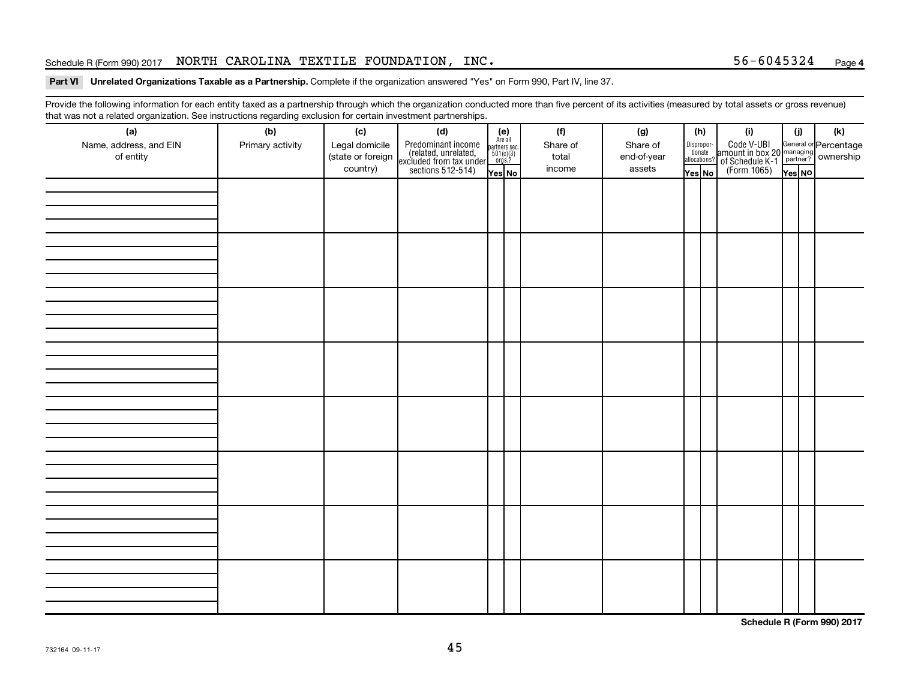Schedule R (Form 990) 2017 NORTH CAROLINA TEXTILE FOUNDATION, INC. 56-6045324 Page **4**

**Part VI Unrelated Organizations Taxable as a Partnership.** Complete if the organization answered "Yes" on Form 990, Part IV, line 37.

Provide the following information for each entity taxed as a partnership through which the organization conducted more than five percent of its activities (measured by total assets or gross revenue) that was not a related organization. See instructions regarding exclusion for certain investment partnerships.

| (a) Name, address, and EIN of entity | (b) Primary activity | (c) Legal domicile (state or foreign country) | (d) Predominant income (related, unrelated, excluded from tax under sections 512-514) | (e) Are all partners sec. 501(c)(3) orgs.? Yes | (e) No | (f) Share of total income | (g) Share of end-of-year assets | (h) Disproportionate allocations? Yes | (h) No | (i) Code V-UBI amount in box 20 of Schedule K-1 (Form 1065) | (j) General or managing partner? Yes | (j) No | (k) Percentage ownership |
|---|---|---|---|---|---|---|---|---|---|---|---|---|---|
| | | | | | | | | | | | | | |
| | | | | | | | | | | | | | |
| | | | | | | | | | | | | | |
| | | | | | | | | | | | | | |
| | | | | | | | | | | | | | |
| | | | | | | | | | | | | | |
| | | | | | | | | | | | | | |
| | | | | | | | | | | | | | |

**Schedule R (Form 990) 2017**

732164 09-11-17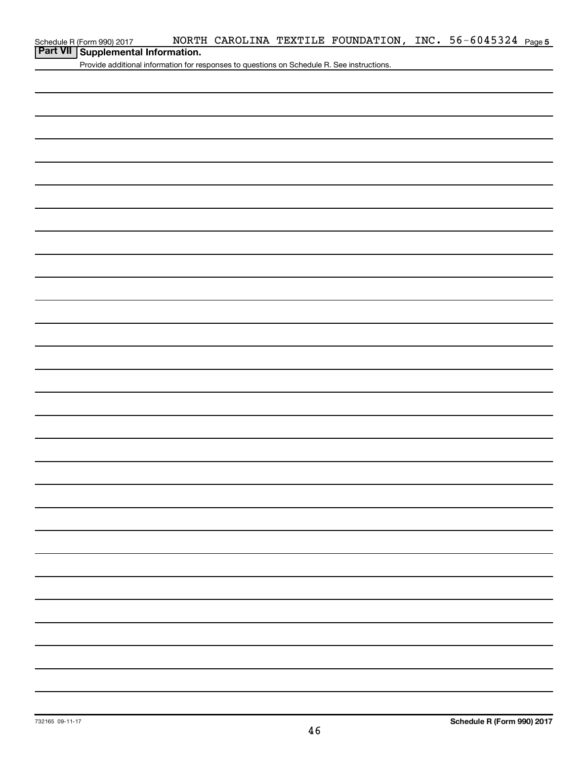Schedule R (Form 990) 2017 NORTH CAROLINA TEXTILE FOUNDATION, INC. 56-6045324 Page 5

## Part VII Supplemental Information.

Provide additional information for responses to questions on Schedule R. See instructions.

732165 09-11-17

**Schedule R (Form 990) 2017**